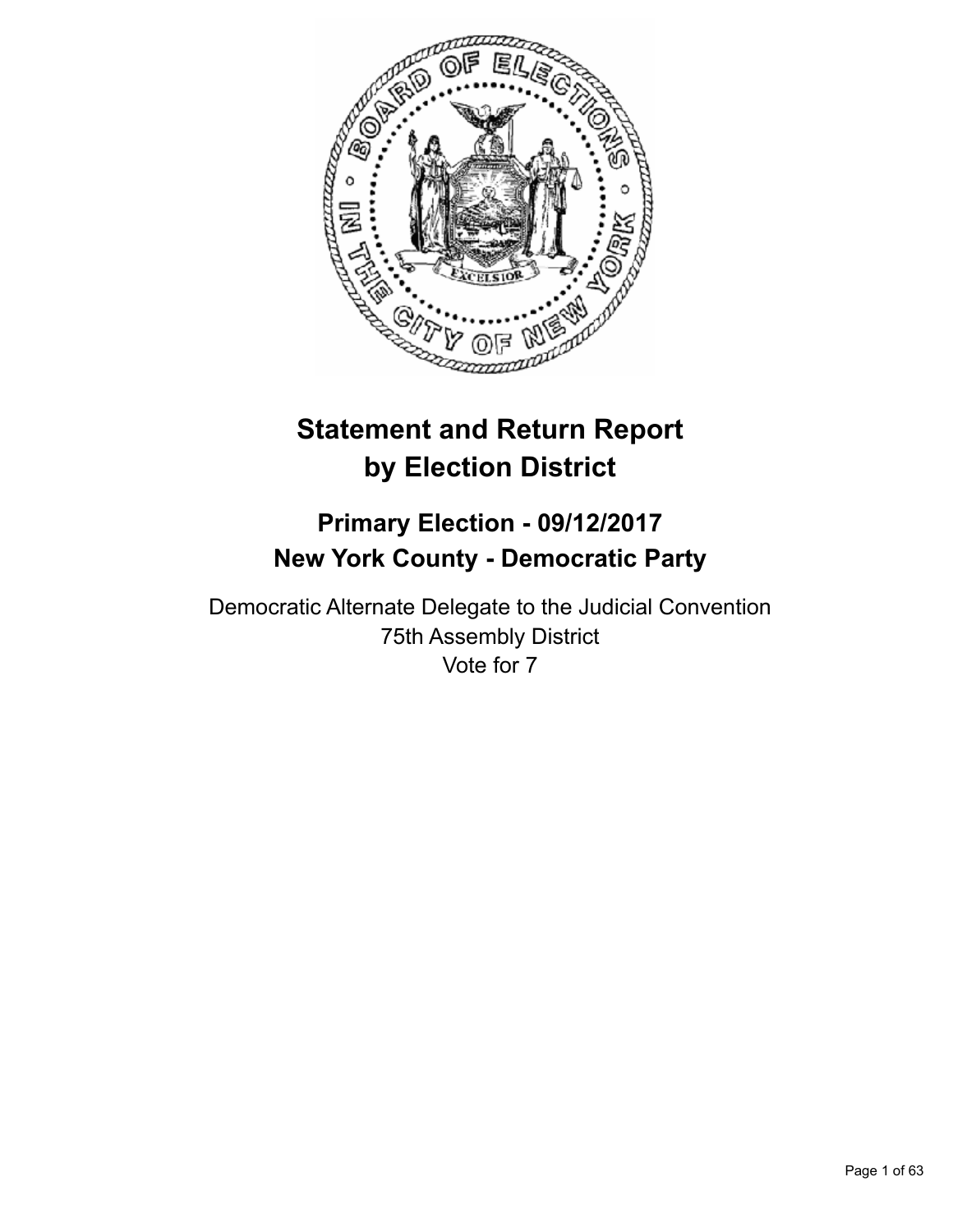# Statement and Return Report by Election District

## Primary Election - 09/12/2017
## New York County - Democratic Party

Democratic Alternate Delegate to the Judicial Convention
75th Assembly District
Vote for 7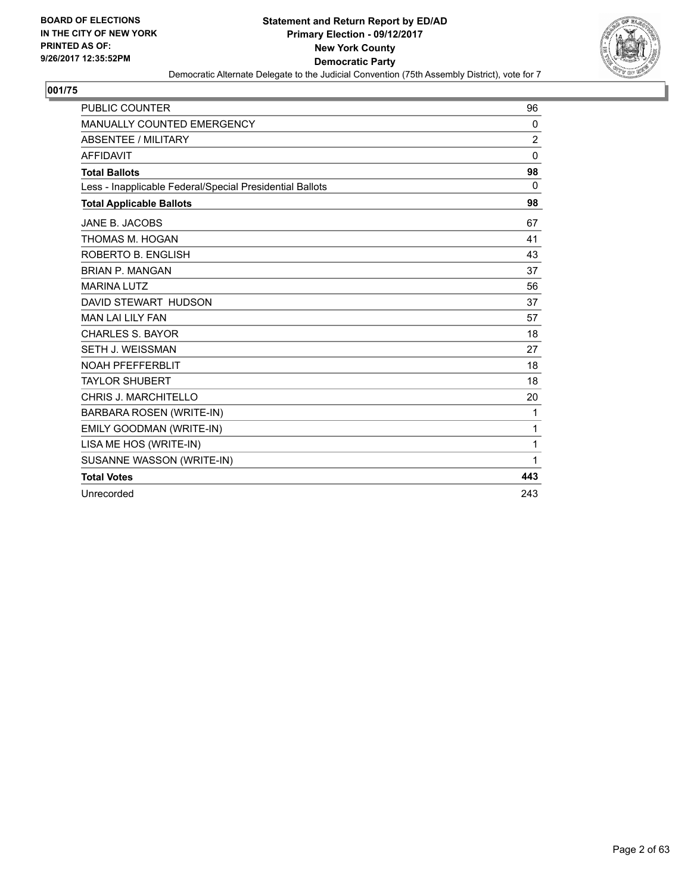BOARD OF ELECTIONS
IN THE CITY OF NEW YORK
PRINTED AS OF:
9/26/2017 12:35:52PM

**Statement and Return Report by ED/AD**
**Primary Election - 09/12/2017**
**New York County**
**Democratic Party**
Democratic Alternate Delegate to the Judicial Convention (75th Assembly District), vote for 7

## 001/75

| | |
|---|---|
| PUBLIC COUNTER | 96 |
| MANUALLY COUNTED EMERGENCY | 0 |
| ABSENTEE / MILITARY | 2 |
| AFFIDAVIT | 0 |
| **Total Ballots** | **98** |
| Less - Inapplicable Federal/Special Presidential Ballots | 0 |
| **Total Applicable Ballots** | **98** |
| JANE B. JACOBS | 67 |
| THOMAS M. HOGAN | 41 |
| ROBERTO B. ENGLISH | 43 |
| BRIAN P. MANGAN | 37 |
| MARINA LUTZ | 56 |
| DAVID STEWART HUDSON | 37 |
| MAN LAI LILY FAN | 57 |
| CHARLES S. BAYOR | 18 |
| SETH J. WEISSMAN | 27 |
| NOAH PFEFFERBLIT | 18 |
| TAYLOR SHUBERT | 18 |
| CHRIS J. MARCHITELLO | 20 |
| BARBARA ROSEN (WRITE-IN) | 1 |
| EMILY GOODMAN (WRITE-IN) | 1 |
| LISA ME HOS (WRITE-IN) | 1 |
| SUSANNE WASSON (WRITE-IN) | 1 |
| **Total Votes** | **443** |
| Unrecorded | 243 |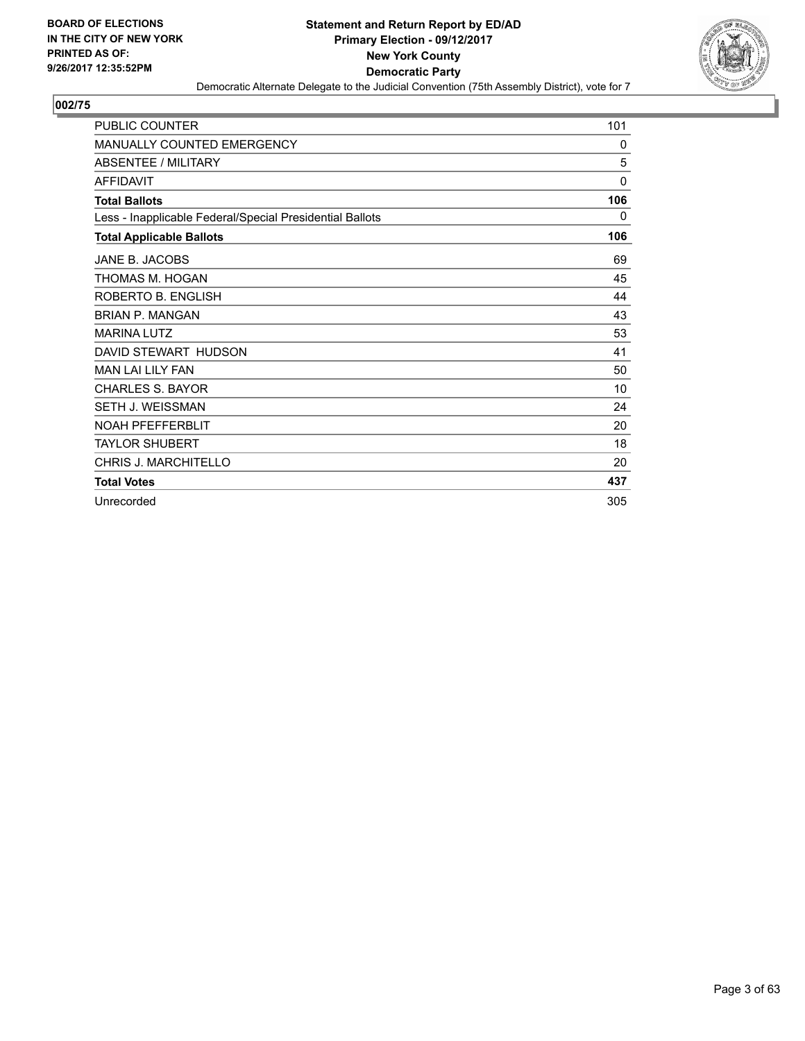BOARD OF ELECTIONS
IN THE CITY OF NEW YORK
PRINTED AS OF:
9/26/2017 12:35:52PM

**Statement and Return Report by ED/AD**
**Primary Election - 09/12/2017**
**New York County**
**Democratic Party**
Democratic Alternate Delegate to the Judicial Convention (75th Assembly District), vote for 7

## 002/75

| | |
|---|---|
| PUBLIC COUNTER | 101 |
| MANUALLY COUNTED EMERGENCY | 0 |
| ABSENTEE / MILITARY | 5 |
| AFFIDAVIT | 0 |
| **Total Ballots** | **106** |
| Less - Inapplicable Federal/Special Presidential Ballots | 0 |
| **Total Applicable Ballots** | **106** |
| JANE B. JACOBS | 69 |
| THOMAS M. HOGAN | 45 |
| ROBERTO B. ENGLISH | 44 |
| BRIAN P. MANGAN | 43 |
| MARINA LUTZ | 53 |
| DAVID STEWART HUDSON | 41 |
| MAN LAI LILY FAN | 50 |
| CHARLES S. BAYOR | 10 |
| SETH J. WEISSMAN | 24 |
| NOAH PFEFFERBLIT | 20 |
| TAYLOR SHUBERT | 18 |
| CHRIS J. MARCHITELLO | 20 |
| **Total Votes** | **437** |
| Unrecorded | 305 |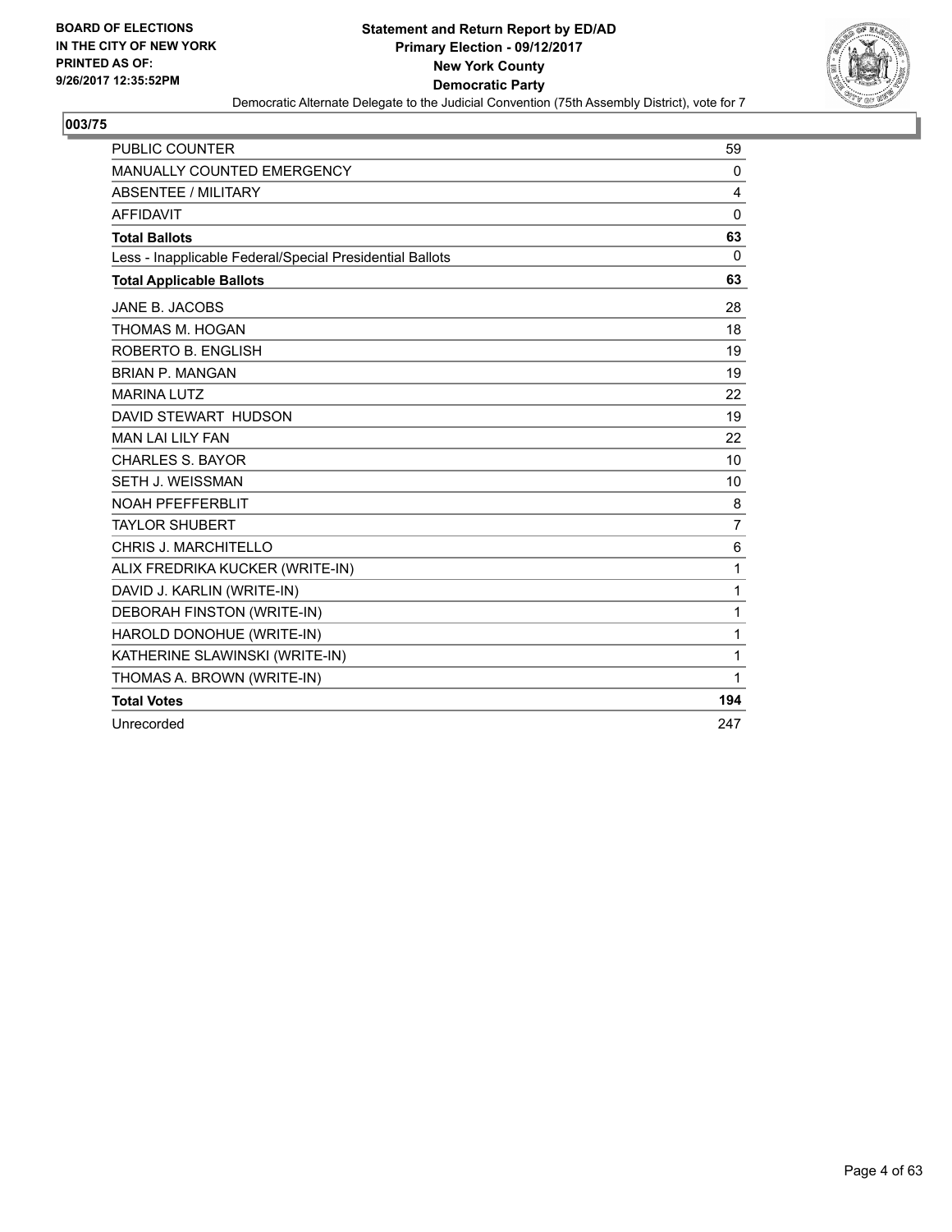BOARD OF ELECTIONS
IN THE CITY OF NEW YORK
PRINTED AS OF:
9/26/2017 12:35:52PM

**Statement and Return Report by ED/AD**
**Primary Election - 09/12/2017**
**New York County**
**Democratic Party**
Democratic Alternate Delegate to the Judicial Convention (75th Assembly District), vote for 7

## 003/75

| | |
|---|---|
| PUBLIC COUNTER | 59 |
| MANUALLY COUNTED EMERGENCY | 0 |
| ABSENTEE / MILITARY | 4 |
| AFFIDAVIT | 0 |
| **Total Ballots** | **63** |
| Less - Inapplicable Federal/Special Presidential Ballots | 0 |
| **Total Applicable Ballots** | **63** |
| JANE B. JACOBS | 28 |
| THOMAS M. HOGAN | 18 |
| ROBERTO B. ENGLISH | 19 |
| BRIAN P. MANGAN | 19 |
| MARINA LUTZ | 22 |
| DAVID STEWART HUDSON | 19 |
| MAN LAI LILY FAN | 22 |
| CHARLES S. BAYOR | 10 |
| SETH J. WEISSMAN | 10 |
| NOAH PFEFFERBLIT | 8 |
| TAYLOR SHUBERT | 7 |
| CHRIS J. MARCHITELLO | 6 |
| ALIX FREDRIKA KUCKER (WRITE-IN) | 1 |
| DAVID J. KARLIN (WRITE-IN) | 1 |
| DEBORAH FINSTON (WRITE-IN) | 1 |
| HAROLD DONOHUE (WRITE-IN) | 1 |
| KATHERINE SLAWINSKI (WRITE-IN) | 1 |
| THOMAS A. BROWN (WRITE-IN) | 1 |
| **Total Votes** | **194** |
| Unrecorded | 247 |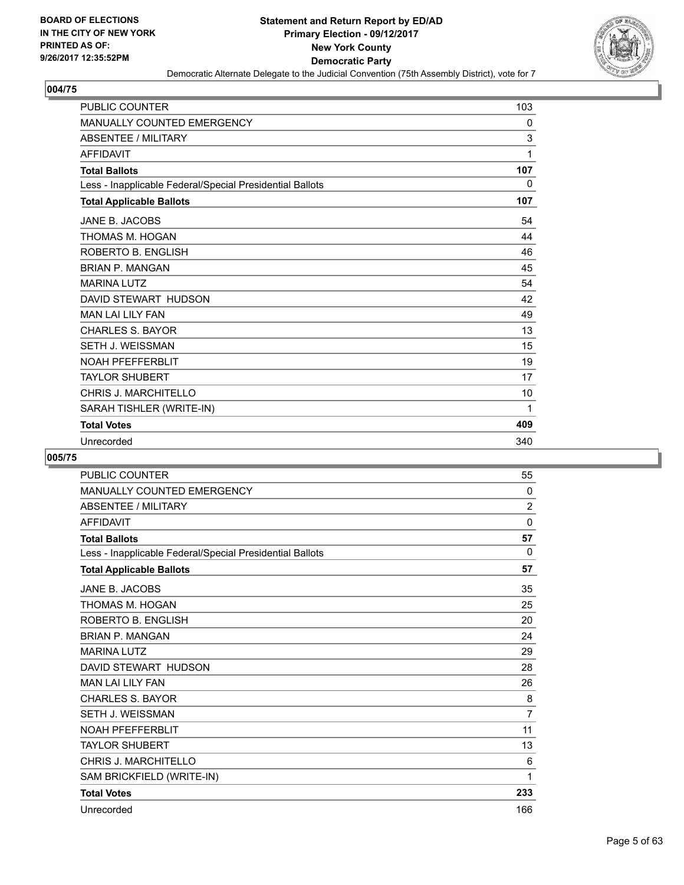**BOARD OF ELECTIONS IN THE CITY OF NEW YORK PRINTED AS OF: 9/26/2017 12:35:52PM**

# Statement and Return Report by ED/AD
## Primary Election - 09/12/2017
## New York County
## Democratic Party
### Democratic Alternate Delegate to the Judicial Convention (75th Assembly District), vote for 7

**004/75**

| | |
|---|---|
| PUBLIC COUNTER | 103 |
| MANUALLY COUNTED EMERGENCY | 0 |
| ABSENTEE / MILITARY | 3 |
| AFFIDAVIT | 1 |
| **Total Ballots** | **107** |
| Less - Inapplicable Federal/Special Presidential Ballots | 0 |
| **Total Applicable Ballots** | **107** |
| JANE B. JACOBS | 54 |
| THOMAS M. HOGAN | 44 |
| ROBERTO B. ENGLISH | 46 |
| BRIAN P. MANGAN | 45 |
| MARINA LUTZ | 54 |
| DAVID STEWART HUDSON | 42 |
| MAN LAI LILY FAN | 49 |
| CHARLES S. BAYOR | 13 |
| SETH J. WEISSMAN | 15 |
| NOAH PFEFFERBLIT | 19 |
| TAYLOR SHUBERT | 17 |
| CHRIS J. MARCHITELLO | 10 |
| SARAH TISHLER (WRITE-IN) | 1 |
| **Total Votes** | **409** |
| Unrecorded | 340 |

**005/75**

| | |
|---|---|
| PUBLIC COUNTER | 55 |
| MANUALLY COUNTED EMERGENCY | 0 |
| ABSENTEE / MILITARY | 2 |
| AFFIDAVIT | 0 |
| **Total Ballots** | **57** |
| Less - Inapplicable Federal/Special Presidential Ballots | 0 |
| **Total Applicable Ballots** | **57** |
| JANE B. JACOBS | 35 |
| THOMAS M. HOGAN | 25 |
| ROBERTO B. ENGLISH | 20 |
| BRIAN P. MANGAN | 24 |
| MARINA LUTZ | 29 |
| DAVID STEWART HUDSON | 28 |
| MAN LAI LILY FAN | 26 |
| CHARLES S. BAYOR | 8 |
| SETH J. WEISSMAN | 7 |
| NOAH PFEFFERBLIT | 11 |
| TAYLOR SHUBERT | 13 |
| CHRIS J. MARCHITELLO | 6 |
| SAM BRICKFIELD (WRITE-IN) | 1 |
| **Total Votes** | **233** |
| Unrecorded | 166 |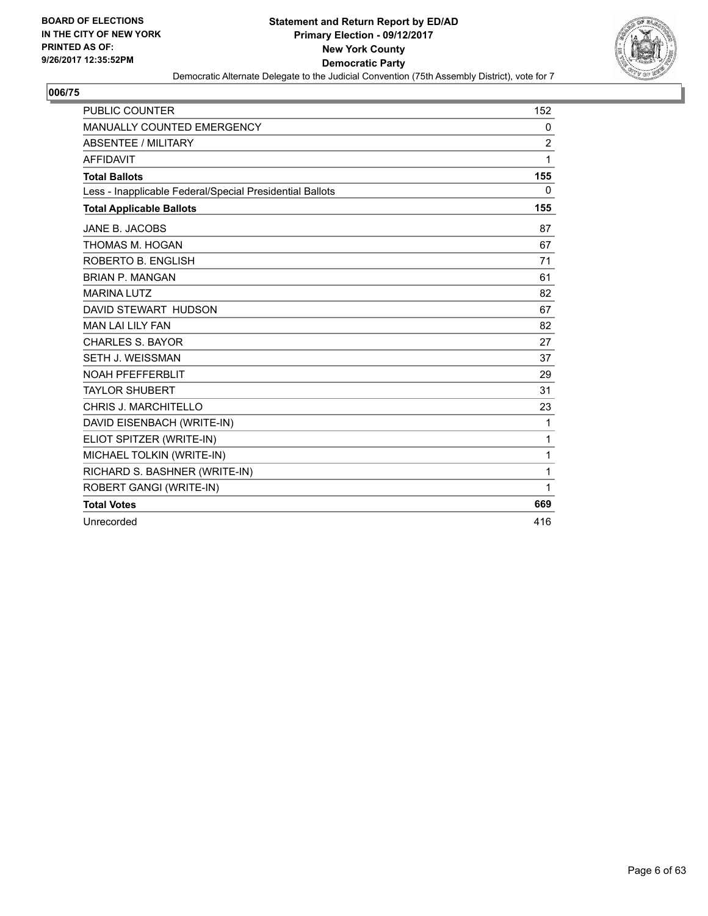BOARD OF ELECTIONS
IN THE CITY OF NEW YORK
PRINTED AS OF:
9/26/2017 12:35:52PM

**Statement and Return Report by ED/AD**
**Primary Election - 09/12/2017**
**New York County**
**Democratic Party**
Democratic Alternate Delegate to the Judicial Convention (75th Assembly District), vote for 7

## 006/75

| | |
|---|---|
| PUBLIC COUNTER | 152 |
| MANUALLY COUNTED EMERGENCY | 0 |
| ABSENTEE / MILITARY | 2 |
| AFFIDAVIT | 1 |
| **Total Ballots** | **155** |
| Less - Inapplicable Federal/Special Presidential Ballots | 0 |
| **Total Applicable Ballots** | **155** |
| JANE B. JACOBS | 87 |
| THOMAS M. HOGAN | 67 |
| ROBERTO B. ENGLISH | 71 |
| BRIAN P. MANGAN | 61 |
| MARINA LUTZ | 82 |
| DAVID STEWART HUDSON | 67 |
| MAN LAI LILY FAN | 82 |
| CHARLES S. BAYOR | 27 |
| SETH J. WEISSMAN | 37 |
| NOAH PFEFFERBLIT | 29 |
| TAYLOR SHUBERT | 31 |
| CHRIS J. MARCHITELLO | 23 |
| DAVID EISENBACH (WRITE-IN) | 1 |
| ELIOT SPITZER (WRITE-IN) | 1 |
| MICHAEL TOLKIN (WRITE-IN) | 1 |
| RICHARD S. BASHNER (WRITE-IN) | 1 |
| ROBERT GANGI (WRITE-IN) | 1 |
| **Total Votes** | **669** |
| Unrecorded | 416 |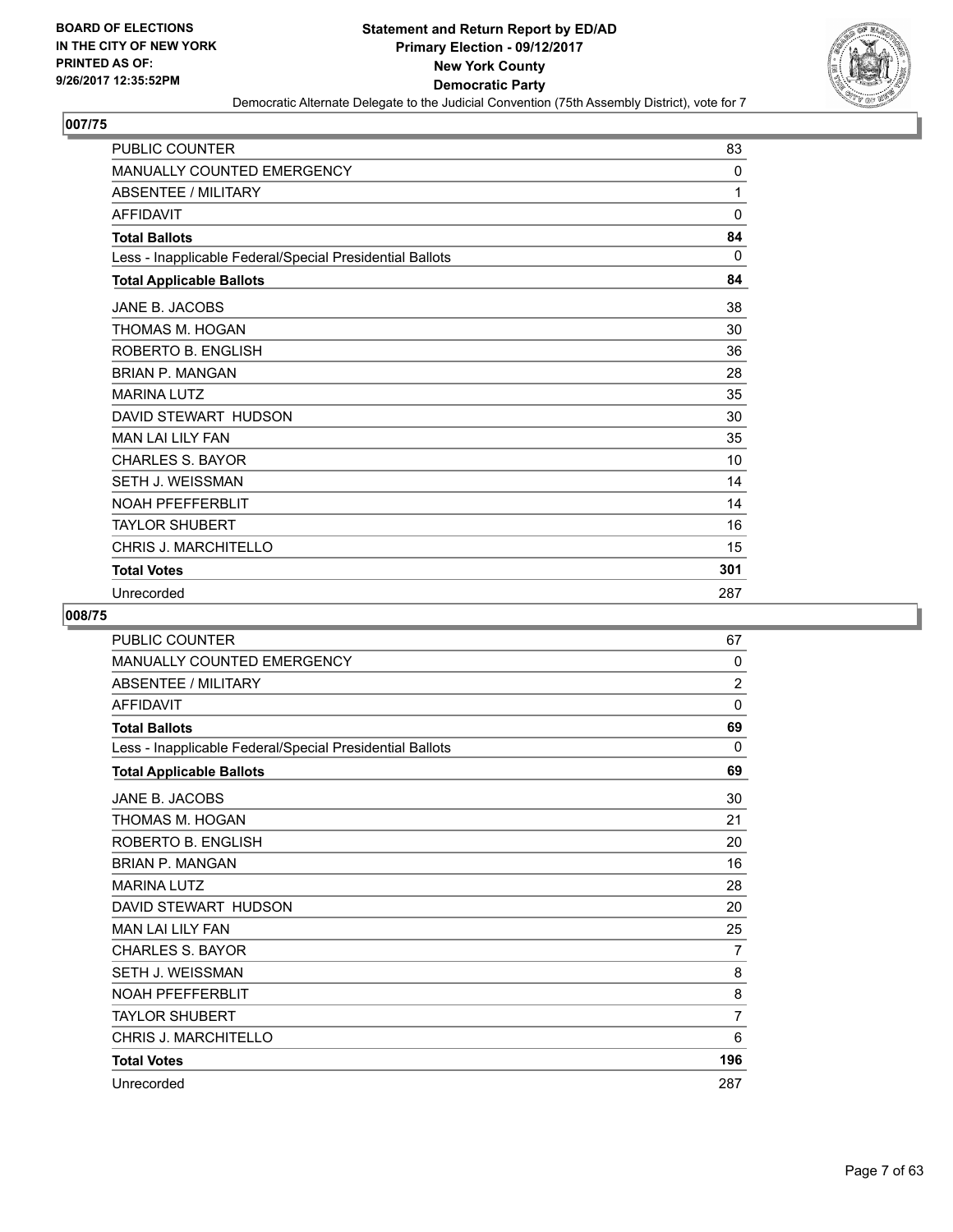BOARD OF ELECTIONS
IN THE CITY OF NEW YORK
PRINTED AS OF:
9/26/2017 12:35:52PM

**Statement and Return Report by ED/AD**
**Primary Election - 09/12/2017**
**New York County**
**Democratic Party**
Democratic Alternate Delegate to the Judicial Convention (75th Assembly District), vote for 7

## 007/75

| | |
|---|---|
| PUBLIC COUNTER | 83 |
| MANUALLY COUNTED EMERGENCY | 0 |
| ABSENTEE / MILITARY | 1 |
| AFFIDAVIT | 0 |
| **Total Ballots** | **84** |
| Less - Inapplicable Federal/Special Presidential Ballots | 0 |
| **Total Applicable Ballots** | **84** |
| JANE B. JACOBS | 38 |
| THOMAS M. HOGAN | 30 |
| ROBERTO B. ENGLISH | 36 |
| BRIAN P. MANGAN | 28 |
| MARINA LUTZ | 35 |
| DAVID STEWART HUDSON | 30 |
| MAN LAI LILY FAN | 35 |
| CHARLES S. BAYOR | 10 |
| SETH J. WEISSMAN | 14 |
| NOAH PFEFFERBLIT | 14 |
| TAYLOR SHUBERT | 16 |
| CHRIS J. MARCHITELLO | 15 |
| **Total Votes** | **301** |
| Unrecorded | 287 |

## 008/75

| | |
|---|---|
| PUBLIC COUNTER | 67 |
| MANUALLY COUNTED EMERGENCY | 0 |
| ABSENTEE / MILITARY | 2 |
| AFFIDAVIT | 0 |
| **Total Ballots** | **69** |
| Less - Inapplicable Federal/Special Presidential Ballots | 0 |
| **Total Applicable Ballots** | **69** |
| JANE B. JACOBS | 30 |
| THOMAS M. HOGAN | 21 |
| ROBERTO B. ENGLISH | 20 |
| BRIAN P. MANGAN | 16 |
| MARINA LUTZ | 28 |
| DAVID STEWART HUDSON | 20 |
| MAN LAI LILY FAN | 25 |
| CHARLES S. BAYOR | 7 |
| SETH J. WEISSMAN | 8 |
| NOAH PFEFFERBLIT | 8 |
| TAYLOR SHUBERT | 7 |
| CHRIS J. MARCHITELLO | 6 |
| **Total Votes** | **196** |
| Unrecorded | 287 |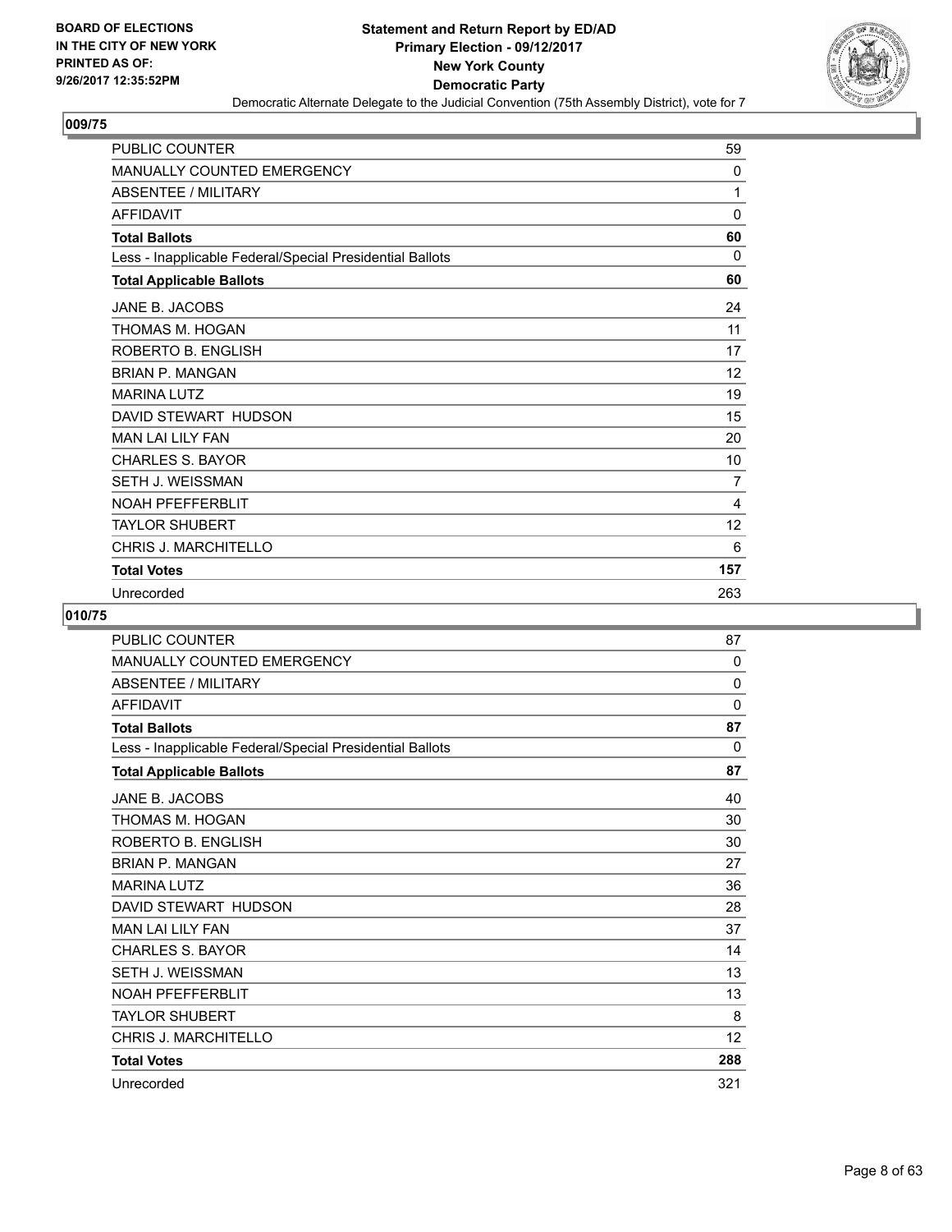**BOARD OF ELECTIONS IN THE CITY OF NEW YORK PRINTED AS OF: 9/26/2017 12:35:52PM**

# Statement and Return Report by ED/AD
## Primary Election - 09/12/2017
## New York County
## Democratic Party
### Democratic Alternate Delegate to the Judicial Convention (75th Assembly District), vote for 7

### 009/75

| | |
|---|---|
| PUBLIC COUNTER | 59 |
| MANUALLY COUNTED EMERGENCY | 0 |
| ABSENTEE / MILITARY | 1 |
| AFFIDAVIT | 0 |
| **Total Ballots** | **60** |
| Less - Inapplicable Federal/Special Presidential Ballots | 0 |
| **Total Applicable Ballots** | **60** |
| JANE B. JACOBS | 24 |
| THOMAS M. HOGAN | 11 |
| ROBERTO B. ENGLISH | 17 |
| BRIAN P. MANGAN | 12 |
| MARINA LUTZ | 19 |
| DAVID STEWART HUDSON | 15 |
| MAN LAI LILY FAN | 20 |
| CHARLES S. BAYOR | 10 |
| SETH J. WEISSMAN | 7 |
| NOAH PFEFFERBLIT | 4 |
| TAYLOR SHUBERT | 12 |
| CHRIS J. MARCHITELLO | 6 |
| **Total Votes** | **157** |
| Unrecorded | 263 |

### 010/75

| | |
|---|---|
| PUBLIC COUNTER | 87 |
| MANUALLY COUNTED EMERGENCY | 0 |
| ABSENTEE / MILITARY | 0 |
| AFFIDAVIT | 0 |
| **Total Ballots** | **87** |
| Less - Inapplicable Federal/Special Presidential Ballots | 0 |
| **Total Applicable Ballots** | **87** |
| JANE B. JACOBS | 40 |
| THOMAS M. HOGAN | 30 |
| ROBERTO B. ENGLISH | 30 |
| BRIAN P. MANGAN | 27 |
| MARINA LUTZ | 36 |
| DAVID STEWART HUDSON | 28 |
| MAN LAI LILY FAN | 37 |
| CHARLES S. BAYOR | 14 |
| SETH J. WEISSMAN | 13 |
| NOAH PFEFFERBLIT | 13 |
| TAYLOR SHUBERT | 8 |
| CHRIS J. MARCHITELLO | 12 |
| **Total Votes** | **288** |
| Unrecorded | 321 |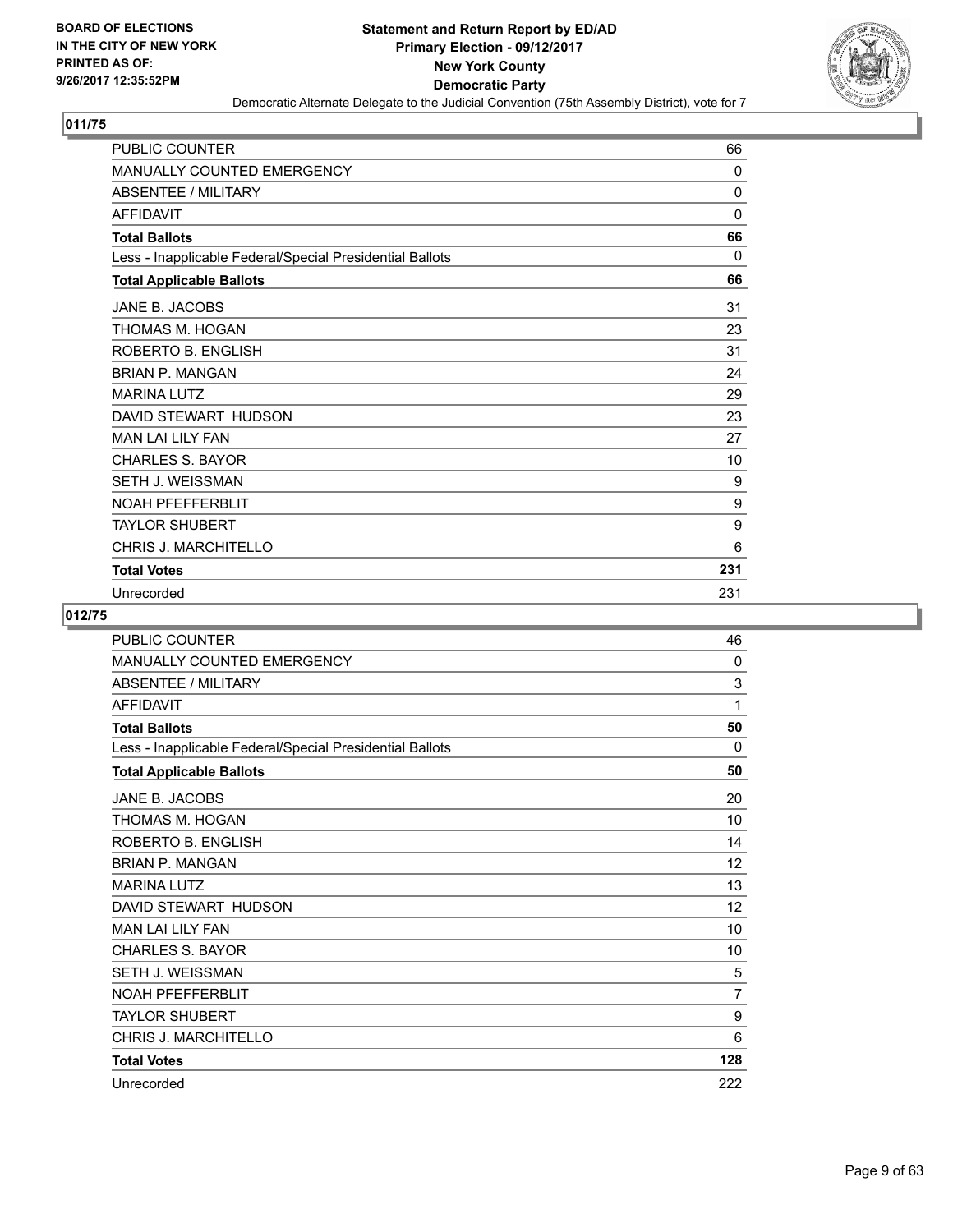BOARD OF ELECTIONS
IN THE CITY OF NEW YORK
PRINTED AS OF:
9/26/2017 12:35:52PM

**Statement and Return Report by ED/AD**
**Primary Election - 09/12/2017**
**New York County**
**Democratic Party**
Democratic Alternate Delegate to the Judicial Convention (75th Assembly District), vote for 7

## 011/75

| | |
|---|---|
| PUBLIC COUNTER | 66 |
| MANUALLY COUNTED EMERGENCY | 0 |
| ABSENTEE / MILITARY | 0 |
| AFFIDAVIT | 0 |
| **Total Ballots** | **66** |
| Less - Inapplicable Federal/Special Presidential Ballots | 0 |
| **Total Applicable Ballots** | **66** |
| JANE B. JACOBS | 31 |
| THOMAS M. HOGAN | 23 |
| ROBERTO B. ENGLISH | 31 |
| BRIAN P. MANGAN | 24 |
| MARINA LUTZ | 29 |
| DAVID STEWART HUDSON | 23 |
| MAN LAI LILY FAN | 27 |
| CHARLES S. BAYOR | 10 |
| SETH J. WEISSMAN | 9 |
| NOAH PFEFFERBLIT | 9 |
| TAYLOR SHUBERT | 9 |
| CHRIS J. MARCHITELLO | 6 |
| **Total Votes** | **231** |
| Unrecorded | 231 |

## 012/75

| | |
|---|---|
| PUBLIC COUNTER | 46 |
| MANUALLY COUNTED EMERGENCY | 0 |
| ABSENTEE / MILITARY | 3 |
| AFFIDAVIT | 1 |
| **Total Ballots** | **50** |
| Less - Inapplicable Federal/Special Presidential Ballots | 0 |
| **Total Applicable Ballots** | **50** |
| JANE B. JACOBS | 20 |
| THOMAS M. HOGAN | 10 |
| ROBERTO B. ENGLISH | 14 |
| BRIAN P. MANGAN | 12 |
| MARINA LUTZ | 13 |
| DAVID STEWART HUDSON | 12 |
| MAN LAI LILY FAN | 10 |
| CHARLES S. BAYOR | 10 |
| SETH J. WEISSMAN | 5 |
| NOAH PFEFFERBLIT | 7 |
| TAYLOR SHUBERT | 9 |
| CHRIS J. MARCHITELLO | 6 |
| **Total Votes** | **128** |
| Unrecorded | 222 |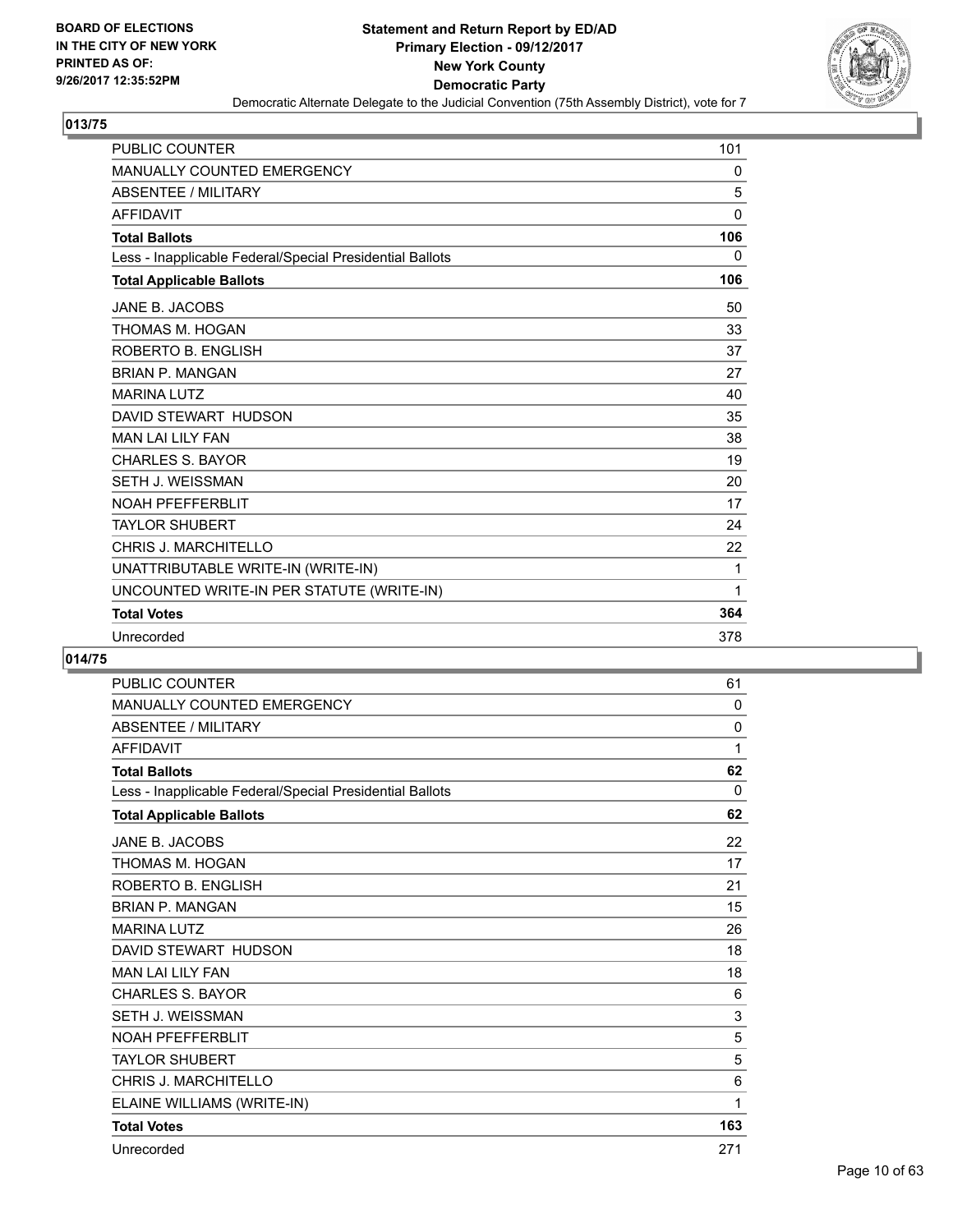BOARD OF ELECTIONS
IN THE CITY OF NEW YORK
PRINTED AS OF:
9/26/2017 12:35:52PM

**Statement and Return Report by ED/AD**
**Primary Election - 09/12/2017**
**New York County**
**Democratic Party**
Democratic Alternate Delegate to the Judicial Convention (75th Assembly District), vote for 7

## 013/75

| | |
|---|---|
| PUBLIC COUNTER | 101 |
| MANUALLY COUNTED EMERGENCY | 0 |
| ABSENTEE / MILITARY | 5 |
| AFFIDAVIT | 0 |
| **Total Ballots** | **106** |
| Less - Inapplicable Federal/Special Presidential Ballots | 0 |
| **Total Applicable Ballots** | **106** |
| JANE B. JACOBS | 50 |
| THOMAS M. HOGAN | 33 |
| ROBERTO B. ENGLISH | 37 |
| BRIAN P. MANGAN | 27 |
| MARINA LUTZ | 40 |
| DAVID STEWART HUDSON | 35 |
| MAN LAI LILY FAN | 38 |
| CHARLES S. BAYOR | 19 |
| SETH J. WEISSMAN | 20 |
| NOAH PFEFFERBLIT | 17 |
| TAYLOR SHUBERT | 24 |
| CHRIS J. MARCHITELLO | 22 |
| UNATTRIBUTABLE WRITE-IN (WRITE-IN) | 1 |
| UNCOUNTED WRITE-IN PER STATUTE (WRITE-IN) | 1 |
| **Total Votes** | **364** |
| Unrecorded | 378 |

## 014/75

| | |
|---|---|
| PUBLIC COUNTER | 61 |
| MANUALLY COUNTED EMERGENCY | 0 |
| ABSENTEE / MILITARY | 0 |
| AFFIDAVIT | 1 |
| **Total Ballots** | **62** |
| Less - Inapplicable Federal/Special Presidential Ballots | 0 |
| **Total Applicable Ballots** | **62** |
| JANE B. JACOBS | 22 |
| THOMAS M. HOGAN | 17 |
| ROBERTO B. ENGLISH | 21 |
| BRIAN P. MANGAN | 15 |
| MARINA LUTZ | 26 |
| DAVID STEWART HUDSON | 18 |
| MAN LAI LILY FAN | 18 |
| CHARLES S. BAYOR | 6 |
| SETH J. WEISSMAN | 3 |
| NOAH PFEFFERBLIT | 5 |
| TAYLOR SHUBERT | 5 |
| CHRIS J. MARCHITELLO | 6 |
| ELAINE WILLIAMS (WRITE-IN) | 1 |
| **Total Votes** | **163** |
| Unrecorded | 271 |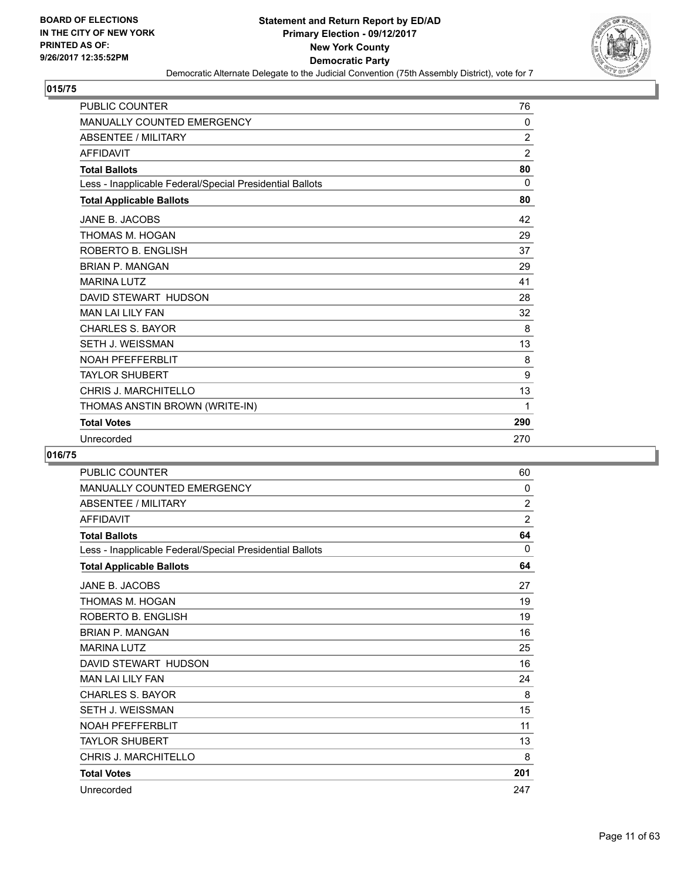BOARD OF ELECTIONS
IN THE CITY OF NEW YORK
PRINTED AS OF:
9/26/2017 12:35:52PM

**Statement and Return Report by ED/AD**
**Primary Election - 09/12/2017**
**New York County**
**Democratic Party**
Democratic Alternate Delegate to the Judicial Convention (75th Assembly District), vote for 7

## 015/75

| | |
|---|---|
| PUBLIC COUNTER | 76 |
| MANUALLY COUNTED EMERGENCY | 0 |
| ABSENTEE / MILITARY | 2 |
| AFFIDAVIT | 2 |
| **Total Ballots** | **80** |
| Less - Inapplicable Federal/Special Presidential Ballots | 0 |
| **Total Applicable Ballots** | **80** |
| JANE B. JACOBS | 42 |
| THOMAS M. HOGAN | 29 |
| ROBERTO B. ENGLISH | 37 |
| BRIAN P. MANGAN | 29 |
| MARINA LUTZ | 41 |
| DAVID STEWART HUDSON | 28 |
| MAN LAI LILY FAN | 32 |
| CHARLES S. BAYOR | 8 |
| SETH J. WEISSMAN | 13 |
| NOAH PFEFFERBLIT | 8 |
| TAYLOR SHUBERT | 9 |
| CHRIS J. MARCHITELLO | 13 |
| THOMAS ANSTIN BROWN (WRITE-IN) | 1 |
| **Total Votes** | **290** |
| Unrecorded | 270 |

## 016/75

| | |
|---|---|
| PUBLIC COUNTER | 60 |
| MANUALLY COUNTED EMERGENCY | 0 |
| ABSENTEE / MILITARY | 2 |
| AFFIDAVIT | 2 |
| **Total Ballots** | **64** |
| Less - Inapplicable Federal/Special Presidential Ballots | 0 |
| **Total Applicable Ballots** | **64** |
| JANE B. JACOBS | 27 |
| THOMAS M. HOGAN | 19 |
| ROBERTO B. ENGLISH | 19 |
| BRIAN P. MANGAN | 16 |
| MARINA LUTZ | 25 |
| DAVID STEWART HUDSON | 16 |
| MAN LAI LILY FAN | 24 |
| CHARLES S. BAYOR | 8 |
| SETH J. WEISSMAN | 15 |
| NOAH PFEFFERBLIT | 11 |
| TAYLOR SHUBERT | 13 |
| CHRIS J. MARCHITELLO | 8 |
| **Total Votes** | **201** |
| Unrecorded | 247 |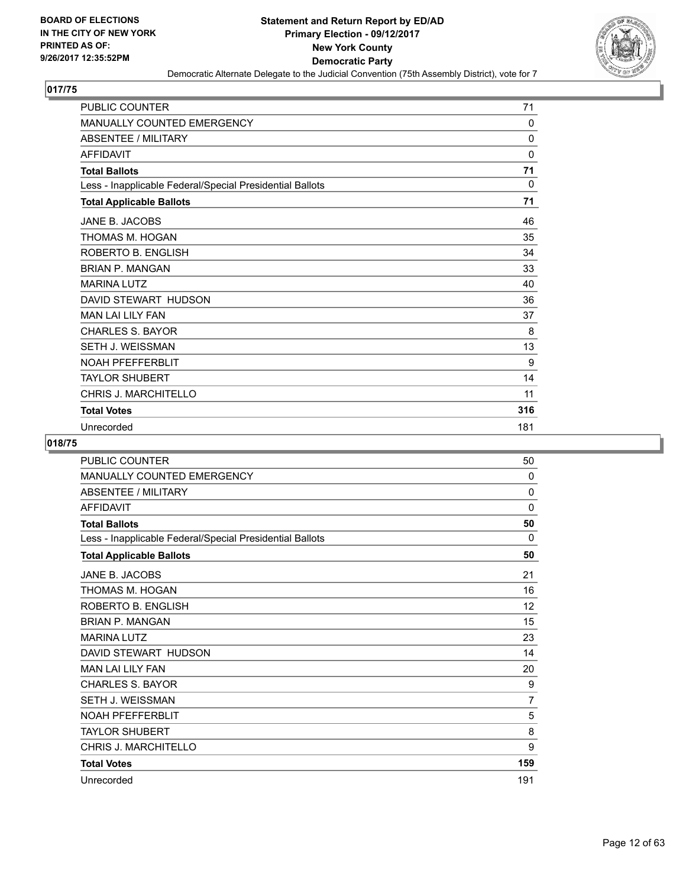**Statement and Return Report by ED/AD**
**Primary Election - 09/12/2017**
**New York County**
**Democratic Party**
Democratic Alternate Delegate to the Judicial Convention (75th Assembly District), vote for 7

BOARD OF ELECTIONS
IN THE CITY OF NEW YORK
PRINTED AS OF:
9/26/2017 12:35:52PM

## 017/75

| | |
|---|---|
| PUBLIC COUNTER | 71 |
| MANUALLY COUNTED EMERGENCY | 0 |
| ABSENTEE / MILITARY | 0 |
| AFFIDAVIT | 0 |
| **Total Ballots** | **71** |
| Less - Inapplicable Federal/Special Presidential Ballots | 0 |
| **Total Applicable Ballots** | **71** |
| JANE B. JACOBS | 46 |
| THOMAS M. HOGAN | 35 |
| ROBERTO B. ENGLISH | 34 |
| BRIAN P. MANGAN | 33 |
| MARINA LUTZ | 40 |
| DAVID STEWART HUDSON | 36 |
| MAN LAI LILY FAN | 37 |
| CHARLES S. BAYOR | 8 |
| SETH J. WEISSMAN | 13 |
| NOAH PFEFFERBLIT | 9 |
| TAYLOR SHUBERT | 14 |
| CHRIS J. MARCHITELLO | 11 |
| **Total Votes** | **316** |
| Unrecorded | 181 |

## 018/75

| | |
|---|---|
| PUBLIC COUNTER | 50 |
| MANUALLY COUNTED EMERGENCY | 0 |
| ABSENTEE / MILITARY | 0 |
| AFFIDAVIT | 0 |
| **Total Ballots** | **50** |
| Less - Inapplicable Federal/Special Presidential Ballots | 0 |
| **Total Applicable Ballots** | **50** |
| JANE B. JACOBS | 21 |
| THOMAS M. HOGAN | 16 |
| ROBERTO B. ENGLISH | 12 |
| BRIAN P. MANGAN | 15 |
| MARINA LUTZ | 23 |
| DAVID STEWART HUDSON | 14 |
| MAN LAI LILY FAN | 20 |
| CHARLES S. BAYOR | 9 |
| SETH J. WEISSMAN | 7 |
| NOAH PFEFFERBLIT | 5 |
| TAYLOR SHUBERT | 8 |
| CHRIS J. MARCHITELLO | 9 |
| **Total Votes** | **159** |
| Unrecorded | 191 |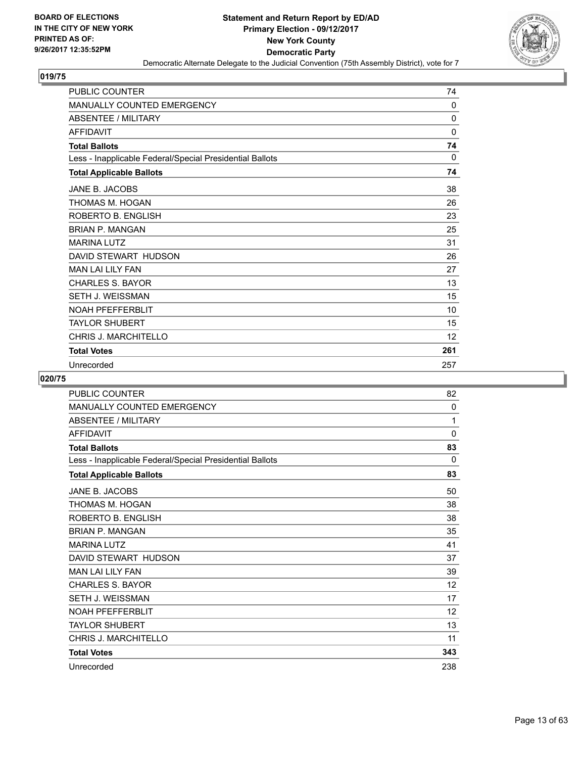BOARD OF ELECTIONS
IN THE CITY OF NEW YORK
PRINTED AS OF:
9/26/2017 12:35:52PM

**Statement and Return Report by ED/AD**
**Primary Election - 09/12/2017**
**New York County**
**Democratic Party**
Democratic Alternate Delegate to the Judicial Convention (75th Assembly District), vote for 7

## 019/75

| | |
|---|---|
| PUBLIC COUNTER | 74 |
| MANUALLY COUNTED EMERGENCY | 0 |
| ABSENTEE / MILITARY | 0 |
| AFFIDAVIT | 0 |
| **Total Ballots** | **74** |
| Less - Inapplicable Federal/Special Presidential Ballots | 0 |
| **Total Applicable Ballots** | **74** |
| JANE B. JACOBS | 38 |
| THOMAS M. HOGAN | 26 |
| ROBERTO B. ENGLISH | 23 |
| BRIAN P. MANGAN | 25 |
| MARINA LUTZ | 31 |
| DAVID STEWART HUDSON | 26 |
| MAN LAI LILY FAN | 27 |
| CHARLES S. BAYOR | 13 |
| SETH J. WEISSMAN | 15 |
| NOAH PFEFFERBLIT | 10 |
| TAYLOR SHUBERT | 15 |
| CHRIS J. MARCHITELLO | 12 |
| **Total Votes** | **261** |
| Unrecorded | 257 |

## 020/75

| | |
|---|---|
| PUBLIC COUNTER | 82 |
| MANUALLY COUNTED EMERGENCY | 0 |
| ABSENTEE / MILITARY | 1 |
| AFFIDAVIT | 0 |
| **Total Ballots** | **83** |
| Less - Inapplicable Federal/Special Presidential Ballots | 0 |
| **Total Applicable Ballots** | **83** |
| JANE B. JACOBS | 50 |
| THOMAS M. HOGAN | 38 |
| ROBERTO B. ENGLISH | 38 |
| BRIAN P. MANGAN | 35 |
| MARINA LUTZ | 41 |
| DAVID STEWART HUDSON | 37 |
| MAN LAI LILY FAN | 39 |
| CHARLES S. BAYOR | 12 |
| SETH J. WEISSMAN | 17 |
| NOAH PFEFFERBLIT | 12 |
| TAYLOR SHUBERT | 13 |
| CHRIS J. MARCHITELLO | 11 |
| **Total Votes** | **343** |
| Unrecorded | 238 |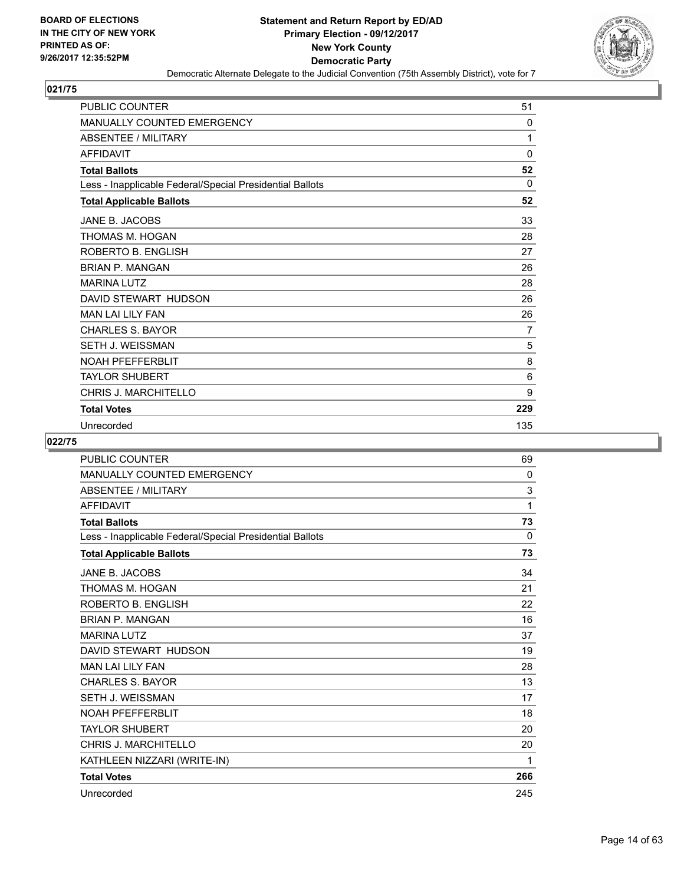BOARD OF ELECTIONS
IN THE CITY OF NEW YORK
PRINTED AS OF:
9/26/2017 12:35:52PM

**Statement and Return Report by ED/AD**
**Primary Election - 09/12/2017**
**New York County**
**Democratic Party**
Democratic Alternate Delegate to the Judicial Convention (75th Assembly District), vote for 7

## 021/75

| | |
|---|---|
| PUBLIC COUNTER | 51 |
| MANUALLY COUNTED EMERGENCY | 0 |
| ABSENTEE / MILITARY | 1 |
| AFFIDAVIT | 0 |
| **Total Ballots** | **52** |
| Less - Inapplicable Federal/Special Presidential Ballots | 0 |
| **Total Applicable Ballots** | **52** |
| JANE B. JACOBS | 33 |
| THOMAS M. HOGAN | 28 |
| ROBERTO B. ENGLISH | 27 |
| BRIAN P. MANGAN | 26 |
| MARINA LUTZ | 28 |
| DAVID STEWART HUDSON | 26 |
| MAN LAI LILY FAN | 26 |
| CHARLES S. BAYOR | 7 |
| SETH J. WEISSMAN | 5 |
| NOAH PFEFFERBLIT | 8 |
| TAYLOR SHUBERT | 6 |
| CHRIS J. MARCHITELLO | 9 |
| **Total Votes** | **229** |
| Unrecorded | 135 |

## 022/75

| | |
|---|---|
| PUBLIC COUNTER | 69 |
| MANUALLY COUNTED EMERGENCY | 0 |
| ABSENTEE / MILITARY | 3 |
| AFFIDAVIT | 1 |
| **Total Ballots** | **73** |
| Less - Inapplicable Federal/Special Presidential Ballots | 0 |
| **Total Applicable Ballots** | **73** |
| JANE B. JACOBS | 34 |
| THOMAS M. HOGAN | 21 |
| ROBERTO B. ENGLISH | 22 |
| BRIAN P. MANGAN | 16 |
| MARINA LUTZ | 37 |
| DAVID STEWART HUDSON | 19 |
| MAN LAI LILY FAN | 28 |
| CHARLES S. BAYOR | 13 |
| SETH J. WEISSMAN | 17 |
| NOAH PFEFFERBLIT | 18 |
| TAYLOR SHUBERT | 20 |
| CHRIS J. MARCHITELLO | 20 |
| KATHLEEN NIZZARI (WRITE-IN) | 1 |
| **Total Votes** | **266** |
| Unrecorded | 245 |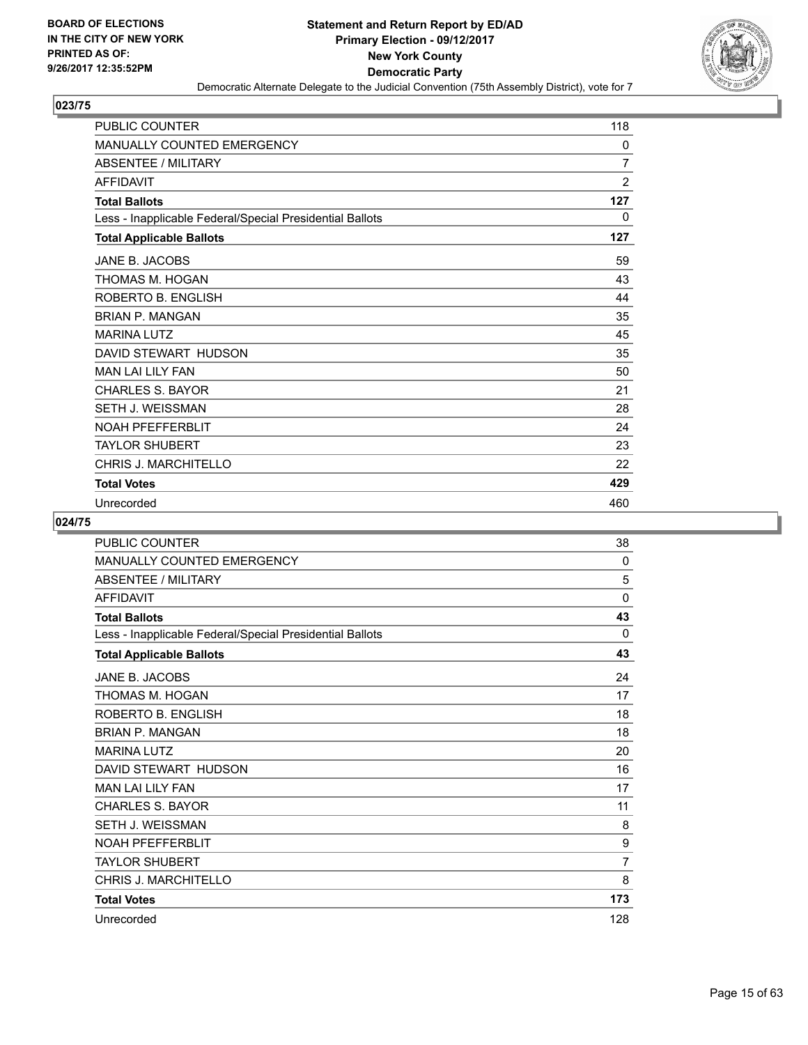**BOARD OF ELECTIONS IN THE CITY OF NEW YORK PRINTED AS OF: 9/26/2017 12:35:52PM**

# Statement and Return Report by ED/AD
## Primary Election - 09/12/2017
## New York County
## Democratic Party
### Democratic Alternate Delegate to the Judicial Convention (75th Assembly District), vote for 7

**023/75**

| | |
|---|---|
| PUBLIC COUNTER | 118 |
| MANUALLY COUNTED EMERGENCY | 0 |
| ABSENTEE / MILITARY | 7 |
| AFFIDAVIT | 2 |
| **Total Ballots** | **127** |
| Less - Inapplicable Federal/Special Presidential Ballots | 0 |
| **Total Applicable Ballots** | **127** |
| JANE B. JACOBS | 59 |
| THOMAS M. HOGAN | 43 |
| ROBERTO B. ENGLISH | 44 |
| BRIAN P. MANGAN | 35 |
| MARINA LUTZ | 45 |
| DAVID STEWART HUDSON | 35 |
| MAN LAI LILY FAN | 50 |
| CHARLES S. BAYOR | 21 |
| SETH J. WEISSMAN | 28 |
| NOAH PFEFFERBLIT | 24 |
| TAYLOR SHUBERT | 23 |
| CHRIS J. MARCHITELLO | 22 |
| **Total Votes** | **429** |
| Unrecorded | 460 |

**024/75**

| | |
|---|---|
| PUBLIC COUNTER | 38 |
| MANUALLY COUNTED EMERGENCY | 0 |
| ABSENTEE / MILITARY | 5 |
| AFFIDAVIT | 0 |
| **Total Ballots** | **43** |
| Less - Inapplicable Federal/Special Presidential Ballots | 0 |
| **Total Applicable Ballots** | **43** |
| JANE B. JACOBS | 24 |
| THOMAS M. HOGAN | 17 |
| ROBERTO B. ENGLISH | 18 |
| BRIAN P. MANGAN | 18 |
| MARINA LUTZ | 20 |
| DAVID STEWART HUDSON | 16 |
| MAN LAI LILY FAN | 17 |
| CHARLES S. BAYOR | 11 |
| SETH J. WEISSMAN | 8 |
| NOAH PFEFFERBLIT | 9 |
| TAYLOR SHUBERT | 7 |
| CHRIS J. MARCHITELLO | 8 |
| **Total Votes** | **173** |
| Unrecorded | 128 |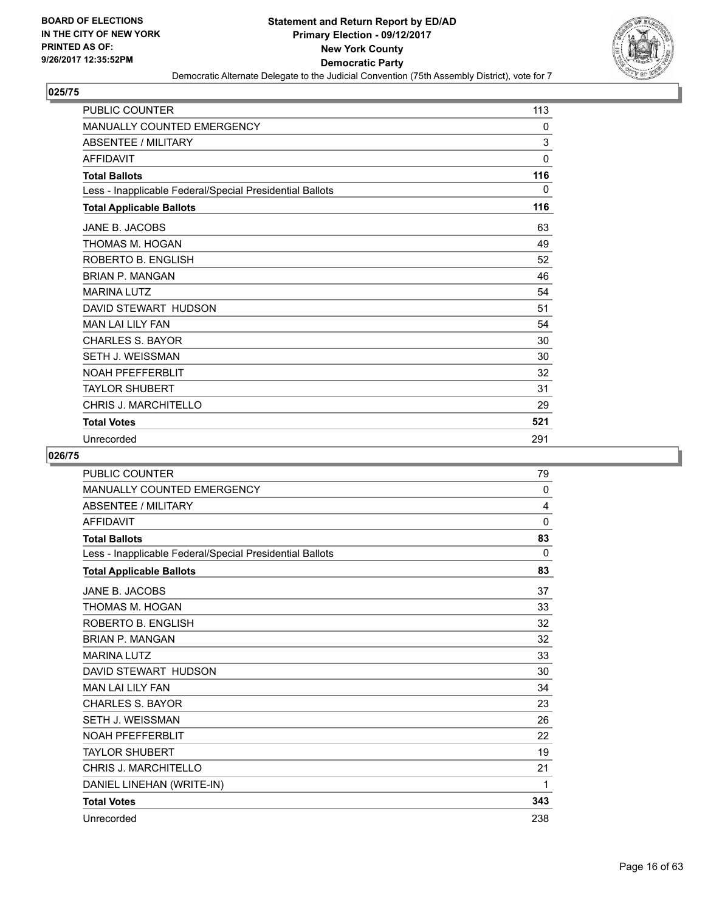BOARD OF ELECTIONS
IN THE CITY OF NEW YORK
PRINTED AS OF:
9/26/2017 12:35:52PM

**Statement and Return Report by ED/AD**
**Primary Election - 09/12/2017**
**New York County**
**Democratic Party**
Democratic Alternate Delegate to the Judicial Convention (75th Assembly District), vote for 7

## 025/75

| | |
|---|---|
| PUBLIC COUNTER | 113 |
| MANUALLY COUNTED EMERGENCY | 0 |
| ABSENTEE / MILITARY | 3 |
| AFFIDAVIT | 0 |
| **Total Ballots** | **116** |
| Less - Inapplicable Federal/Special Presidential Ballots | 0 |
| **Total Applicable Ballots** | **116** |
| JANE B. JACOBS | 63 |
| THOMAS M. HOGAN | 49 |
| ROBERTO B. ENGLISH | 52 |
| BRIAN P. MANGAN | 46 |
| MARINA LUTZ | 54 |
| DAVID STEWART HUDSON | 51 |
| MAN LAI LILY FAN | 54 |
| CHARLES S. BAYOR | 30 |
| SETH J. WEISSMAN | 30 |
| NOAH PFEFFERBLIT | 32 |
| TAYLOR SHUBERT | 31 |
| CHRIS J. MARCHITELLO | 29 |
| **Total Votes** | **521** |
| Unrecorded | 291 |

## 026/75

| | |
|---|---|
| PUBLIC COUNTER | 79 |
| MANUALLY COUNTED EMERGENCY | 0 |
| ABSENTEE / MILITARY | 4 |
| AFFIDAVIT | 0 |
| **Total Ballots** | **83** |
| Less - Inapplicable Federal/Special Presidential Ballots | 0 |
| **Total Applicable Ballots** | **83** |
| JANE B. JACOBS | 37 |
| THOMAS M. HOGAN | 33 |
| ROBERTO B. ENGLISH | 32 |
| BRIAN P. MANGAN | 32 |
| MARINA LUTZ | 33 |
| DAVID STEWART HUDSON | 30 |
| MAN LAI LILY FAN | 34 |
| CHARLES S. BAYOR | 23 |
| SETH J. WEISSMAN | 26 |
| NOAH PFEFFERBLIT | 22 |
| TAYLOR SHUBERT | 19 |
| CHRIS J. MARCHITELLO | 21 |
| DANIEL LINEHAN (WRITE-IN) | 1 |
| **Total Votes** | **343** |
| Unrecorded | 238 |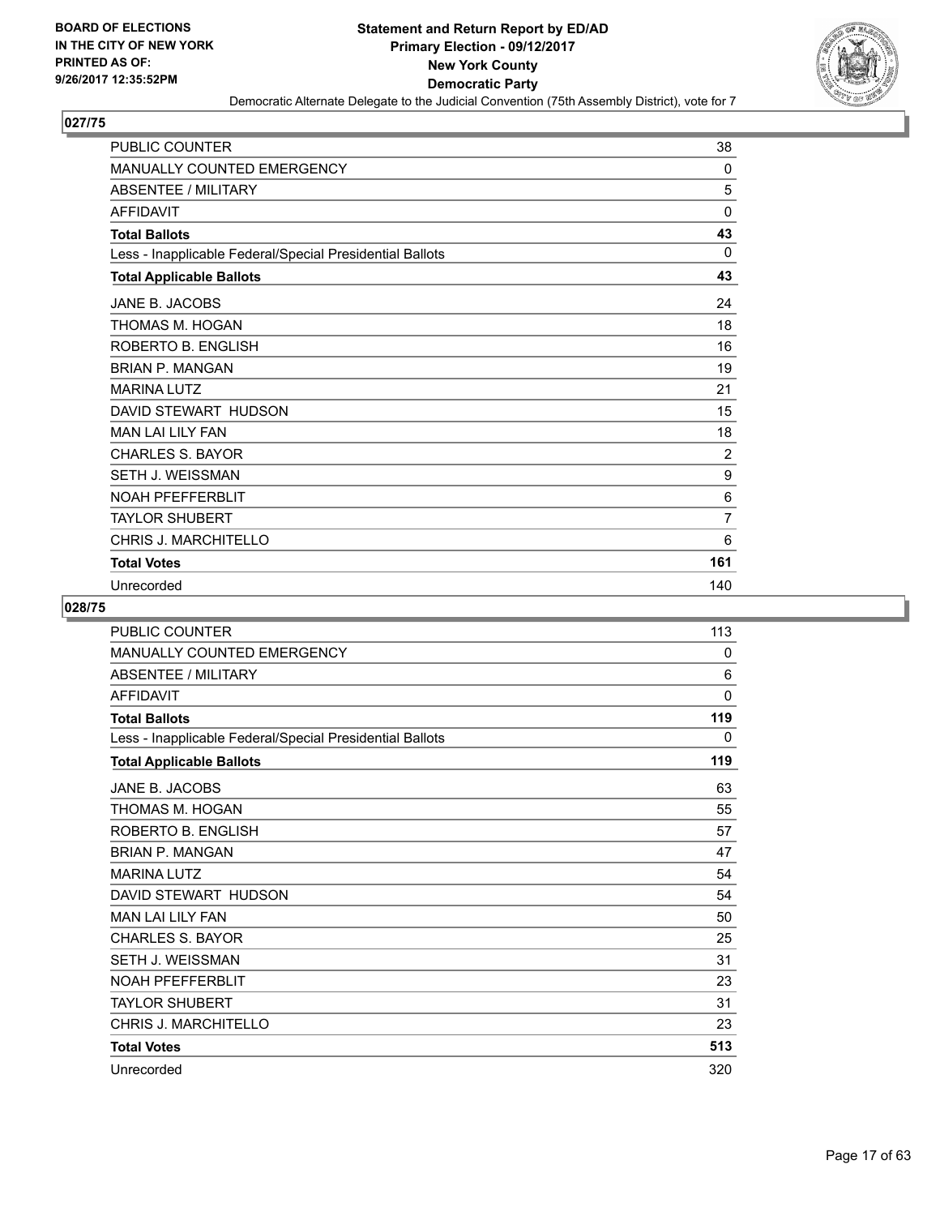## 027/75

| | |
|---|---|
| PUBLIC COUNTER | 38 |
| MANUALLY COUNTED EMERGENCY | 0 |
| ABSENTEE / MILITARY | 5 |
| AFFIDAVIT | 0 |
| **Total Ballots** | **43** |
| Less - Inapplicable Federal/Special Presidential Ballots | 0 |
| **Total Applicable Ballots** | **43** |
| JANE B. JACOBS | 24 |
| THOMAS M. HOGAN | 18 |
| ROBERTO B. ENGLISH | 16 |
| BRIAN P. MANGAN | 19 |
| MARINA LUTZ | 21 |
| DAVID STEWART HUDSON | 15 |
| MAN LAI LILY FAN | 18 |
| CHARLES S. BAYOR | 2 |
| SETH J. WEISSMAN | 9 |
| NOAH PFEFFERBLIT | 6 |
| TAYLOR SHUBERT | 7 |
| CHRIS J. MARCHITELLO | 6 |
| **Total Votes** | **161** |
| Unrecorded | 140 |

## 028/75

| | |
|---|---|
| PUBLIC COUNTER | 113 |
| MANUALLY COUNTED EMERGENCY | 0 |
| ABSENTEE / MILITARY | 6 |
| AFFIDAVIT | 0 |
| **Total Ballots** | **119** |
| Less - Inapplicable Federal/Special Presidential Ballots | 0 |
| **Total Applicable Ballots** | **119** |
| JANE B. JACOBS | 63 |
| THOMAS M. HOGAN | 55 |
| ROBERTO B. ENGLISH | 57 |
| BRIAN P. MANGAN | 47 |
| MARINA LUTZ | 54 |
| DAVID STEWART HUDSON | 54 |
| MAN LAI LILY FAN | 50 |
| CHARLES S. BAYOR | 25 |
| SETH J. WEISSMAN | 31 |
| NOAH PFEFFERBLIT | 23 |
| TAYLOR SHUBERT | 31 |
| CHRIS J. MARCHITELLO | 23 |
| **Total Votes** | **513** |
| Unrecorded | 320 |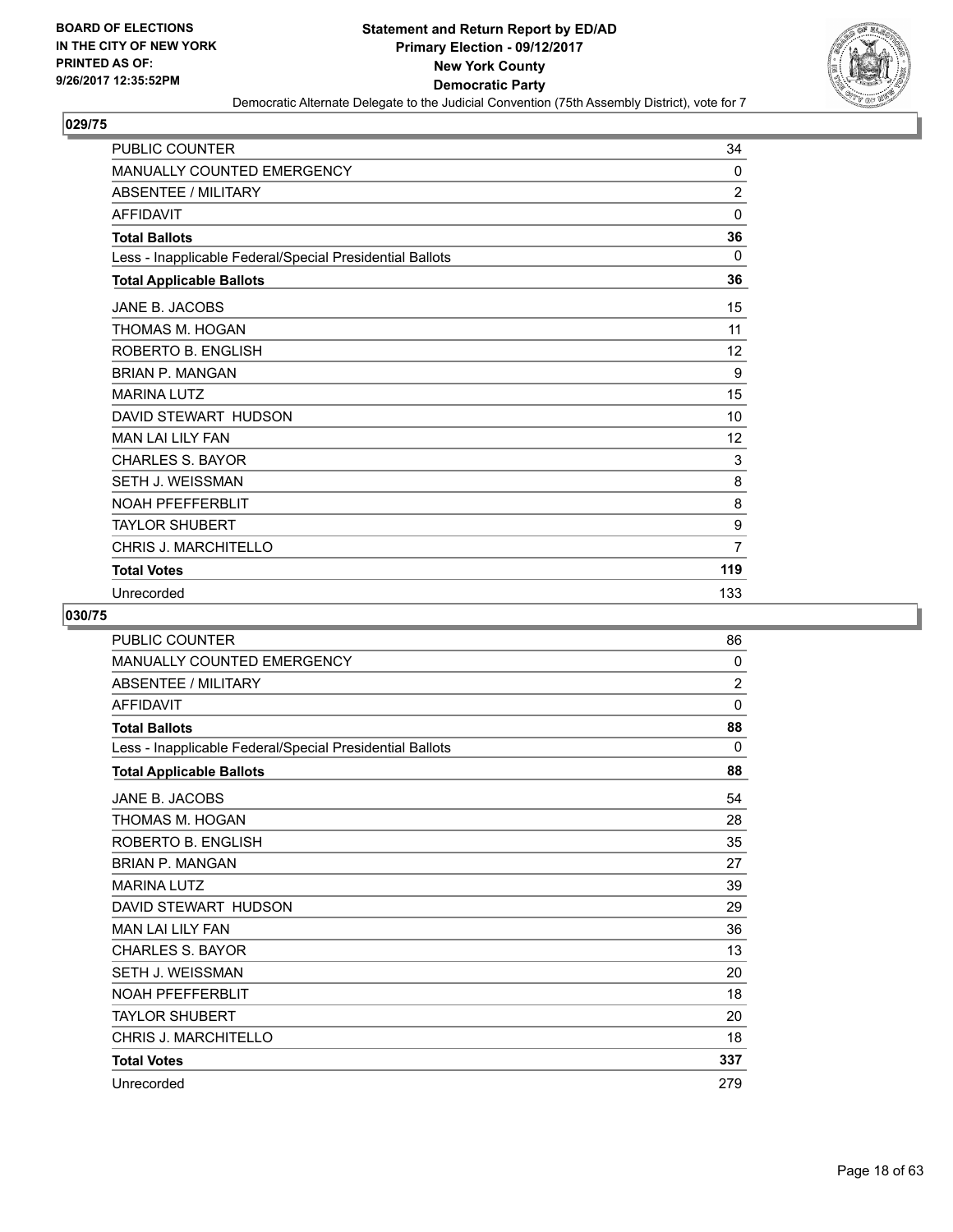BOARD OF ELECTIONS
IN THE CITY OF NEW YORK
PRINTED AS OF:
9/26/2017 12:35:52PM

# Statement and Return Report by ED/AD
## Primary Election - 09/12/2017
## New York County
## Democratic Party

Democratic Alternate Delegate to the Judicial Convention (75th Assembly District), vote for 7

### 029/75

| | |
|---|---|
| PUBLIC COUNTER | 34 |
| MANUALLY COUNTED EMERGENCY | 0 |
| ABSENTEE / MILITARY | 2 |
| AFFIDAVIT | 0 |
| **Total Ballots** | **36** |
| Less - Inapplicable Federal/Special Presidential Ballots | 0 |
| **Total Applicable Ballots** | **36** |
| JANE B. JACOBS | 15 |
| THOMAS M. HOGAN | 11 |
| ROBERTO B. ENGLISH | 12 |
| BRIAN P. MANGAN | 9 |
| MARINA LUTZ | 15 |
| DAVID STEWART HUDSON | 10 |
| MAN LAI LILY FAN | 12 |
| CHARLES S. BAYOR | 3 |
| SETH J. WEISSMAN | 8 |
| NOAH PFEFFERBLIT | 8 |
| TAYLOR SHUBERT | 9 |
| CHRIS J. MARCHITELLO | 7 |
| **Total Votes** | **119** |
| Unrecorded | 133 |

### 030/75

| | |
|---|---|
| PUBLIC COUNTER | 86 |
| MANUALLY COUNTED EMERGENCY | 0 |
| ABSENTEE / MILITARY | 2 |
| AFFIDAVIT | 0 |
| **Total Ballots** | **88** |
| Less - Inapplicable Federal/Special Presidential Ballots | 0 |
| **Total Applicable Ballots** | **88** |
| JANE B. JACOBS | 54 |
| THOMAS M. HOGAN | 28 |
| ROBERTO B. ENGLISH | 35 |
| BRIAN P. MANGAN | 27 |
| MARINA LUTZ | 39 |
| DAVID STEWART HUDSON | 29 |
| MAN LAI LILY FAN | 36 |
| CHARLES S. BAYOR | 13 |
| SETH J. WEISSMAN | 20 |
| NOAH PFEFFERBLIT | 18 |
| TAYLOR SHUBERT | 20 |
| CHRIS J. MARCHITELLO | 18 |
| **Total Votes** | **337** |
| Unrecorded | 279 |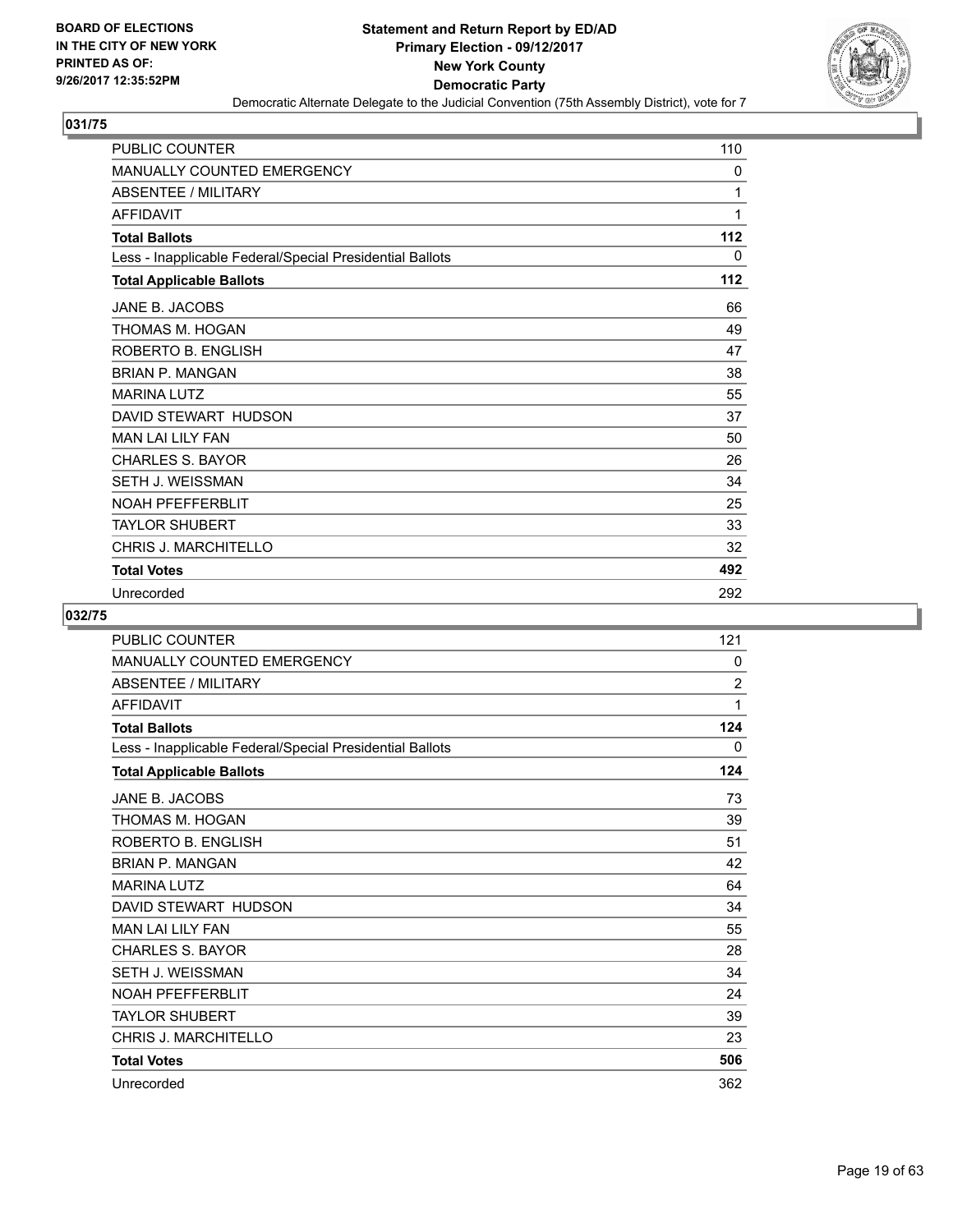BOARD OF ELECTIONS
IN THE CITY OF NEW YORK
PRINTED AS OF:
9/26/2017 12:35:52PM

**Statement and Return Report by ED/AD**
**Primary Election - 09/12/2017**
**New York County**
**Democratic Party**
Democratic Alternate Delegate to the Judicial Convention (75th Assembly District), vote for 7

## 031/75

| | |
|---|---|
| PUBLIC COUNTER | 110 |
| MANUALLY COUNTED EMERGENCY | 0 |
| ABSENTEE / MILITARY | 1 |
| AFFIDAVIT | 1 |
| **Total Ballots** | **112** |
| Less - Inapplicable Federal/Special Presidential Ballots | 0 |
| **Total Applicable Ballots** | **112** |
| JANE B. JACOBS | 66 |
| THOMAS M. HOGAN | 49 |
| ROBERTO B. ENGLISH | 47 |
| BRIAN P. MANGAN | 38 |
| MARINA LUTZ | 55 |
| DAVID STEWART HUDSON | 37 |
| MAN LAI LILY FAN | 50 |
| CHARLES S. BAYOR | 26 |
| SETH J. WEISSMAN | 34 |
| NOAH PFEFFERBLIT | 25 |
| TAYLOR SHUBERT | 33 |
| CHRIS J. MARCHITELLO | 32 |
| **Total Votes** | **492** |
| Unrecorded | 292 |

## 032/75

| | |
|---|---|
| PUBLIC COUNTER | 121 |
| MANUALLY COUNTED EMERGENCY | 0 |
| ABSENTEE / MILITARY | 2 |
| AFFIDAVIT | 1 |
| **Total Ballots** | **124** |
| Less - Inapplicable Federal/Special Presidential Ballots | 0 |
| **Total Applicable Ballots** | **124** |
| JANE B. JACOBS | 73 |
| THOMAS M. HOGAN | 39 |
| ROBERTO B. ENGLISH | 51 |
| BRIAN P. MANGAN | 42 |
| MARINA LUTZ | 64 |
| DAVID STEWART HUDSON | 34 |
| MAN LAI LILY FAN | 55 |
| CHARLES S. BAYOR | 28 |
| SETH J. WEISSMAN | 34 |
| NOAH PFEFFERBLIT | 24 |
| TAYLOR SHUBERT | 39 |
| CHRIS J. MARCHITELLO | 23 |
| **Total Votes** | **506** |
| Unrecorded | 362 |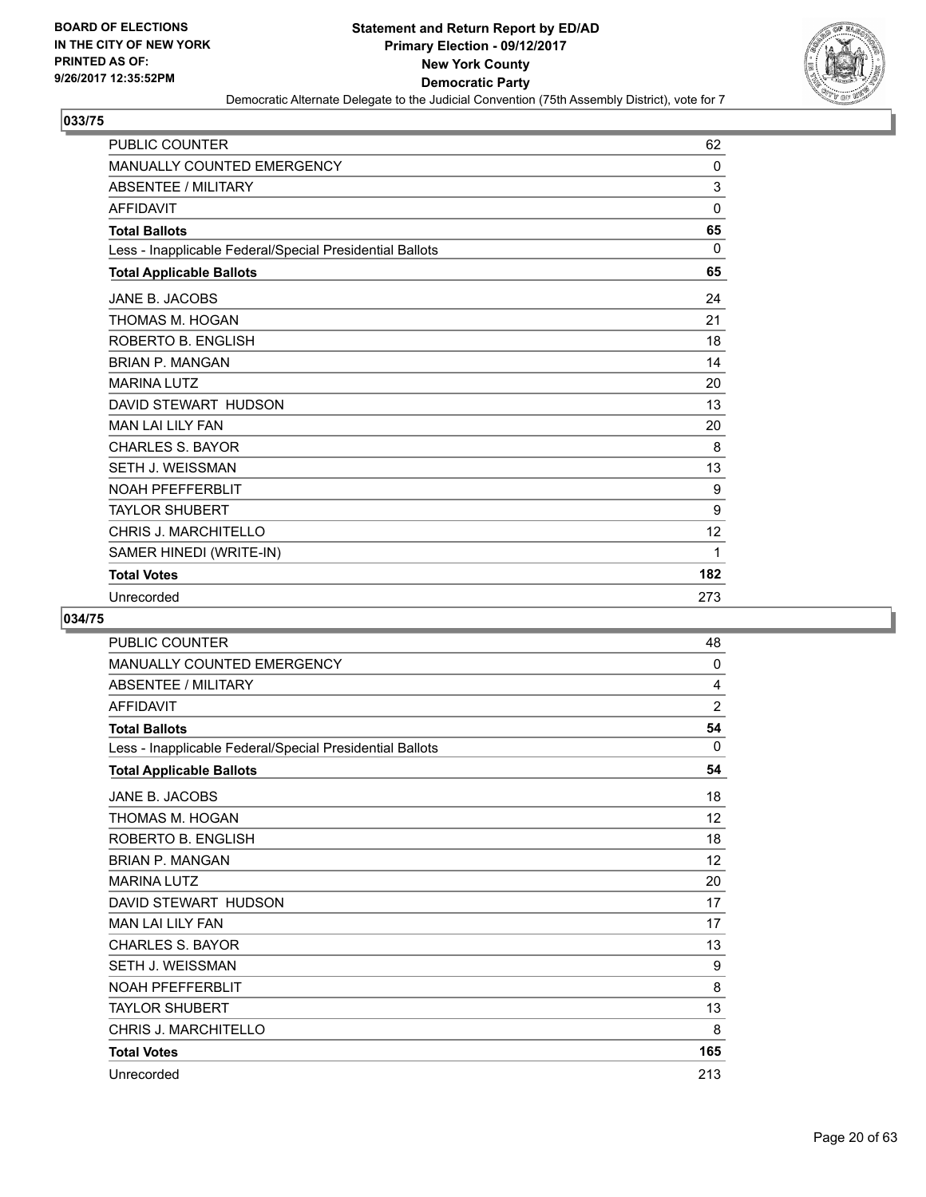BOARD OF ELECTIONS
IN THE CITY OF NEW YORK
PRINTED AS OF:
9/26/2017 12:35:52PM

**Statement and Return Report by ED/AD**
**Primary Election - 09/12/2017**
**New York County**
**Democratic Party**
Democratic Alternate Delegate to the Judicial Convention (75th Assembly District), vote for 7

## 033/75

| | |
|---|---|
| PUBLIC COUNTER | 62 |
| MANUALLY COUNTED EMERGENCY | 0 |
| ABSENTEE / MILITARY | 3 |
| AFFIDAVIT | 0 |
| **Total Ballots** | **65** |
| Less - Inapplicable Federal/Special Presidential Ballots | 0 |
| **Total Applicable Ballots** | **65** |
| JANE B. JACOBS | 24 |
| THOMAS M. HOGAN | 21 |
| ROBERTO B. ENGLISH | 18 |
| BRIAN P. MANGAN | 14 |
| MARINA LUTZ | 20 |
| DAVID STEWART HUDSON | 13 |
| MAN LAI LILY FAN | 20 |
| CHARLES S. BAYOR | 8 |
| SETH J. WEISSMAN | 13 |
| NOAH PFEFFERBLIT | 9 |
| TAYLOR SHUBERT | 9 |
| CHRIS J. MARCHITELLO | 12 |
| SAMER HINEDI (WRITE-IN) | 1 |
| **Total Votes** | **182** |
| Unrecorded | 273 |

## 034/75

| | |
|---|---|
| PUBLIC COUNTER | 48 |
| MANUALLY COUNTED EMERGENCY | 0 |
| ABSENTEE / MILITARY | 4 |
| AFFIDAVIT | 2 |
| **Total Ballots** | **54** |
| Less - Inapplicable Federal/Special Presidential Ballots | 0 |
| **Total Applicable Ballots** | **54** |
| JANE B. JACOBS | 18 |
| THOMAS M. HOGAN | 12 |
| ROBERTO B. ENGLISH | 18 |
| BRIAN P. MANGAN | 12 |
| MARINA LUTZ | 20 |
| DAVID STEWART HUDSON | 17 |
| MAN LAI LILY FAN | 17 |
| CHARLES S. BAYOR | 13 |
| SETH J. WEISSMAN | 9 |
| NOAH PFEFFERBLIT | 8 |
| TAYLOR SHUBERT | 13 |
| CHRIS J. MARCHITELLO | 8 |
| **Total Votes** | **165** |
| Unrecorded | 213 |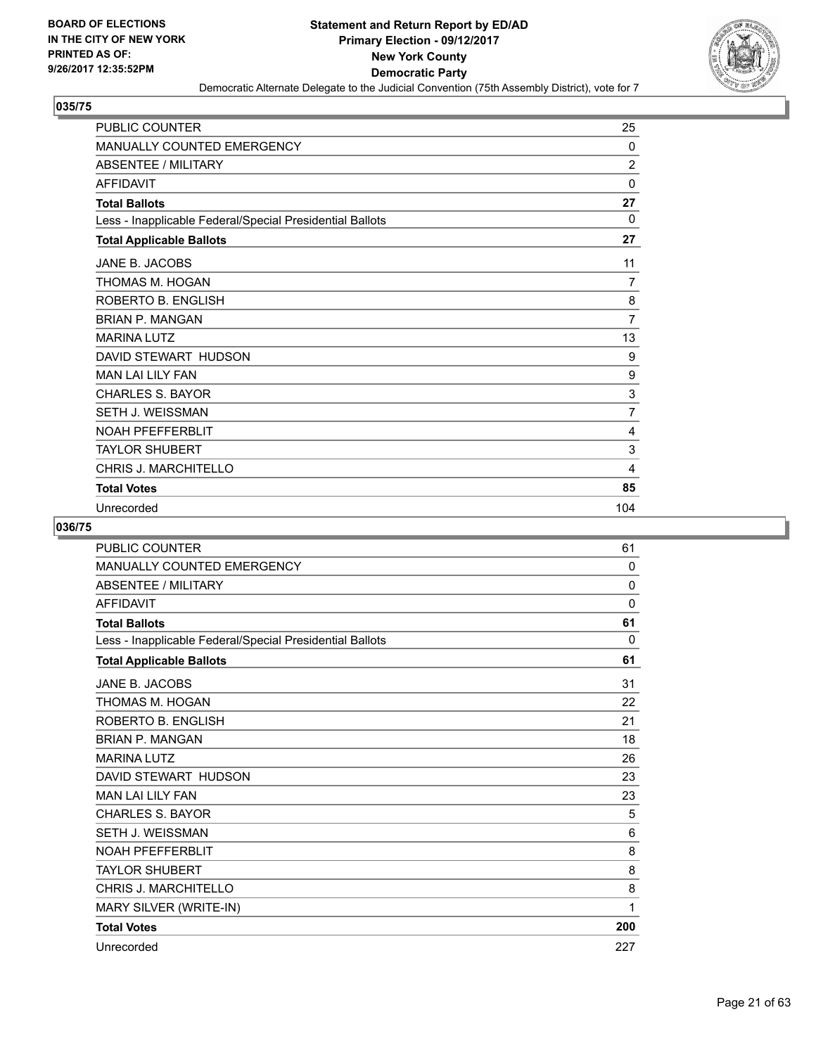**BOARD OF ELECTIONS IN THE CITY OF NEW YORK PRINTED AS OF: 9/26/2017 12:35:52PM**

# Statement and Return Report by ED/AD
## Primary Election - 09/12/2017
## New York County
## Democratic Party
### Democratic Alternate Delegate to the Judicial Convention (75th Assembly District), vote for 7

**035/75**

| | |
|---|---|
| PUBLIC COUNTER | 25 |
| MANUALLY COUNTED EMERGENCY | 0 |
| ABSENTEE / MILITARY | 2 |
| AFFIDAVIT | 0 |
| **Total Ballots** | **27** |
| Less - Inapplicable Federal/Special Presidential Ballots | 0 |
| **Total Applicable Ballots** | **27** |
| JANE B. JACOBS | 11 |
| THOMAS M. HOGAN | 7 |
| ROBERTO B. ENGLISH | 8 |
| BRIAN P. MANGAN | 7 |
| MARINA LUTZ | 13 |
| DAVID STEWART HUDSON | 9 |
| MAN LAI LILY FAN | 9 |
| CHARLES S. BAYOR | 3 |
| SETH J. WEISSMAN | 7 |
| NOAH PFEFFERBLIT | 4 |
| TAYLOR SHUBERT | 3 |
| CHRIS J. MARCHITELLO | 4 |
| **Total Votes** | **85** |
| Unrecorded | 104 |

**036/75**

| | |
|---|---|
| PUBLIC COUNTER | 61 |
| MANUALLY COUNTED EMERGENCY | 0 |
| ABSENTEE / MILITARY | 0 |
| AFFIDAVIT | 0 |
| **Total Ballots** | **61** |
| Less - Inapplicable Federal/Special Presidential Ballots | 0 |
| **Total Applicable Ballots** | **61** |
| JANE B. JACOBS | 31 |
| THOMAS M. HOGAN | 22 |
| ROBERTO B. ENGLISH | 21 |
| BRIAN P. MANGAN | 18 |
| MARINA LUTZ | 26 |
| DAVID STEWART HUDSON | 23 |
| MAN LAI LILY FAN | 23 |
| CHARLES S. BAYOR | 5 |
| SETH J. WEISSMAN | 6 |
| NOAH PFEFFERBLIT | 8 |
| TAYLOR SHUBERT | 8 |
| CHRIS J. MARCHITELLO | 8 |
| MARY SILVER (WRITE-IN) | 1 |
| **Total Votes** | **200** |
| Unrecorded | 227 |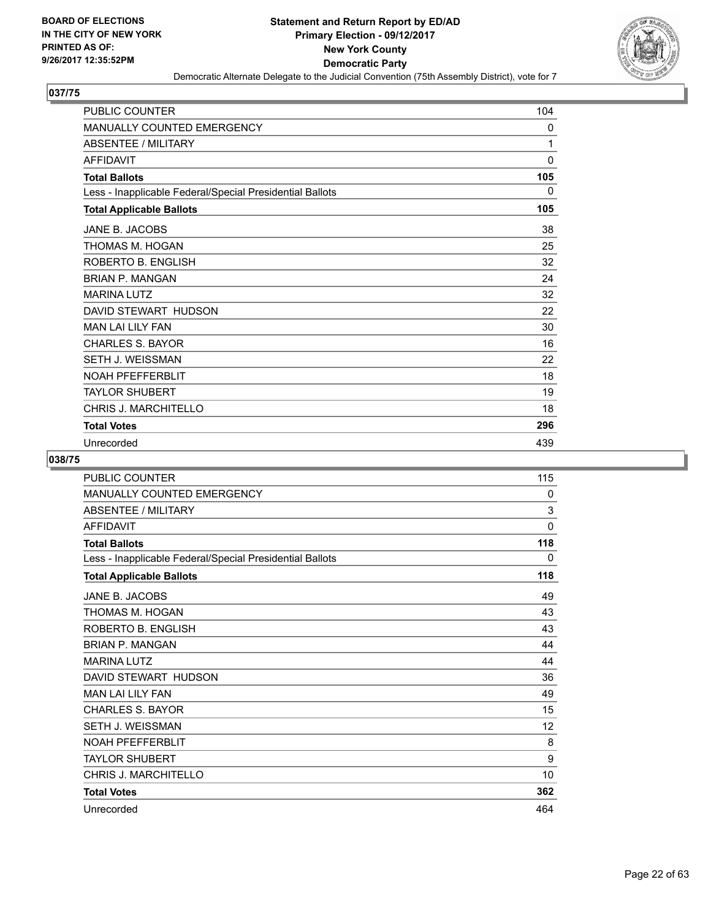**BOARD OF ELECTIONS IN THE CITY OF NEW YORK PRINTED AS OF: 9/26/2017 12:35:52PM**

# Statement and Return Report by ED/AD
## Primary Election - 09/12/2017
## New York County
## Democratic Party
### Democratic Alternate Delegate to the Judicial Convention (75th Assembly District), vote for 7

**037/75**

| | |
|---|---|
| PUBLIC COUNTER | 104 |
| MANUALLY COUNTED EMERGENCY | 0 |
| ABSENTEE / MILITARY | 1 |
| AFFIDAVIT | 0 |
| **Total Ballots** | **105** |
| Less - Inapplicable Federal/Special Presidential Ballots | 0 |
| **Total Applicable Ballots** | **105** |
| JANE B. JACOBS | 38 |
| THOMAS M. HOGAN | 25 |
| ROBERTO B. ENGLISH | 32 |
| BRIAN P. MANGAN | 24 |
| MARINA LUTZ | 32 |
| DAVID STEWART HUDSON | 22 |
| MAN LAI LILY FAN | 30 |
| CHARLES S. BAYOR | 16 |
| SETH J. WEISSMAN | 22 |
| NOAH PFEFFERBLIT | 18 |
| TAYLOR SHUBERT | 19 |
| CHRIS J. MARCHITELLO | 18 |
| **Total Votes** | **296** |
| Unrecorded | 439 |

**038/75**

| | |
|---|---|
| PUBLIC COUNTER | 115 |
| MANUALLY COUNTED EMERGENCY | 0 |
| ABSENTEE / MILITARY | 3 |
| AFFIDAVIT | 0 |
| **Total Ballots** | **118** |
| Less - Inapplicable Federal/Special Presidential Ballots | 0 |
| **Total Applicable Ballots** | **118** |
| JANE B. JACOBS | 49 |
| THOMAS M. HOGAN | 43 |
| ROBERTO B. ENGLISH | 43 |
| BRIAN P. MANGAN | 44 |
| MARINA LUTZ | 44 |
| DAVID STEWART HUDSON | 36 |
| MAN LAI LILY FAN | 49 |
| CHARLES S. BAYOR | 15 |
| SETH J. WEISSMAN | 12 |
| NOAH PFEFFERBLIT | 8 |
| TAYLOR SHUBERT | 9 |
| CHRIS J. MARCHITELLO | 10 |
| **Total Votes** | **362** |
| Unrecorded | 464 |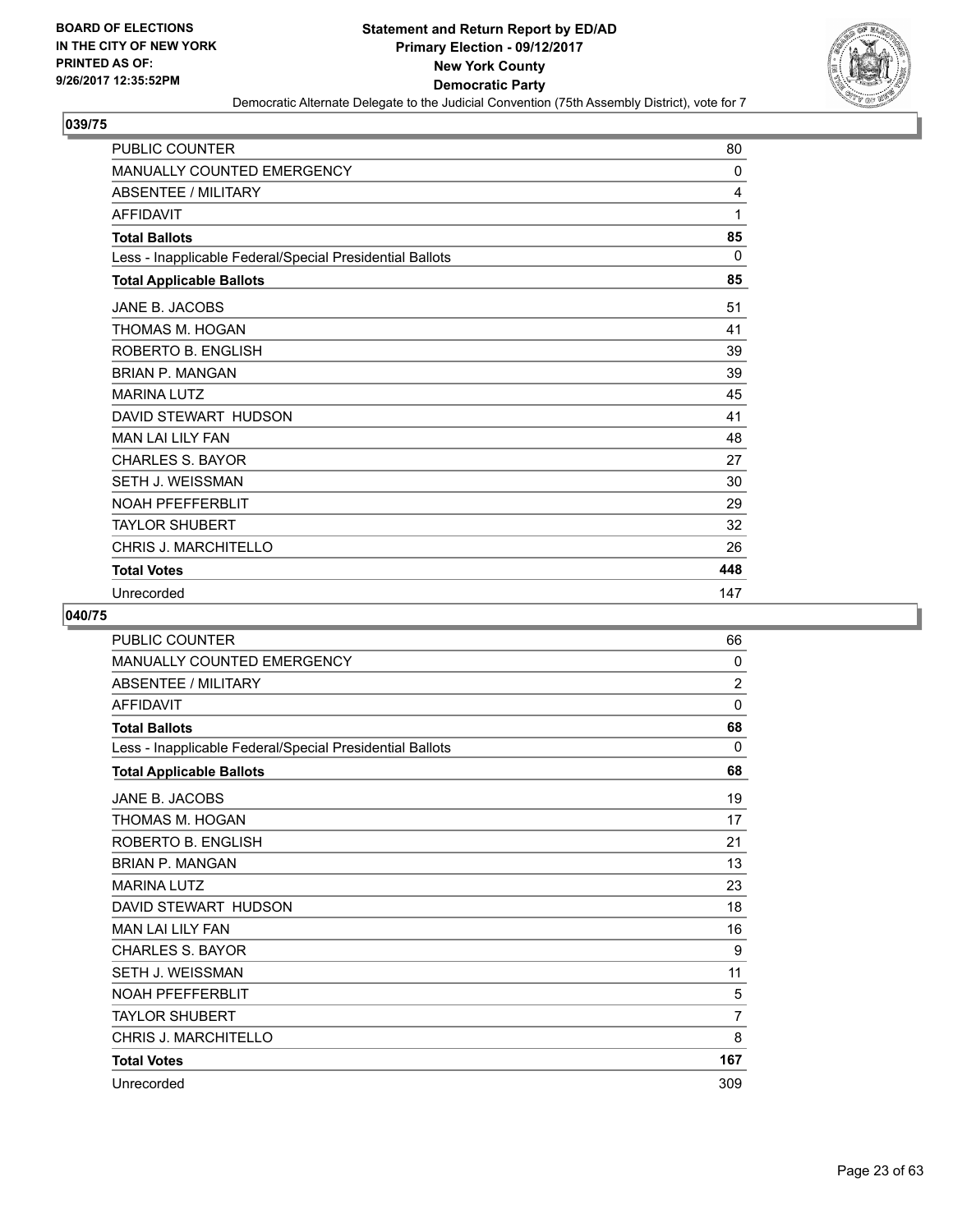**BOARD OF ELECTIONS IN THE CITY OF NEW YORK PRINTED AS OF: 9/26/2017 12:35:52PM**

# Statement and Return Report by ED/AD
## Primary Election - 09/12/2017
## New York County
## Democratic Party
### Democratic Alternate Delegate to the Judicial Convention (75th Assembly District), vote for 7

### 039/75

| | |
|---|---|
| PUBLIC COUNTER | 80 |
| MANUALLY COUNTED EMERGENCY | 0 |
| ABSENTEE / MILITARY | 4 |
| AFFIDAVIT | 1 |
| **Total Ballots** | **85** |
| Less - Inapplicable Federal/Special Presidential Ballots | 0 |
| **Total Applicable Ballots** | **85** |
| JANE B. JACOBS | 51 |
| THOMAS M. HOGAN | 41 |
| ROBERTO B. ENGLISH | 39 |
| BRIAN P. MANGAN | 39 |
| MARINA LUTZ | 45 |
| DAVID STEWART HUDSON | 41 |
| MAN LAI LILY FAN | 48 |
| CHARLES S. BAYOR | 27 |
| SETH J. WEISSMAN | 30 |
| NOAH PFEFFERBLIT | 29 |
| TAYLOR SHUBERT | 32 |
| CHRIS J. MARCHITELLO | 26 |
| **Total Votes** | **448** |
| Unrecorded | 147 |

### 040/75

| | |
|---|---|
| PUBLIC COUNTER | 66 |
| MANUALLY COUNTED EMERGENCY | 0 |
| ABSENTEE / MILITARY | 2 |
| AFFIDAVIT | 0 |
| **Total Ballots** | **68** |
| Less - Inapplicable Federal/Special Presidential Ballots | 0 |
| **Total Applicable Ballots** | **68** |
| JANE B. JACOBS | 19 |
| THOMAS M. HOGAN | 17 |
| ROBERTO B. ENGLISH | 21 |
| BRIAN P. MANGAN | 13 |
| MARINA LUTZ | 23 |
| DAVID STEWART HUDSON | 18 |
| MAN LAI LILY FAN | 16 |
| CHARLES S. BAYOR | 9 |
| SETH J. WEISSMAN | 11 |
| NOAH PFEFFERBLIT | 5 |
| TAYLOR SHUBERT | 7 |
| CHRIS J. MARCHITELLO | 8 |
| **Total Votes** | **167** |
| Unrecorded | 309 |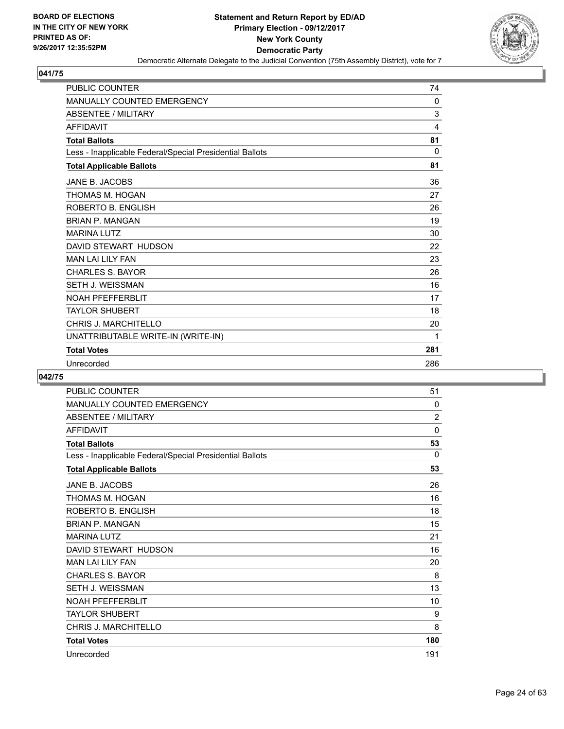BOARD OF ELECTIONS
IN THE CITY OF NEW YORK
PRINTED AS OF:
9/26/2017 12:35:52PM

**Statement and Return Report by ED/AD**
**Primary Election - 09/12/2017**
**New York County**
**Democratic Party**
Democratic Alternate Delegate to the Judicial Convention (75th Assembly District), vote for 7

## 041/75

| | |
|---|---|
| PUBLIC COUNTER | 74 |
| MANUALLY COUNTED EMERGENCY | 0 |
| ABSENTEE / MILITARY | 3 |
| AFFIDAVIT | 4 |
| **Total Ballots** | **81** |
| Less - Inapplicable Federal/Special Presidential Ballots | 0 |
| **Total Applicable Ballots** | **81** |
| JANE B. JACOBS | 36 |
| THOMAS M. HOGAN | 27 |
| ROBERTO B. ENGLISH | 26 |
| BRIAN P. MANGAN | 19 |
| MARINA LUTZ | 30 |
| DAVID STEWART HUDSON | 22 |
| MAN LAI LILY FAN | 23 |
| CHARLES S. BAYOR | 26 |
| SETH J. WEISSMAN | 16 |
| NOAH PFEFFERBLIT | 17 |
| TAYLOR SHUBERT | 18 |
| CHRIS J. MARCHITELLO | 20 |
| UNATTRIBUTABLE WRITE-IN (WRITE-IN) | 1 |
| **Total Votes** | **281** |
| Unrecorded | 286 |

## 042/75

| | |
|---|---|
| PUBLIC COUNTER | 51 |
| MANUALLY COUNTED EMERGENCY | 0 |
| ABSENTEE / MILITARY | 2 |
| AFFIDAVIT | 0 |
| **Total Ballots** | **53** |
| Less - Inapplicable Federal/Special Presidential Ballots | 0 |
| **Total Applicable Ballots** | **53** |
| JANE B. JACOBS | 26 |
| THOMAS M. HOGAN | 16 |
| ROBERTO B. ENGLISH | 18 |
| BRIAN P. MANGAN | 15 |
| MARINA LUTZ | 21 |
| DAVID STEWART HUDSON | 16 |
| MAN LAI LILY FAN | 20 |
| CHARLES S. BAYOR | 8 |
| SETH J. WEISSMAN | 13 |
| NOAH PFEFFERBLIT | 10 |
| TAYLOR SHUBERT | 9 |
| CHRIS J. MARCHITELLO | 8 |
| **Total Votes** | **180** |
| Unrecorded | 191 |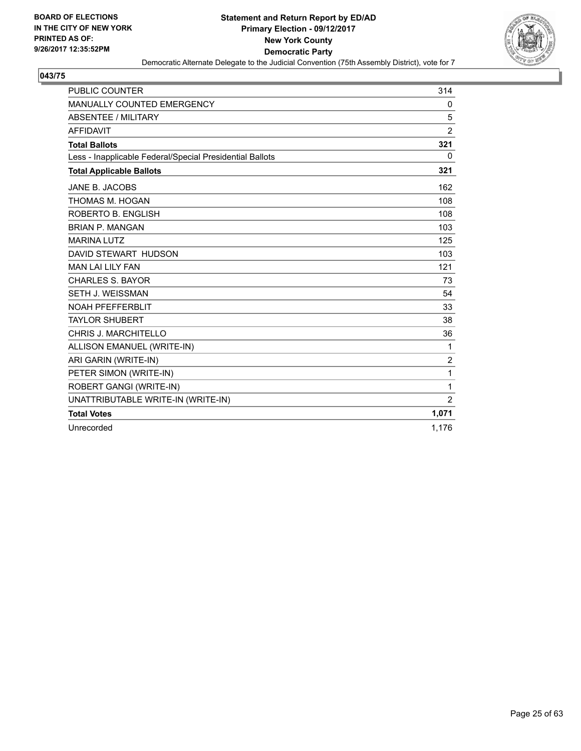**BOARD OF ELECTIONS IN THE CITY OF NEW YORK PRINTED AS OF: 9/26/2017 12:35:52PM**

**Statement and Return Report by ED/AD**
**Primary Election - 09/12/2017**
**New York County**
**Democratic Party**
Democratic Alternate Delegate to the Judicial Convention (75th Assembly District), vote for 7

**043/75**

| | |
|---|---|
| PUBLIC COUNTER | 314 |
| MANUALLY COUNTED EMERGENCY | 0 |
| ABSENTEE / MILITARY | 5 |
| AFFIDAVIT | 2 |
| **Total Ballots** | **321** |
| Less - Inapplicable Federal/Special Presidential Ballots | 0 |
| **Total Applicable Ballots** | **321** |
| JANE B. JACOBS | 162 |
| THOMAS M. HOGAN | 108 |
| ROBERTO B. ENGLISH | 108 |
| BRIAN P. MANGAN | 103 |
| MARINA LUTZ | 125 |
| DAVID STEWART HUDSON | 103 |
| MAN LAI LILY FAN | 121 |
| CHARLES S. BAYOR | 73 |
| SETH J. WEISSMAN | 54 |
| NOAH PFEFFERBLIT | 33 |
| TAYLOR SHUBERT | 38 |
| CHRIS J. MARCHITELLO | 36 |
| ALLISON EMANUEL (WRITE-IN) | 1 |
| ARI GARIN (WRITE-IN) | 2 |
| PETER SIMON (WRITE-IN) | 1 |
| ROBERT GANGI (WRITE-IN) | 1 |
| UNATTRIBUTABLE WRITE-IN (WRITE-IN) | 2 |
| **Total Votes** | **1,071** |
| Unrecorded | 1,176 |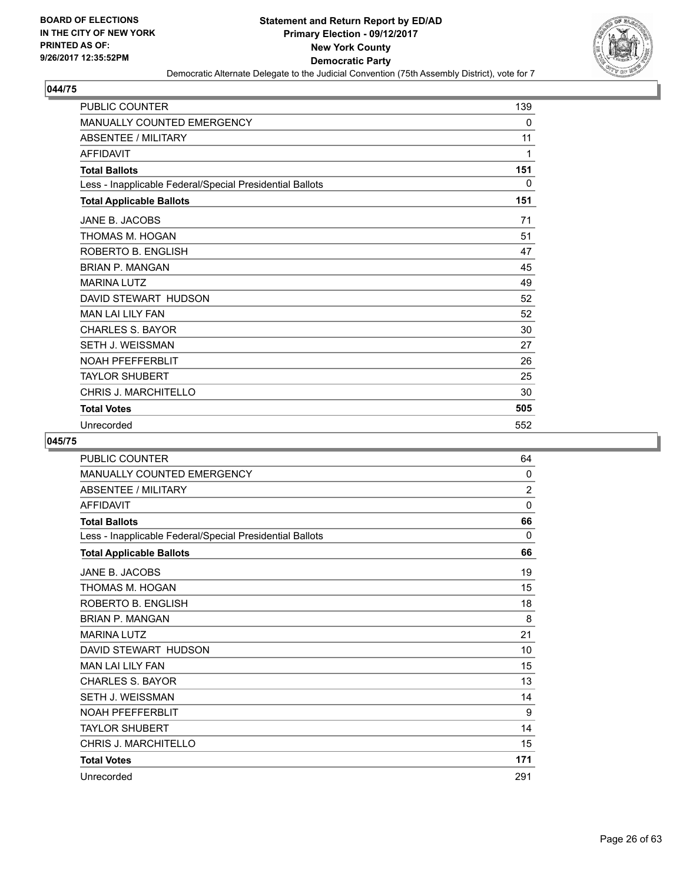BOARD OF ELECTIONS
IN THE CITY OF NEW YORK
PRINTED AS OF:
9/26/2017 12:35:52PM

**Statement and Return Report by ED/AD**
**Primary Election - 09/12/2017**
**New York County**
**Democratic Party**
Democratic Alternate Delegate to the Judicial Convention (75th Assembly District), vote for 7

## 044/75

| | |
|---|---|
| PUBLIC COUNTER | 139 |
| MANUALLY COUNTED EMERGENCY | 0 |
| ABSENTEE / MILITARY | 11 |
| AFFIDAVIT | 1 |
| **Total Ballots** | **151** |
| Less - Inapplicable Federal/Special Presidential Ballots | 0 |
| **Total Applicable Ballots** | **151** |
| JANE B. JACOBS | 71 |
| THOMAS M. HOGAN | 51 |
| ROBERTO B. ENGLISH | 47 |
| BRIAN P. MANGAN | 45 |
| MARINA LUTZ | 49 |
| DAVID STEWART HUDSON | 52 |
| MAN LAI LILY FAN | 52 |
| CHARLES S. BAYOR | 30 |
| SETH J. WEISSMAN | 27 |
| NOAH PFEFFERBLIT | 26 |
| TAYLOR SHUBERT | 25 |
| CHRIS J. MARCHITELLO | 30 |
| **Total Votes** | **505** |
| Unrecorded | 552 |

## 045/75

| | |
|---|---|
| PUBLIC COUNTER | 64 |
| MANUALLY COUNTED EMERGENCY | 0 |
| ABSENTEE / MILITARY | 2 |
| AFFIDAVIT | 0 |
| **Total Ballots** | **66** |
| Less - Inapplicable Federal/Special Presidential Ballots | 0 |
| **Total Applicable Ballots** | **66** |
| JANE B. JACOBS | 19 |
| THOMAS M. HOGAN | 15 |
| ROBERTO B. ENGLISH | 18 |
| BRIAN P. MANGAN | 8 |
| MARINA LUTZ | 21 |
| DAVID STEWART HUDSON | 10 |
| MAN LAI LILY FAN | 15 |
| CHARLES S. BAYOR | 13 |
| SETH J. WEISSMAN | 14 |
| NOAH PFEFFERBLIT | 9 |
| TAYLOR SHUBERT | 14 |
| CHRIS J. MARCHITELLO | 15 |
| **Total Votes** | **171** |
| Unrecorded | 291 |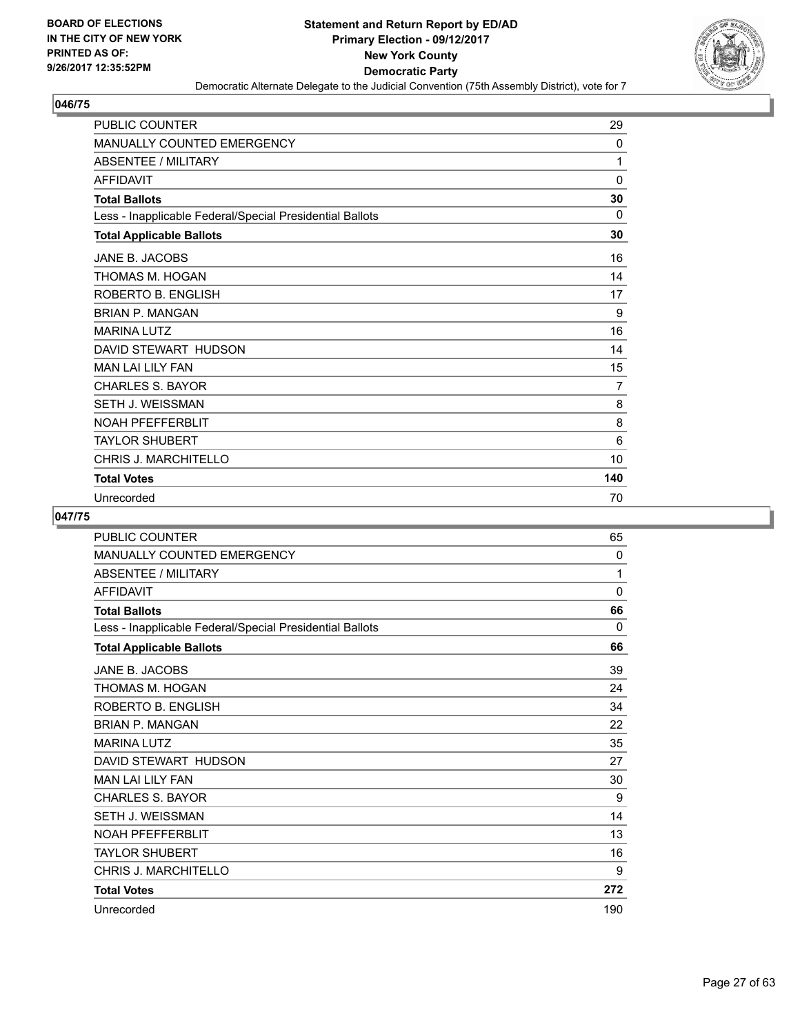**Statement and Return Report by ED/AD**
**Primary Election - 09/12/2017**
**New York County**
**Democratic Party**
Democratic Alternate Delegate to the Judicial Convention (75th Assembly District), vote for 7

BOARD OF ELECTIONS IN THE CITY OF NEW YORK PRINTED AS OF: 9/26/2017 12:35:52PM

## 046/75

| | |
|---|---|
| PUBLIC COUNTER | 29 |
| MANUALLY COUNTED EMERGENCY | 0 |
| ABSENTEE / MILITARY | 1 |
| AFFIDAVIT | 0 |
| **Total Ballots** | **30** |
| Less - Inapplicable Federal/Special Presidential Ballots | 0 |
| **Total Applicable Ballots** | **30** |
| JANE B. JACOBS | 16 |
| THOMAS M. HOGAN | 14 |
| ROBERTO B. ENGLISH | 17 |
| BRIAN P. MANGAN | 9 |
| MARINA LUTZ | 16 |
| DAVID STEWART HUDSON | 14 |
| MAN LAI LILY FAN | 15 |
| CHARLES S. BAYOR | 7 |
| SETH J. WEISSMAN | 8 |
| NOAH PFEFFERBLIT | 8 |
| TAYLOR SHUBERT | 6 |
| CHRIS J. MARCHITELLO | 10 |
| **Total Votes** | **140** |
| Unrecorded | 70 |

## 047/75

| | |
|---|---|
| PUBLIC COUNTER | 65 |
| MANUALLY COUNTED EMERGENCY | 0 |
| ABSENTEE / MILITARY | 1 |
| AFFIDAVIT | 0 |
| **Total Ballots** | **66** |
| Less - Inapplicable Federal/Special Presidential Ballots | 0 |
| **Total Applicable Ballots** | **66** |
| JANE B. JACOBS | 39 |
| THOMAS M. HOGAN | 24 |
| ROBERTO B. ENGLISH | 34 |
| BRIAN P. MANGAN | 22 |
| MARINA LUTZ | 35 |
| DAVID STEWART HUDSON | 27 |
| MAN LAI LILY FAN | 30 |
| CHARLES S. BAYOR | 9 |
| SETH J. WEISSMAN | 14 |
| NOAH PFEFFERBLIT | 13 |
| TAYLOR SHUBERT | 16 |
| CHRIS J. MARCHITELLO | 9 |
| **Total Votes** | **272** |
| Unrecorded | 190 |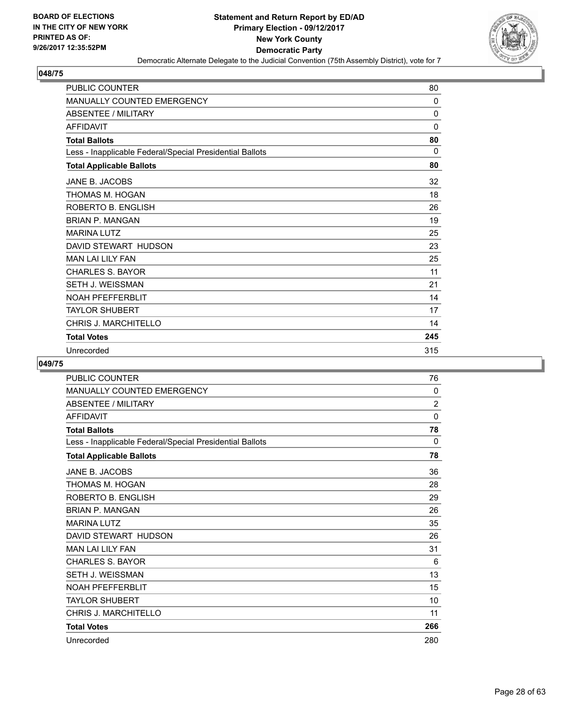## 048/75

| | |
|---|---|
| PUBLIC COUNTER | 80 |
| MANUALLY COUNTED EMERGENCY | 0 |
| ABSENTEE / MILITARY | 0 |
| AFFIDAVIT | 0 |
| **Total Ballots** | **80** |
| Less - Inapplicable Federal/Special Presidential Ballots | 0 |
| **Total Applicable Ballots** | **80** |
| JANE B. JACOBS | 32 |
| THOMAS M. HOGAN | 18 |
| ROBERTO B. ENGLISH | 26 |
| BRIAN P. MANGAN | 19 |
| MARINA LUTZ | 25 |
| DAVID STEWART HUDSON | 23 |
| MAN LAI LILY FAN | 25 |
| CHARLES S. BAYOR | 11 |
| SETH J. WEISSMAN | 21 |
| NOAH PFEFFERBLIT | 14 |
| TAYLOR SHUBERT | 17 |
| CHRIS J. MARCHITELLO | 14 |
| **Total Votes** | **245** |
| Unrecorded | 315 |

## 049/75

| | |
|---|---|
| PUBLIC COUNTER | 76 |
| MANUALLY COUNTED EMERGENCY | 0 |
| ABSENTEE / MILITARY | 2 |
| AFFIDAVIT | 0 |
| **Total Ballots** | **78** |
| Less - Inapplicable Federal/Special Presidential Ballots | 0 |
| **Total Applicable Ballots** | **78** |
| JANE B. JACOBS | 36 |
| THOMAS M. HOGAN | 28 |
| ROBERTO B. ENGLISH | 29 |
| BRIAN P. MANGAN | 26 |
| MARINA LUTZ | 35 |
| DAVID STEWART HUDSON | 26 |
| MAN LAI LILY FAN | 31 |
| CHARLES S. BAYOR | 6 |
| SETH J. WEISSMAN | 13 |
| NOAH PFEFFERBLIT | 15 |
| TAYLOR SHUBERT | 10 |
| CHRIS J. MARCHITELLO | 11 |
| **Total Votes** | **266** |
| Unrecorded | 280 |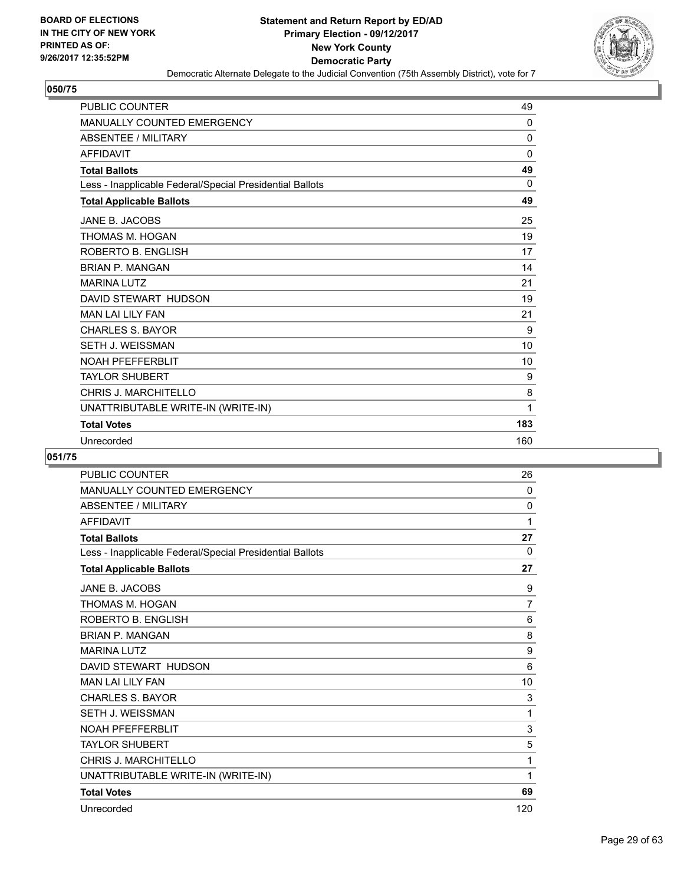**BOARD OF ELECTIONS IN THE CITY OF NEW YORK PRINTED AS OF: 9/26/2017 12:35:52PM**

**Statement and Return Report by ED/AD Primary Election - 09/12/2017 New York County Democratic Party**

Democratic Alternate Delegate to the Judicial Convention (75th Assembly District), vote for 7

### 050/75

| | |
|---|---|
| PUBLIC COUNTER | 49 |
| MANUALLY COUNTED EMERGENCY | 0 |
| ABSENTEE / MILITARY | 0 |
| AFFIDAVIT | 0 |
| **Total Ballots** | **49** |
| Less - Inapplicable Federal/Special Presidential Ballots | 0 |
| **Total Applicable Ballots** | **49** |
| JANE B. JACOBS | 25 |
| THOMAS M. HOGAN | 19 |
| ROBERTO B. ENGLISH | 17 |
| BRIAN P. MANGAN | 14 |
| MARINA LUTZ | 21 |
| DAVID STEWART HUDSON | 19 |
| MAN LAI LILY FAN | 21 |
| CHARLES S. BAYOR | 9 |
| SETH J. WEISSMAN | 10 |
| NOAH PFEFFERBLIT | 10 |
| TAYLOR SHUBERT | 9 |
| CHRIS J. MARCHITELLO | 8 |
| UNATTRIBUTABLE WRITE-IN (WRITE-IN) | 1 |
| **Total Votes** | **183** |
| Unrecorded | 160 |

### 051/75

| | |
|---|---|
| PUBLIC COUNTER | 26 |
| MANUALLY COUNTED EMERGENCY | 0 |
| ABSENTEE / MILITARY | 0 |
| AFFIDAVIT | 1 |
| **Total Ballots** | **27** |
| Less - Inapplicable Federal/Special Presidential Ballots | 0 |
| **Total Applicable Ballots** | **27** |
| JANE B. JACOBS | 9 |
| THOMAS M. HOGAN | 7 |
| ROBERTO B. ENGLISH | 6 |
| BRIAN P. MANGAN | 8 |
| MARINA LUTZ | 9 |
| DAVID STEWART HUDSON | 6 |
| MAN LAI LILY FAN | 10 |
| CHARLES S. BAYOR | 3 |
| SETH J. WEISSMAN | 1 |
| NOAH PFEFFERBLIT | 3 |
| TAYLOR SHUBERT | 5 |
| CHRIS J. MARCHITELLO | 1 |
| UNATTRIBUTABLE WRITE-IN (WRITE-IN) | 1 |
| **Total Votes** | **69** |
| Unrecorded | 120 |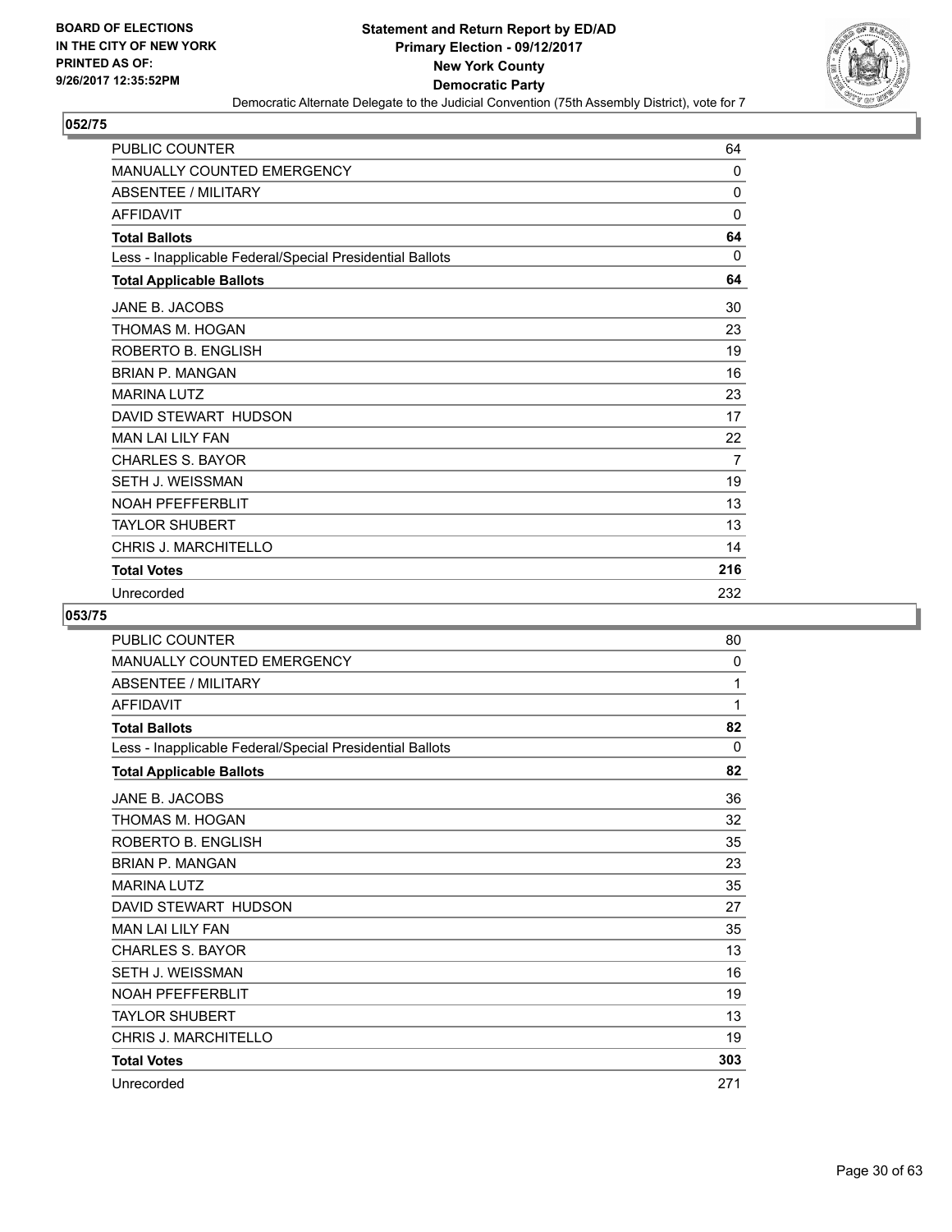BOARD OF ELECTIONS
IN THE CITY OF NEW YORK
PRINTED AS OF:
9/26/2017 12:35:52PM

**Statement and Return Report by ED/AD**
**Primary Election - 09/12/2017**
**New York County**
**Democratic Party**
Democratic Alternate Delegate to the Judicial Convention (75th Assembly District), vote for 7

## 052/75

| | |
|---|---|
| PUBLIC COUNTER | 64 |
| MANUALLY COUNTED EMERGENCY | 0 |
| ABSENTEE / MILITARY | 0 |
| AFFIDAVIT | 0 |
| **Total Ballots** | **64** |
| Less - Inapplicable Federal/Special Presidential Ballots | 0 |
| **Total Applicable Ballots** | **64** |
| JANE B. JACOBS | 30 |
| THOMAS M. HOGAN | 23 |
| ROBERTO B. ENGLISH | 19 |
| BRIAN P. MANGAN | 16 |
| MARINA LUTZ | 23 |
| DAVID STEWART HUDSON | 17 |
| MAN LAI LILY FAN | 22 |
| CHARLES S. BAYOR | 7 |
| SETH J. WEISSMAN | 19 |
| NOAH PFEFFERBLIT | 13 |
| TAYLOR SHUBERT | 13 |
| CHRIS J. MARCHITELLO | 14 |
| **Total Votes** | **216** |
| Unrecorded | 232 |

## 053/75

| | |
|---|---|
| PUBLIC COUNTER | 80 |
| MANUALLY COUNTED EMERGENCY | 0 |
| ABSENTEE / MILITARY | 1 |
| AFFIDAVIT | 1 |
| **Total Ballots** | **82** |
| Less - Inapplicable Federal/Special Presidential Ballots | 0 |
| **Total Applicable Ballots** | **82** |
| JANE B. JACOBS | 36 |
| THOMAS M. HOGAN | 32 |
| ROBERTO B. ENGLISH | 35 |
| BRIAN P. MANGAN | 23 |
| MARINA LUTZ | 35 |
| DAVID STEWART HUDSON | 27 |
| MAN LAI LILY FAN | 35 |
| CHARLES S. BAYOR | 13 |
| SETH J. WEISSMAN | 16 |
| NOAH PFEFFERBLIT | 19 |
| TAYLOR SHUBERT | 13 |
| CHRIS J. MARCHITELLO | 19 |
| **Total Votes** | **303** |
| Unrecorded | 271 |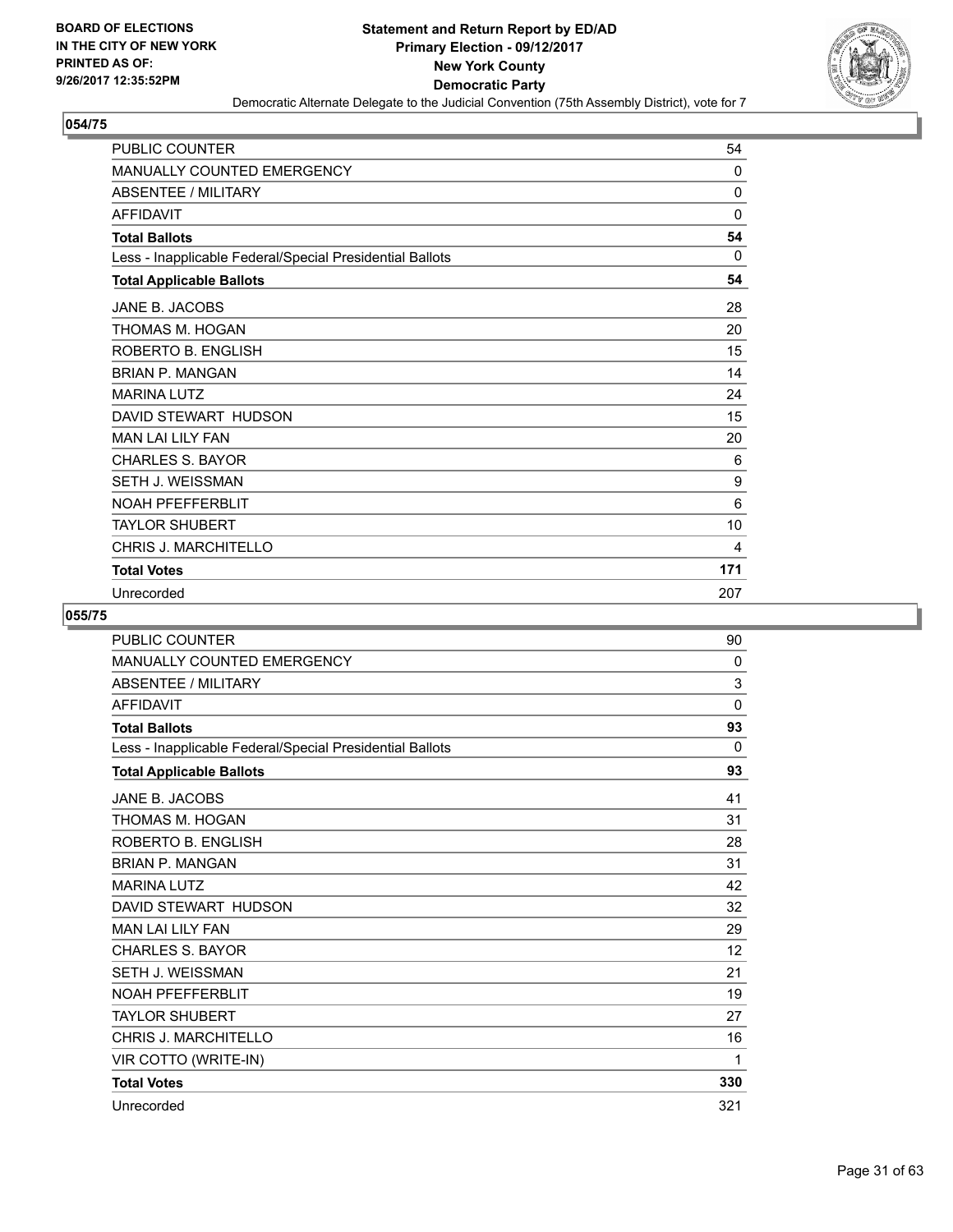BOARD OF ELECTIONS
IN THE CITY OF NEW YORK
PRINTED AS OF:
9/26/2017 12:35:52PM

# Statement and Return Report by ED/AD
## Primary Election - 09/12/2017
## New York County
## Democratic Party

Democratic Alternate Delegate to the Judicial Convention (75th Assembly District), vote for 7

### 054/75

| | |
|---|---|
| PUBLIC COUNTER | 54 |
| MANUALLY COUNTED EMERGENCY | 0 |
| ABSENTEE / MILITARY | 0 |
| AFFIDAVIT | 0 |
| **Total Ballots** | **54** |
| Less - Inapplicable Federal/Special Presidential Ballots | 0 |
| **Total Applicable Ballots** | **54** |
| JANE B. JACOBS | 28 |
| THOMAS M. HOGAN | 20 |
| ROBERTO B. ENGLISH | 15 |
| BRIAN P. MANGAN | 14 |
| MARINA LUTZ | 24 |
| DAVID STEWART HUDSON | 15 |
| MAN LAI LILY FAN | 20 |
| CHARLES S. BAYOR | 6 |
| SETH J. WEISSMAN | 9 |
| NOAH PFEFFERBLIT | 6 |
| TAYLOR SHUBERT | 10 |
| CHRIS J. MARCHITELLO | 4 |
| **Total Votes** | **171** |
| Unrecorded | 207 |

### 055/75

| | |
|---|---|
| PUBLIC COUNTER | 90 |
| MANUALLY COUNTED EMERGENCY | 0 |
| ABSENTEE / MILITARY | 3 |
| AFFIDAVIT | 0 |
| **Total Ballots** | **93** |
| Less - Inapplicable Federal/Special Presidential Ballots | 0 |
| **Total Applicable Ballots** | **93** |
| JANE B. JACOBS | 41 |
| THOMAS M. HOGAN | 31 |
| ROBERTO B. ENGLISH | 28 |
| BRIAN P. MANGAN | 31 |
| MARINA LUTZ | 42 |
| DAVID STEWART HUDSON | 32 |
| MAN LAI LILY FAN | 29 |
| CHARLES S. BAYOR | 12 |
| SETH J. WEISSMAN | 21 |
| NOAH PFEFFERBLIT | 19 |
| TAYLOR SHUBERT | 27 |
| CHRIS J. MARCHITELLO | 16 |
| VIR COTTO (WRITE-IN) | 1 |
| **Total Votes** | **330** |
| Unrecorded | 321 |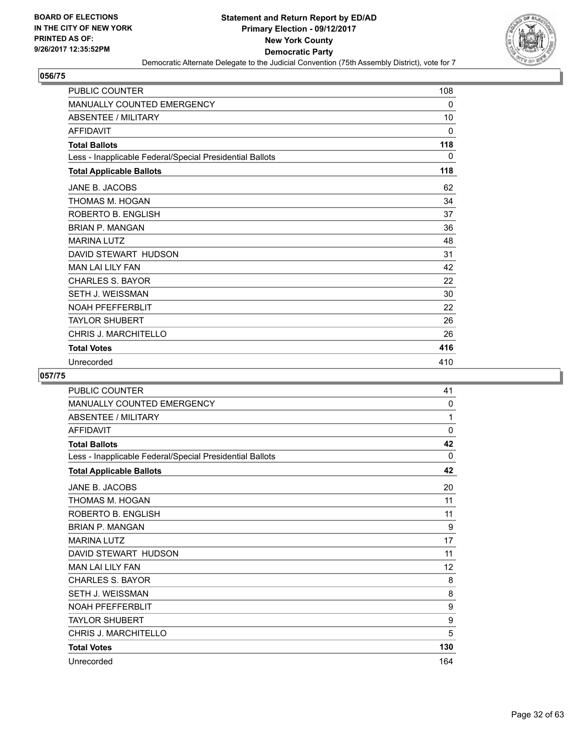BOARD OF ELECTIONS
IN THE CITY OF NEW YORK
PRINTED AS OF:
9/26/2017 12:35:52PM

**Statement and Return Report by ED/AD**
**Primary Election - 09/12/2017**
**New York County**
**Democratic Party**
Democratic Alternate Delegate to the Judicial Convention (75th Assembly District), vote for 7

## 056/75

| | |
|---|---|
| PUBLIC COUNTER | 108 |
| MANUALLY COUNTED EMERGENCY | 0 |
| ABSENTEE / MILITARY | 10 |
| AFFIDAVIT | 0 |
| **Total Ballots** | **118** |
| Less - Inapplicable Federal/Special Presidential Ballots | 0 |
| **Total Applicable Ballots** | **118** |
| JANE B. JACOBS | 62 |
| THOMAS M. HOGAN | 34 |
| ROBERTO B. ENGLISH | 37 |
| BRIAN P. MANGAN | 36 |
| MARINA LUTZ | 48 |
| DAVID STEWART HUDSON | 31 |
| MAN LAI LILY FAN | 42 |
| CHARLES S. BAYOR | 22 |
| SETH J. WEISSMAN | 30 |
| NOAH PFEFFERBLIT | 22 |
| TAYLOR SHUBERT | 26 |
| CHRIS J. MARCHITELLO | 26 |
| **Total Votes** | **416** |
| Unrecorded | 410 |

## 057/75

| | |
|---|---|
| PUBLIC COUNTER | 41 |
| MANUALLY COUNTED EMERGENCY | 0 |
| ABSENTEE / MILITARY | 1 |
| AFFIDAVIT | 0 |
| **Total Ballots** | **42** |
| Less - Inapplicable Federal/Special Presidential Ballots | 0 |
| **Total Applicable Ballots** | **42** |
| JANE B. JACOBS | 20 |
| THOMAS M. HOGAN | 11 |
| ROBERTO B. ENGLISH | 11 |
| BRIAN P. MANGAN | 9 |
| MARINA LUTZ | 17 |
| DAVID STEWART HUDSON | 11 |
| MAN LAI LILY FAN | 12 |
| CHARLES S. BAYOR | 8 |
| SETH J. WEISSMAN | 8 |
| NOAH PFEFFERBLIT | 9 |
| TAYLOR SHUBERT | 9 |
| CHRIS J. MARCHITELLO | 5 |
| **Total Votes** | **130** |
| Unrecorded | 164 |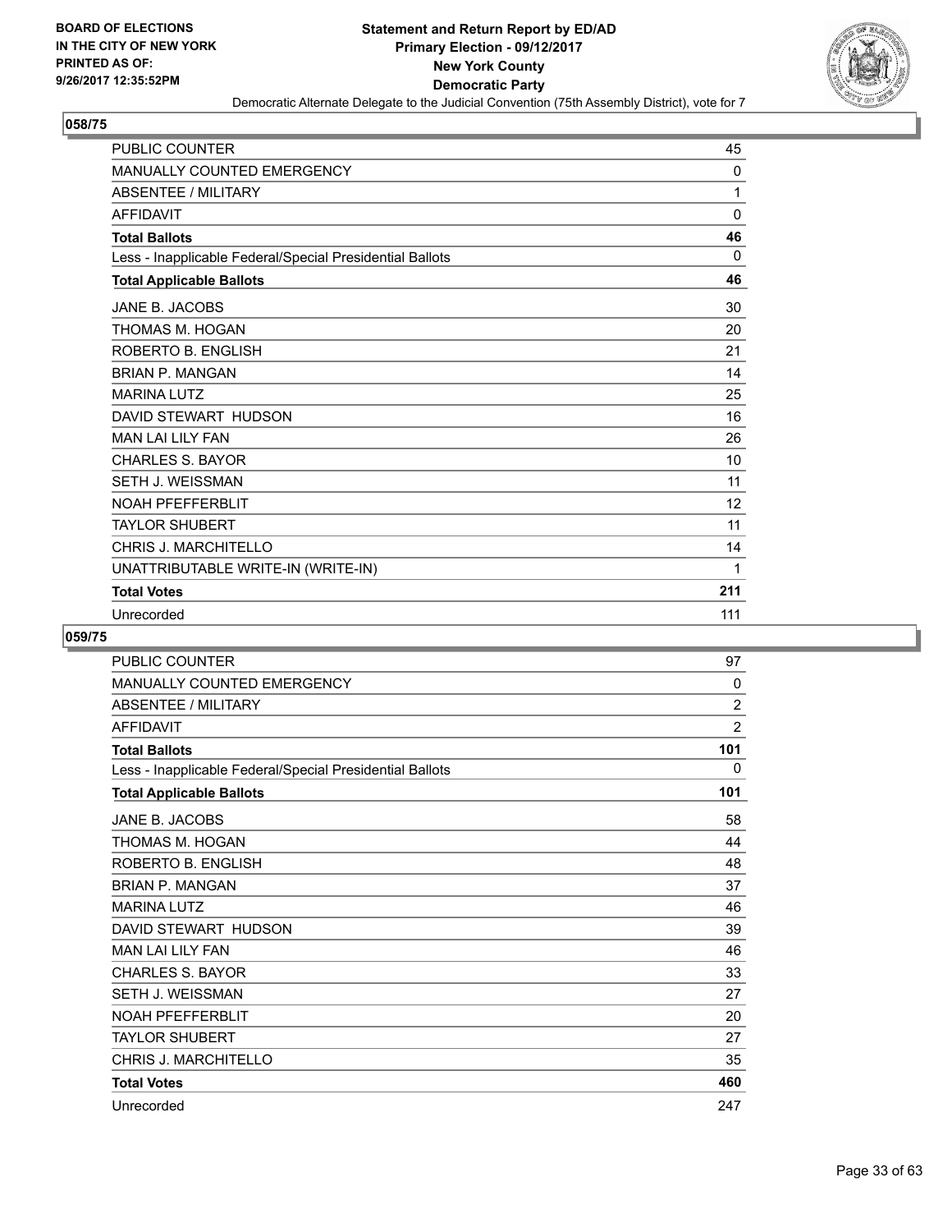BOARD OF ELECTIONS
IN THE CITY OF NEW YORK
PRINTED AS OF:
9/26/2017 12:35:52PM

**Statement and Return Report by ED/AD**
**Primary Election - 09/12/2017**
**New York County**
**Democratic Party**
Democratic Alternate Delegate to the Judicial Convention (75th Assembly District), vote for 7

## 058/75

| | |
|---|---|
| PUBLIC COUNTER | 45 |
| MANUALLY COUNTED EMERGENCY | 0 |
| ABSENTEE / MILITARY | 1 |
| AFFIDAVIT | 0 |
| **Total Ballots** | **46** |
| Less - Inapplicable Federal/Special Presidential Ballots | 0 |
| **Total Applicable Ballots** | **46** |
| JANE B. JACOBS | 30 |
| THOMAS M. HOGAN | 20 |
| ROBERTO B. ENGLISH | 21 |
| BRIAN P. MANGAN | 14 |
| MARINA LUTZ | 25 |
| DAVID STEWART HUDSON | 16 |
| MAN LAI LILY FAN | 26 |
| CHARLES S. BAYOR | 10 |
| SETH J. WEISSMAN | 11 |
| NOAH PFEFFERBLIT | 12 |
| TAYLOR SHUBERT | 11 |
| CHRIS J. MARCHITELLO | 14 |
| UNATTRIBUTABLE WRITE-IN (WRITE-IN) | 1 |
| **Total Votes** | **211** |
| Unrecorded | 111 |

## 059/75

| | |
|---|---|
| PUBLIC COUNTER | 97 |
| MANUALLY COUNTED EMERGENCY | 0 |
| ABSENTEE / MILITARY | 2 |
| AFFIDAVIT | 2 |
| **Total Ballots** | **101** |
| Less - Inapplicable Federal/Special Presidential Ballots | 0 |
| **Total Applicable Ballots** | **101** |
| JANE B. JACOBS | 58 |
| THOMAS M. HOGAN | 44 |
| ROBERTO B. ENGLISH | 48 |
| BRIAN P. MANGAN | 37 |
| MARINA LUTZ | 46 |
| DAVID STEWART HUDSON | 39 |
| MAN LAI LILY FAN | 46 |
| CHARLES S. BAYOR | 33 |
| SETH J. WEISSMAN | 27 |
| NOAH PFEFFERBLIT | 20 |
| TAYLOR SHUBERT | 27 |
| CHRIS J. MARCHITELLO | 35 |
| **Total Votes** | **460** |
| Unrecorded | 247 |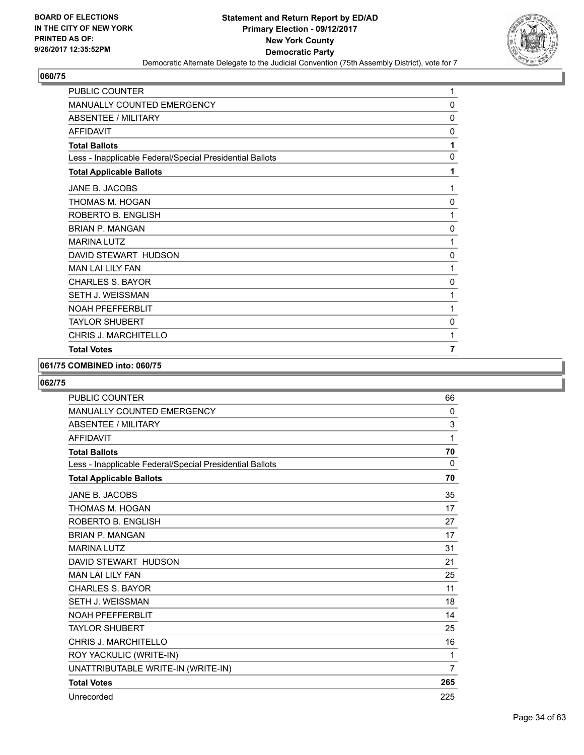**BOARD OF ELECTIONS IN THE CITY OF NEW YORK PRINTED AS OF: 9/26/2017 12:35:52PM**

# Statement and Return Report by ED/AD
## Primary Election - 09/12/2017
## New York County
## Democratic Party
### Democratic Alternate Delegate to the Judicial Convention (75th Assembly District), vote for 7

**060/75**

| | |
|---|---|
| PUBLIC COUNTER | 1 |
| MANUALLY COUNTED EMERGENCY | 0 |
| ABSENTEE / MILITARY | 0 |
| AFFIDAVIT | 0 |
| **Total Ballots** | **1** |
| Less - Inapplicable Federal/Special Presidential Ballots | 0 |
| **Total Applicable Ballots** | **1** |
| JANE B. JACOBS | 1 |
| THOMAS M. HOGAN | 0 |
| ROBERTO B. ENGLISH | 1 |
| BRIAN P. MANGAN | 0 |
| MARINA LUTZ | 1 |
| DAVID STEWART HUDSON | 0 |
| MAN LAI LILY FAN | 1 |
| CHARLES S. BAYOR | 0 |
| SETH J. WEISSMAN | 1 |
| NOAH PFEFFERBLIT | 1 |
| TAYLOR SHUBERT | 0 |
| CHRIS J. MARCHITELLO | 1 |
| **Total Votes** | **7** |

**061/75 COMBINED into: 060/75**

**062/75**

| | |
|---|---|
| PUBLIC COUNTER | 66 |
| MANUALLY COUNTED EMERGENCY | 0 |
| ABSENTEE / MILITARY | 3 |
| AFFIDAVIT | 1 |
| **Total Ballots** | **70** |
| Less - Inapplicable Federal/Special Presidential Ballots | 0 |
| **Total Applicable Ballots** | **70** |
| JANE B. JACOBS | 35 |
| THOMAS M. HOGAN | 17 |
| ROBERTO B. ENGLISH | 27 |
| BRIAN P. MANGAN | 17 |
| MARINA LUTZ | 31 |
| DAVID STEWART HUDSON | 21 |
| MAN LAI LILY FAN | 25 |
| CHARLES S. BAYOR | 11 |
| SETH J. WEISSMAN | 18 |
| NOAH PFEFFERBLIT | 14 |
| TAYLOR SHUBERT | 25 |
| CHRIS J. MARCHITELLO | 16 |
| ROY YACKULIC (WRITE-IN) | 1 |
| UNATTRIBUTABLE WRITE-IN (WRITE-IN) | 7 |
| **Total Votes** | **265** |
| Unrecorded | 225 |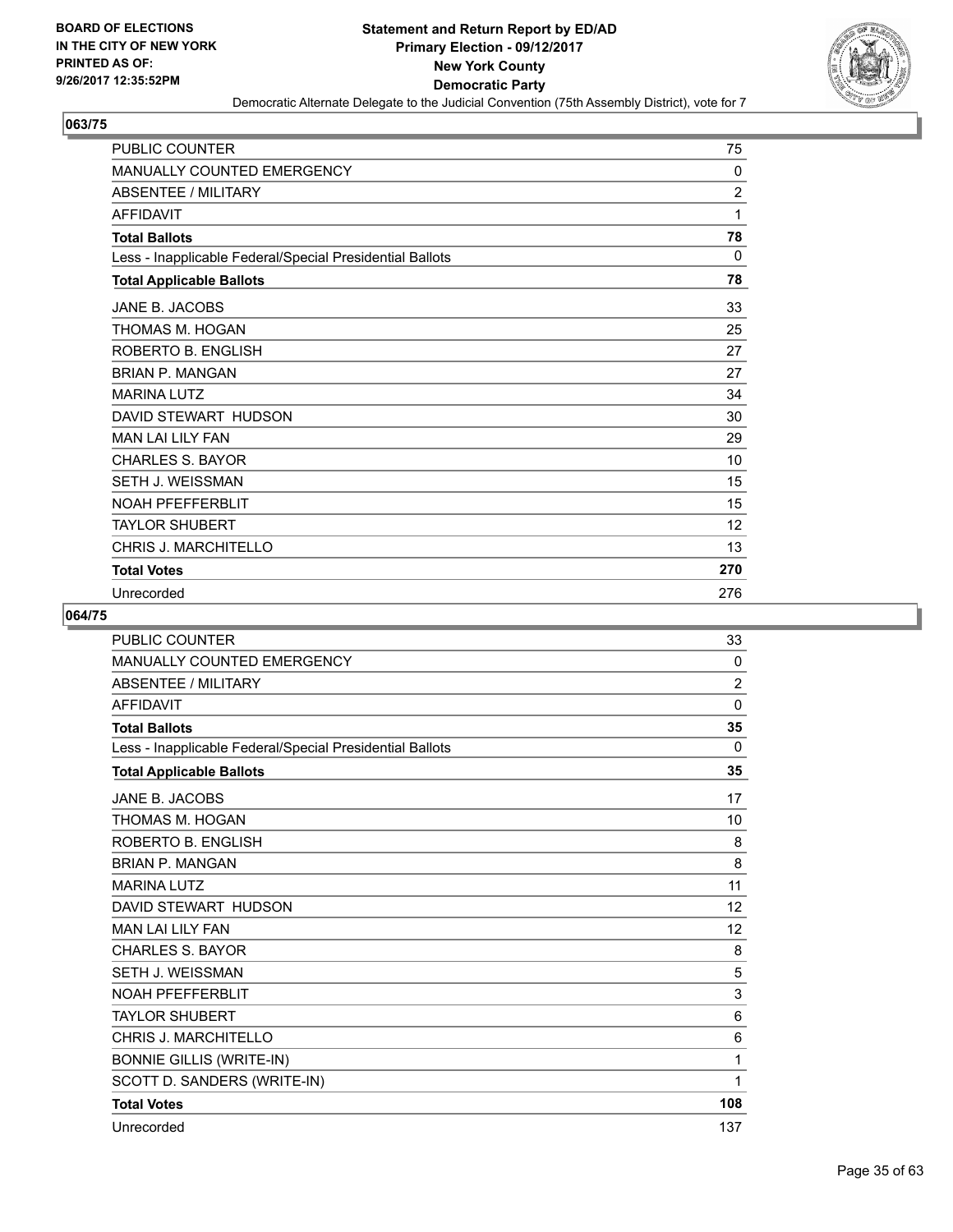## 063/75

| | |
|---|---|
| PUBLIC COUNTER | 75 |
| MANUALLY COUNTED EMERGENCY | 0 |
| ABSENTEE / MILITARY | 2 |
| AFFIDAVIT | 1 |
| **Total Ballots** | **78** |
| Less - Inapplicable Federal/Special Presidential Ballots | 0 |
| **Total Applicable Ballots** | **78** |
| JANE B. JACOBS | 33 |
| THOMAS M. HOGAN | 25 |
| ROBERTO B. ENGLISH | 27 |
| BRIAN P. MANGAN | 27 |
| MARINA LUTZ | 34 |
| DAVID STEWART HUDSON | 30 |
| MAN LAI LILY FAN | 29 |
| CHARLES S. BAYOR | 10 |
| SETH J. WEISSMAN | 15 |
| NOAH PFEFFERBLIT | 15 |
| TAYLOR SHUBERT | 12 |
| CHRIS J. MARCHITELLO | 13 |
| **Total Votes** | **270** |
| Unrecorded | 276 |

## 064/75

| | |
|---|---|
| PUBLIC COUNTER | 33 |
| MANUALLY COUNTED EMERGENCY | 0 |
| ABSENTEE / MILITARY | 2 |
| AFFIDAVIT | 0 |
| **Total Ballots** | **35** |
| Less - Inapplicable Federal/Special Presidential Ballots | 0 |
| **Total Applicable Ballots** | **35** |
| JANE B. JACOBS | 17 |
| THOMAS M. HOGAN | 10 |
| ROBERTO B. ENGLISH | 8 |
| BRIAN P. MANGAN | 8 |
| MARINA LUTZ | 11 |
| DAVID STEWART HUDSON | 12 |
| MAN LAI LILY FAN | 12 |
| CHARLES S. BAYOR | 8 |
| SETH J. WEISSMAN | 5 |
| NOAH PFEFFERBLIT | 3 |
| TAYLOR SHUBERT | 6 |
| CHRIS J. MARCHITELLO | 6 |
| BONNIE GILLIS (WRITE-IN) | 1 |
| SCOTT D. SANDERS (WRITE-IN) | 1 |
| **Total Votes** | **108** |
| Unrecorded | 137 |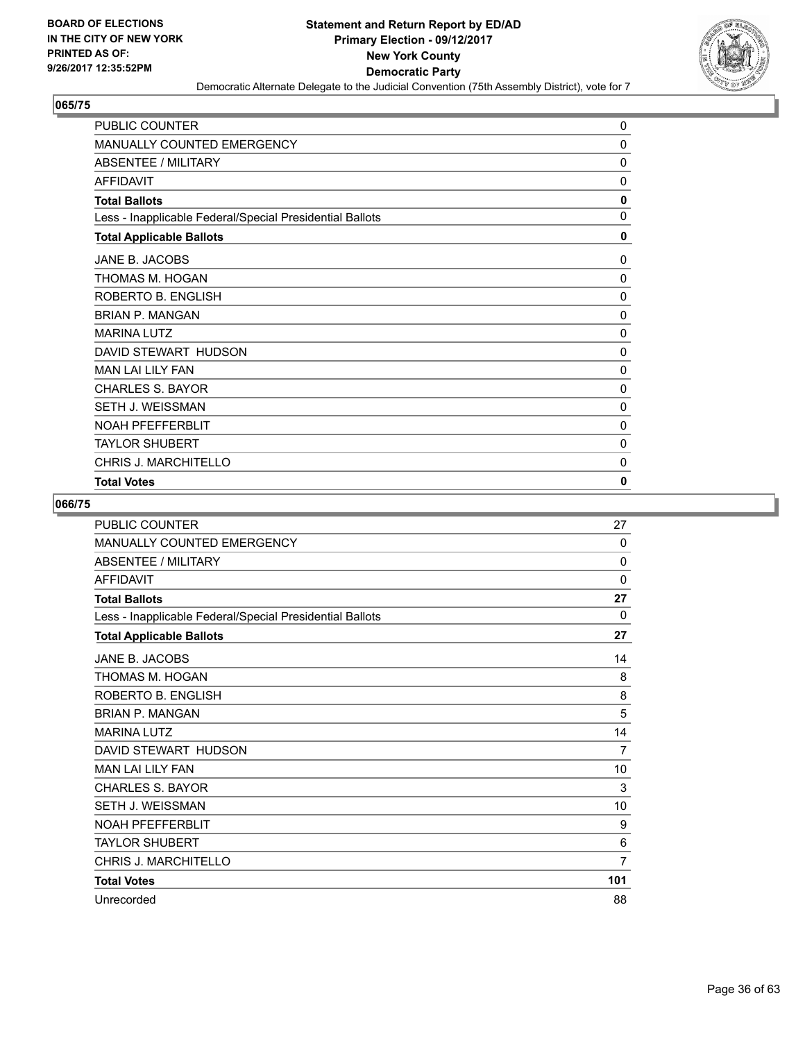BOARD OF ELECTIONS
IN THE CITY OF NEW YORK
PRINTED AS OF:
9/26/2017 12:35:52PM

**Statement and Return Report by ED/AD**
**Primary Election - 09/12/2017**
**New York County**
**Democratic Party**
Democratic Alternate Delegate to the Judicial Convention (75th Assembly District), vote for 7

## 065/75

| | |
|---|---|
| PUBLIC COUNTER | 0 |
| MANUALLY COUNTED EMERGENCY | 0 |
| ABSENTEE / MILITARY | 0 |
| AFFIDAVIT | 0 |
| **Total Ballots** | **0** |
| Less - Inapplicable Federal/Special Presidential Ballots | 0 |
| **Total Applicable Ballots** | **0** |
| JANE B. JACOBS | 0 |
| THOMAS M. HOGAN | 0 |
| ROBERTO B. ENGLISH | 0 |
| BRIAN P. MANGAN | 0 |
| MARINA LUTZ | 0 |
| DAVID STEWART HUDSON | 0 |
| MAN LAI LILY FAN | 0 |
| CHARLES S. BAYOR | 0 |
| SETH J. WEISSMAN | 0 |
| NOAH PFEFFERBLIT | 0 |
| TAYLOR SHUBERT | 0 |
| CHRIS J. MARCHITELLO | 0 |
| **Total Votes** | **0** |

## 066/75

| | |
|---|---|
| PUBLIC COUNTER | 27 |
| MANUALLY COUNTED EMERGENCY | 0 |
| ABSENTEE / MILITARY | 0 |
| AFFIDAVIT | 0 |
| **Total Ballots** | **27** |
| Less - Inapplicable Federal/Special Presidential Ballots | 0 |
| **Total Applicable Ballots** | **27** |
| JANE B. JACOBS | 14 |
| THOMAS M. HOGAN | 8 |
| ROBERTO B. ENGLISH | 8 |
| BRIAN P. MANGAN | 5 |
| MARINA LUTZ | 14 |
| DAVID STEWART HUDSON | 7 |
| MAN LAI LILY FAN | 10 |
| CHARLES S. BAYOR | 3 |
| SETH J. WEISSMAN | 10 |
| NOAH PFEFFERBLIT | 9 |
| TAYLOR SHUBERT | 6 |
| CHRIS J. MARCHITELLO | 7 |
| **Total Votes** | **101** |
| Unrecorded | 88 |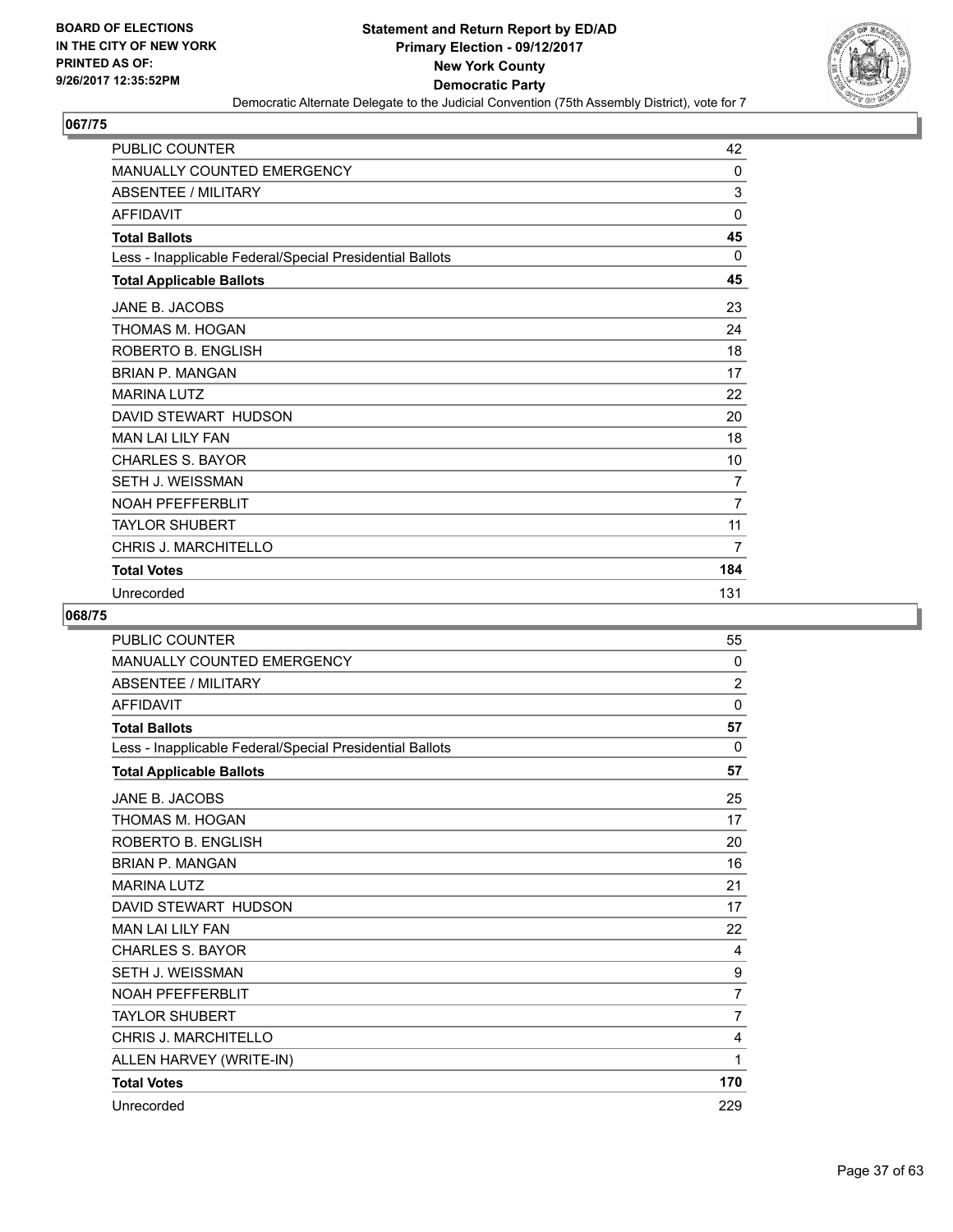BOARD OF ELECTIONS
IN THE CITY OF NEW YORK
PRINTED AS OF:
9/26/2017 12:35:52PM

# Statement and Return Report by ED/AD
## Primary Election - 09/12/2017
## New York County
## Democratic Party
### Democratic Alternate Delegate to the Judicial Convention (75th Assembly District), vote for 7

**067/75**

| | |
|---|---|
| PUBLIC COUNTER | 42 |
| MANUALLY COUNTED EMERGENCY | 0 |
| ABSENTEE / MILITARY | 3 |
| AFFIDAVIT | 0 |
| **Total Ballots** | **45** |
| Less - Inapplicable Federal/Special Presidential Ballots | 0 |
| **Total Applicable Ballots** | **45** |
| JANE B. JACOBS | 23 |
| THOMAS M. HOGAN | 24 |
| ROBERTO B. ENGLISH | 18 |
| BRIAN P. MANGAN | 17 |
| MARINA LUTZ | 22 |
| DAVID STEWART HUDSON | 20 |
| MAN LAI LILY FAN | 18 |
| CHARLES S. BAYOR | 10 |
| SETH J. WEISSMAN | 7 |
| NOAH PFEFFERBLIT | 7 |
| TAYLOR SHUBERT | 11 |
| CHRIS J. MARCHITELLO | 7 |
| **Total Votes** | **184** |
| Unrecorded | 131 |

**068/75**

| | |
|---|---|
| PUBLIC COUNTER | 55 |
| MANUALLY COUNTED EMERGENCY | 0 |
| ABSENTEE / MILITARY | 2 |
| AFFIDAVIT | 0 |
| **Total Ballots** | **57** |
| Less - Inapplicable Federal/Special Presidential Ballots | 0 |
| **Total Applicable Ballots** | **57** |
| JANE B. JACOBS | 25 |
| THOMAS M. HOGAN | 17 |
| ROBERTO B. ENGLISH | 20 |
| BRIAN P. MANGAN | 16 |
| MARINA LUTZ | 21 |
| DAVID STEWART HUDSON | 17 |
| MAN LAI LILY FAN | 22 |
| CHARLES S. BAYOR | 4 |
| SETH J. WEISSMAN | 9 |
| NOAH PFEFFERBLIT | 7 |
| TAYLOR SHUBERT | 7 |
| CHRIS J. MARCHITELLO | 4 |
| ALLEN HARVEY (WRITE-IN) | 1 |
| **Total Votes** | **170** |
| Unrecorded | 229 |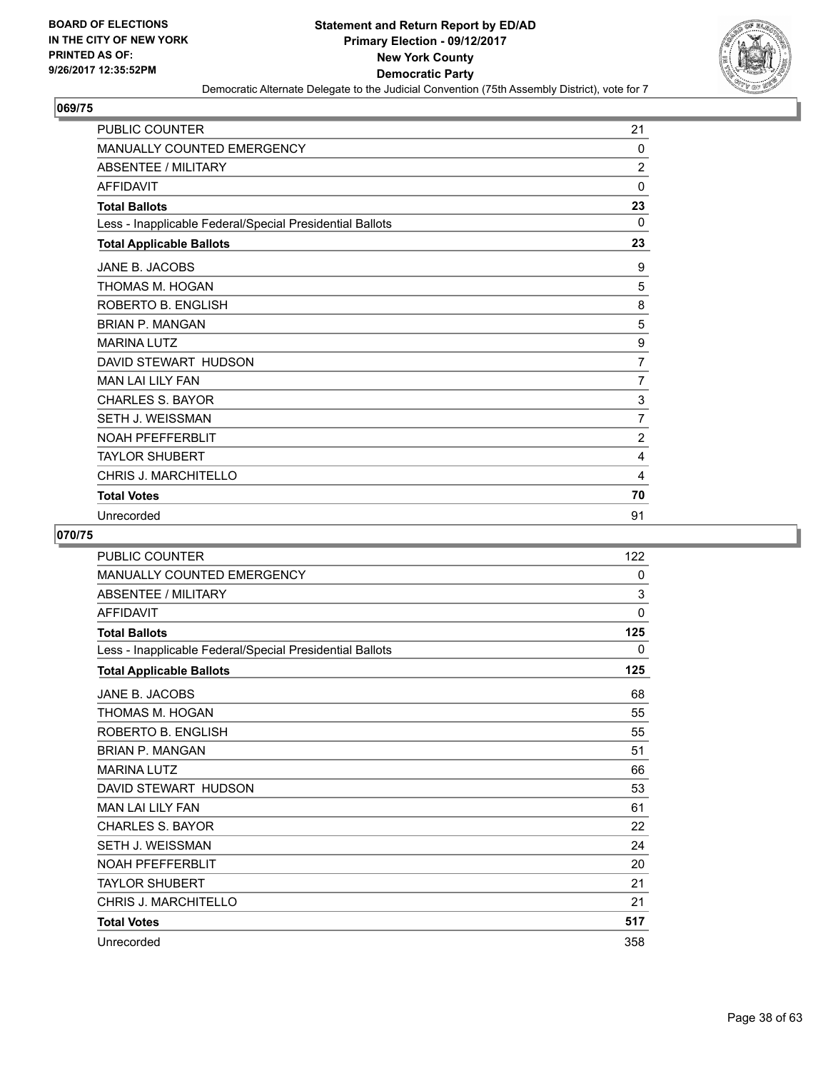BOARD OF ELECTIONS
IN THE CITY OF NEW YORK
PRINTED AS OF:
9/26/2017 12:35:52PM

**Statement and Return Report by ED/AD**
**Primary Election - 09/12/2017**
**New York County**
**Democratic Party**
Democratic Alternate Delegate to the Judicial Convention (75th Assembly District), vote for 7

## 069/75

| | |
|---|---|
| PUBLIC COUNTER | 21 |
| MANUALLY COUNTED EMERGENCY | 0 |
| ABSENTEE / MILITARY | 2 |
| AFFIDAVIT | 0 |
| **Total Ballots** | **23** |
| Less - Inapplicable Federal/Special Presidential Ballots | 0 |
| **Total Applicable Ballots** | **23** |
| JANE B. JACOBS | 9 |
| THOMAS M. HOGAN | 5 |
| ROBERTO B. ENGLISH | 8 |
| BRIAN P. MANGAN | 5 |
| MARINA LUTZ | 9 |
| DAVID STEWART HUDSON | 7 |
| MAN LAI LILY FAN | 7 |
| CHARLES S. BAYOR | 3 |
| SETH J. WEISSMAN | 7 |
| NOAH PFEFFERBLIT | 2 |
| TAYLOR SHUBERT | 4 |
| CHRIS J. MARCHITELLO | 4 |
| **Total Votes** | **70** |
| Unrecorded | 91 |

## 070/75

| | |
|---|---|
| PUBLIC COUNTER | 122 |
| MANUALLY COUNTED EMERGENCY | 0 |
| ABSENTEE / MILITARY | 3 |
| AFFIDAVIT | 0 |
| **Total Ballots** | **125** |
| Less - Inapplicable Federal/Special Presidential Ballots | 0 |
| **Total Applicable Ballots** | **125** |
| JANE B. JACOBS | 68 |
| THOMAS M. HOGAN | 55 |
| ROBERTO B. ENGLISH | 55 |
| BRIAN P. MANGAN | 51 |
| MARINA LUTZ | 66 |
| DAVID STEWART HUDSON | 53 |
| MAN LAI LILY FAN | 61 |
| CHARLES S. BAYOR | 22 |
| SETH J. WEISSMAN | 24 |
| NOAH PFEFFERBLIT | 20 |
| TAYLOR SHUBERT | 21 |
| CHRIS J. MARCHITELLO | 21 |
| **Total Votes** | **517** |
| Unrecorded | 358 |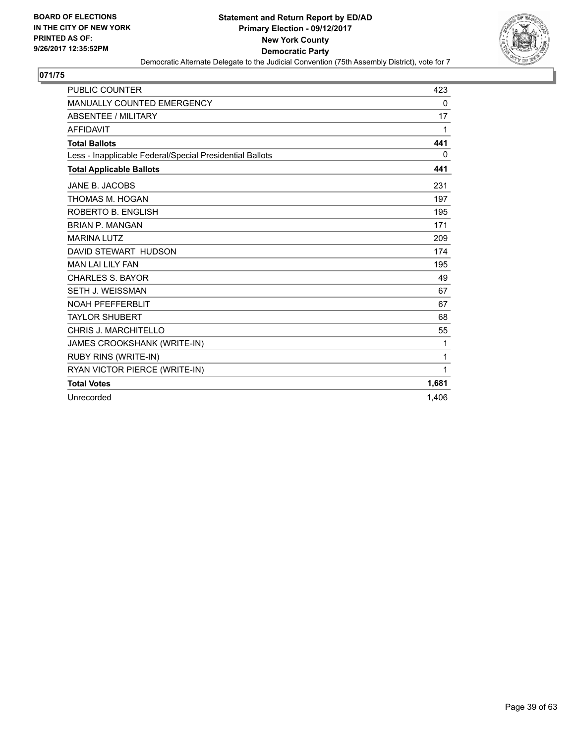BOARD OF ELECTIONS
IN THE CITY OF NEW YORK
PRINTED AS OF:
9/26/2017 12:35:52PM

**Statement and Return Report by ED/AD**
**Primary Election - 09/12/2017**
**New York County**
**Democratic Party**
Democratic Alternate Delegate to the Judicial Convention (75th Assembly District), vote for 7

## 071/75

| | |
|---|---|
| PUBLIC COUNTER | 423 |
| MANUALLY COUNTED EMERGENCY | 0 |
| ABSENTEE / MILITARY | 17 |
| AFFIDAVIT | 1 |
| **Total Ballots** | **441** |
| Less - Inapplicable Federal/Special Presidential Ballots | 0 |
| **Total Applicable Ballots** | **441** |
| JANE B. JACOBS | 231 |
| THOMAS M. HOGAN | 197 |
| ROBERTO B. ENGLISH | 195 |
| BRIAN P. MANGAN | 171 |
| MARINA LUTZ | 209 |
| DAVID STEWART HUDSON | 174 |
| MAN LAI LILY FAN | 195 |
| CHARLES S. BAYOR | 49 |
| SETH J. WEISSMAN | 67 |
| NOAH PFEFFERBLIT | 67 |
| TAYLOR SHUBERT | 68 |
| CHRIS J. MARCHITELLO | 55 |
| JAMES CROOKSHANK (WRITE-IN) | 1 |
| RUBY RINS (WRITE-IN) | 1 |
| RYAN VICTOR PIERCE (WRITE-IN) | 1 |
| **Total Votes** | **1,681** |
| Unrecorded | 1,406 |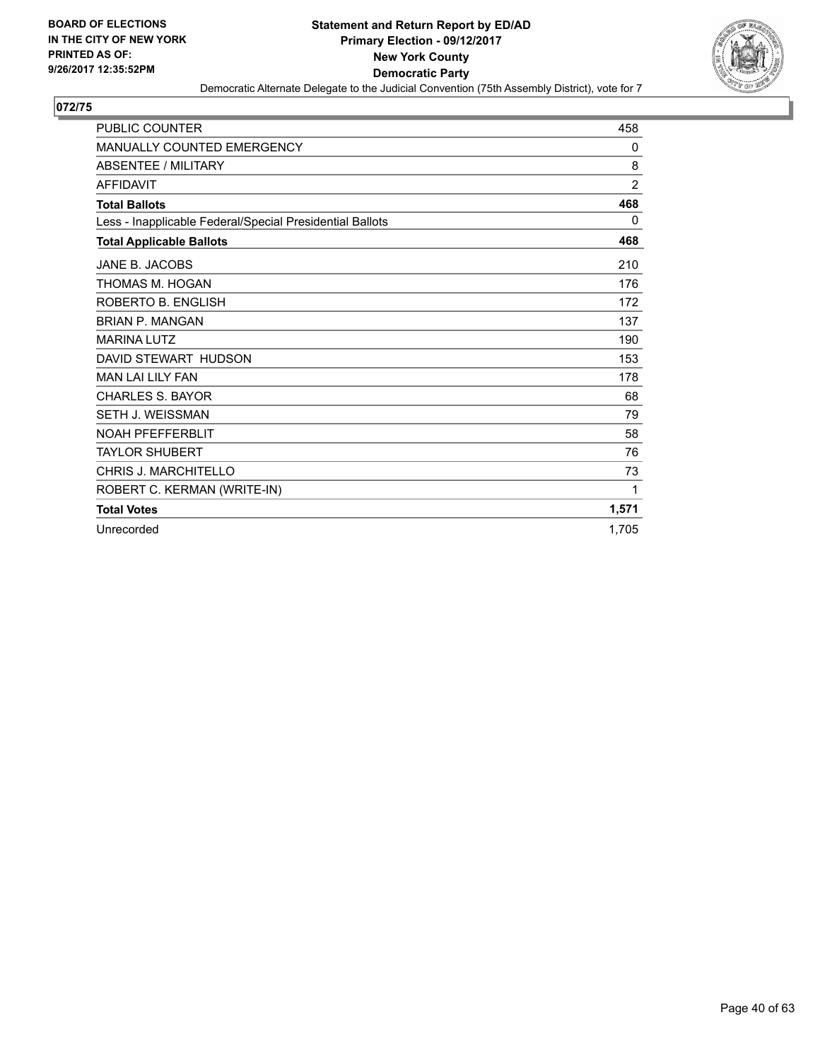BOARD OF ELECTIONS
IN THE CITY OF NEW YORK
PRINTED AS OF:
9/26/2017 12:35:52PM

**Statement and Return Report by ED/AD**
**Primary Election - 09/12/2017**
**New York County**
**Democratic Party**
Democratic Alternate Delegate to the Judicial Convention (75th Assembly District), vote for 7

## 072/75

| | |
|---|---|
| PUBLIC COUNTER | 458 |
| MANUALLY COUNTED EMERGENCY | 0 |
| ABSENTEE / MILITARY | 8 |
| AFFIDAVIT | 2 |
| **Total Ballots** | **468** |
| Less - Inapplicable Federal/Special Presidential Ballots | 0 |
| **Total Applicable Ballots** | **468** |
| JANE B. JACOBS | 210 |
| THOMAS M. HOGAN | 176 |
| ROBERTO B. ENGLISH | 172 |
| BRIAN P. MANGAN | 137 |
| MARINA LUTZ | 190 |
| DAVID STEWART HUDSON | 153 |
| MAN LAI LILY FAN | 178 |
| CHARLES S. BAYOR | 68 |
| SETH J. WEISSMAN | 79 |
| NOAH PFEFFERBLIT | 58 |
| TAYLOR SHUBERT | 76 |
| CHRIS J. MARCHITELLO | 73 |
| ROBERT C. KERMAN (WRITE-IN) | 1 |
| **Total Votes** | **1,571** |
| Unrecorded | 1,705 |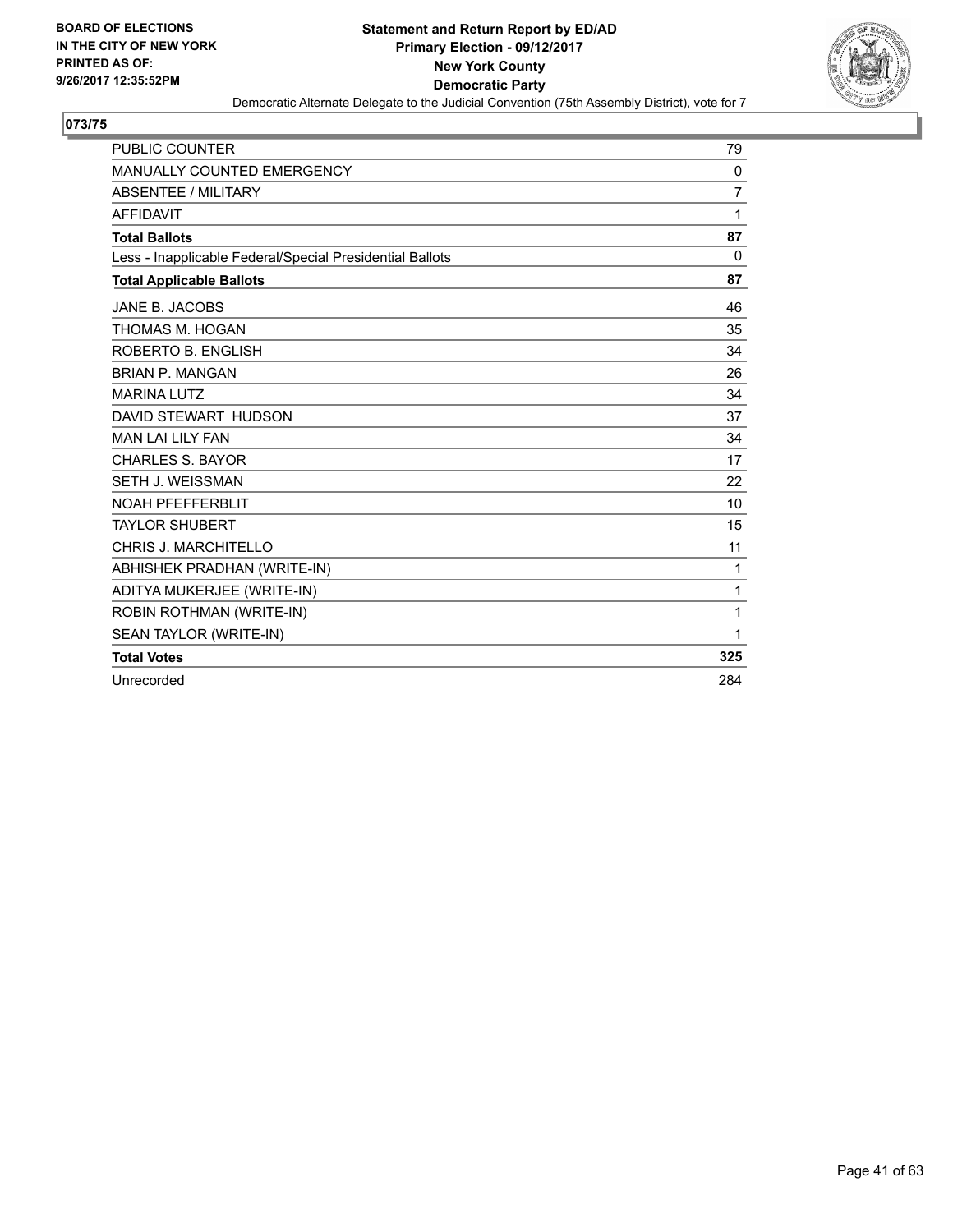BOARD OF ELECTIONS
IN THE CITY OF NEW YORK
PRINTED AS OF:
9/26/2017 12:35:52PM

**Statement and Return Report by ED/AD**
**Primary Election - 09/12/2017**
**New York County**
**Democratic Party**
Democratic Alternate Delegate to the Judicial Convention (75th Assembly District), vote for 7

## 073/75

| | |
|---|---|
| PUBLIC COUNTER | 79 |
| MANUALLY COUNTED EMERGENCY | 0 |
| ABSENTEE / MILITARY | 7 |
| AFFIDAVIT | 1 |
| **Total Ballots** | **87** |
| Less - Inapplicable Federal/Special Presidential Ballots | 0 |
| **Total Applicable Ballots** | **87** |
| JANE B. JACOBS | 46 |
| THOMAS M. HOGAN | 35 |
| ROBERTO B. ENGLISH | 34 |
| BRIAN P. MANGAN | 26 |
| MARINA LUTZ | 34 |
| DAVID STEWART HUDSON | 37 |
| MAN LAI LILY FAN | 34 |
| CHARLES S. BAYOR | 17 |
| SETH J. WEISSMAN | 22 |
| NOAH PFEFFERBLIT | 10 |
| TAYLOR SHUBERT | 15 |
| CHRIS J. MARCHITELLO | 11 |
| ABHISHEK PRADHAN (WRITE-IN) | 1 |
| ADITYA MUKERJEE (WRITE-IN) | 1 |
| ROBIN ROTHMAN (WRITE-IN) | 1 |
| SEAN TAYLOR (WRITE-IN) | 1 |
| **Total Votes** | **325** |
| Unrecorded | 284 |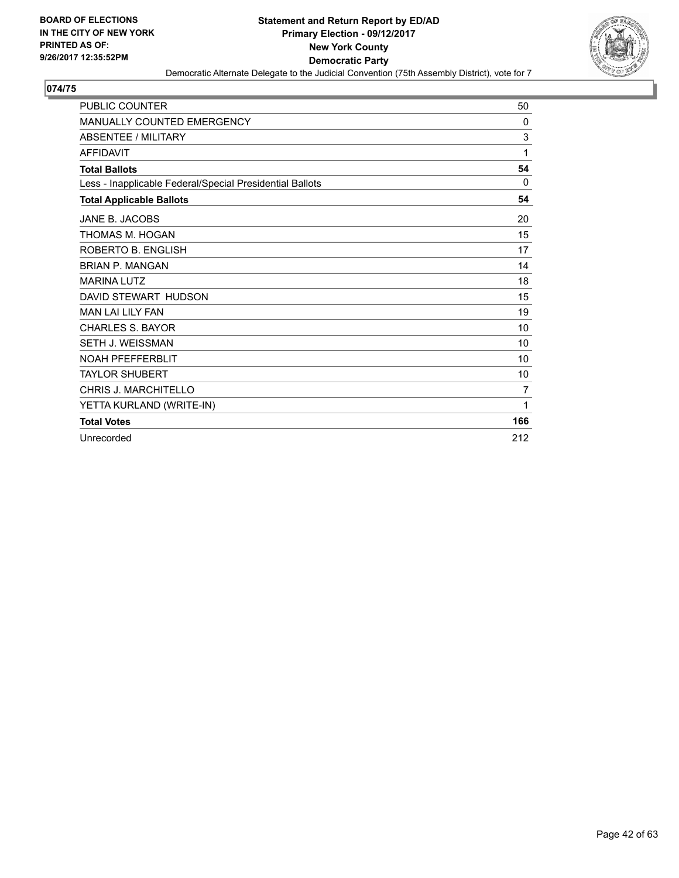**BOARD OF ELECTIONS IN THE CITY OF NEW YORK PRINTED AS OF: 9/26/2017 12:35:52PM**

**Statement and Return Report by ED/AD**
**Primary Election - 09/12/2017**
**New York County**
**Democratic Party**
Democratic Alternate Delegate to the Judicial Convention (75th Assembly District), vote for 7

**074/75**

| | |
|---|---|
| PUBLIC COUNTER | 50 |
| MANUALLY COUNTED EMERGENCY | 0 |
| ABSENTEE / MILITARY | 3 |
| AFFIDAVIT | 1 |
| **Total Ballots** | **54** |
| Less - Inapplicable Federal/Special Presidential Ballots | 0 |
| **Total Applicable Ballots** | **54** |
| JANE B. JACOBS | 20 |
| THOMAS M. HOGAN | 15 |
| ROBERTO B. ENGLISH | 17 |
| BRIAN P. MANGAN | 14 |
| MARINA LUTZ | 18 |
| DAVID STEWART HUDSON | 15 |
| MAN LAI LILY FAN | 19 |
| CHARLES S. BAYOR | 10 |
| SETH J. WEISSMAN | 10 |
| NOAH PFEFFERBLIT | 10 |
| TAYLOR SHUBERT | 10 |
| CHRIS J. MARCHITELLO | 7 |
| YETTA KURLAND (WRITE-IN) | 1 |
| **Total Votes** | **166** |
| Unrecorded | 212 |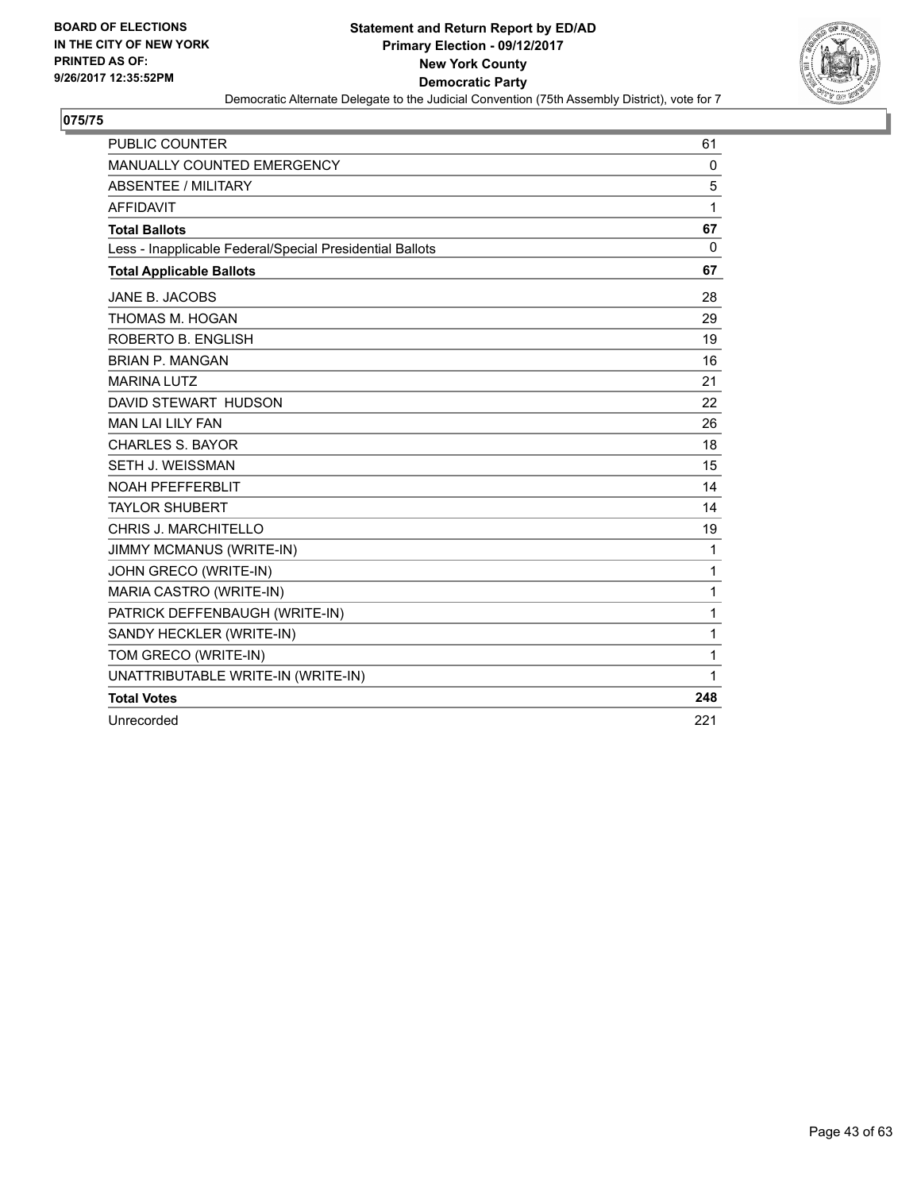**BOARD OF ELECTIONS**
**IN THE CITY OF NEW YORK**
**PRINTED AS OF:**
**9/26/2017 12:35:52PM**

**Statement and Return Report by ED/AD**
**Primary Election - 09/12/2017**
**New York County**
**Democratic Party**
Democratic Alternate Delegate to the Judicial Convention (75th Assembly District), vote for 7

## 075/75

| | |
|---|---|
| PUBLIC COUNTER | 61 |
| MANUALLY COUNTED EMERGENCY | 0 |
| ABSENTEE / MILITARY | 5 |
| AFFIDAVIT | 1 |
| **Total Ballots** | **67** |
| Less - Inapplicable Federal/Special Presidential Ballots | 0 |
| **Total Applicable Ballots** | **67** |
| JANE B. JACOBS | 28 |
| THOMAS M. HOGAN | 29 |
| ROBERTO B. ENGLISH | 19 |
| BRIAN P. MANGAN | 16 |
| MARINA LUTZ | 21 |
| DAVID STEWART HUDSON | 22 |
| MAN LAI LILY FAN | 26 |
| CHARLES S. BAYOR | 18 |
| SETH J. WEISSMAN | 15 |
| NOAH PFEFFERBLIT | 14 |
| TAYLOR SHUBERT | 14 |
| CHRIS J. MARCHITELLO | 19 |
| JIMMY MCMANUS (WRITE-IN) | 1 |
| JOHN GRECO (WRITE-IN) | 1 |
| MARIA CASTRO (WRITE-IN) | 1 |
| PATRICK DEFFENBAUGH (WRITE-IN) | 1 |
| SANDY HECKLER (WRITE-IN) | 1 |
| TOM GRECO (WRITE-IN) | 1 |
| UNATTRIBUTABLE WRITE-IN (WRITE-IN) | 1 |
| **Total Votes** | **248** |
| Unrecorded | 221 |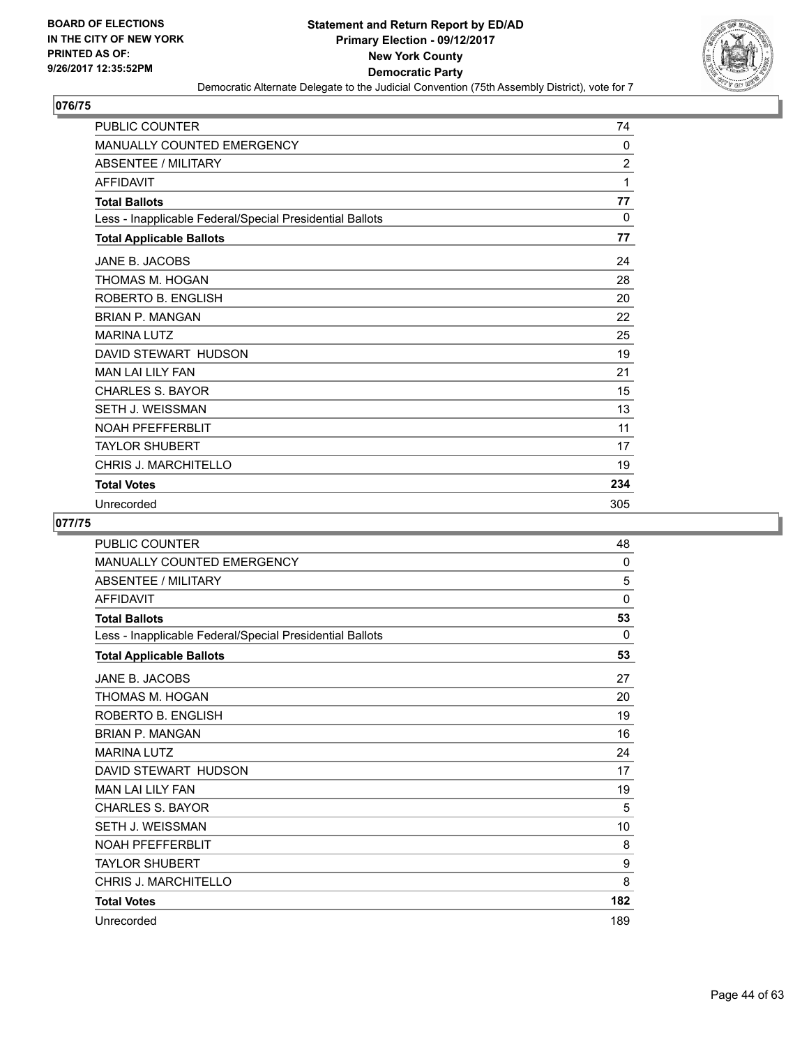BOARD OF ELECTIONS
IN THE CITY OF NEW YORK
PRINTED AS OF:
9/26/2017 12:35:52PM

# Statement and Return Report by ED/AD
## Primary Election - 09/12/2017
## New York County
## Democratic Party
Democratic Alternate Delegate to the Judicial Convention (75th Assembly District), vote for 7

### 076/75

| | |
|---|---|
| PUBLIC COUNTER | 74 |
| MANUALLY COUNTED EMERGENCY | 0 |
| ABSENTEE / MILITARY | 2 |
| AFFIDAVIT | 1 |
| **Total Ballots** | **77** |
| Less - Inapplicable Federal/Special Presidential Ballots | 0 |
| **Total Applicable Ballots** | **77** |
| JANE B. JACOBS | 24 |
| THOMAS M. HOGAN | 28 |
| ROBERTO B. ENGLISH | 20 |
| BRIAN P. MANGAN | 22 |
| MARINA LUTZ | 25 |
| DAVID STEWART HUDSON | 19 |
| MAN LAI LILY FAN | 21 |
| CHARLES S. BAYOR | 15 |
| SETH J. WEISSMAN | 13 |
| NOAH PFEFFERBLIT | 11 |
| TAYLOR SHUBERT | 17 |
| CHRIS J. MARCHITELLO | 19 |
| **Total Votes** | **234** |
| Unrecorded | 305 |

### 077/75

| | |
|---|---|
| PUBLIC COUNTER | 48 |
| MANUALLY COUNTED EMERGENCY | 0 |
| ABSENTEE / MILITARY | 5 |
| AFFIDAVIT | 0 |
| **Total Ballots** | **53** |
| Less - Inapplicable Federal/Special Presidential Ballots | 0 |
| **Total Applicable Ballots** | **53** |
| JANE B. JACOBS | 27 |
| THOMAS M. HOGAN | 20 |
| ROBERTO B. ENGLISH | 19 |
| BRIAN P. MANGAN | 16 |
| MARINA LUTZ | 24 |
| DAVID STEWART HUDSON | 17 |
| MAN LAI LILY FAN | 19 |
| CHARLES S. BAYOR | 5 |
| SETH J. WEISSMAN | 10 |
| NOAH PFEFFERBLIT | 8 |
| TAYLOR SHUBERT | 9 |
| CHRIS J. MARCHITELLO | 8 |
| **Total Votes** | **182** |
| Unrecorded | 189 |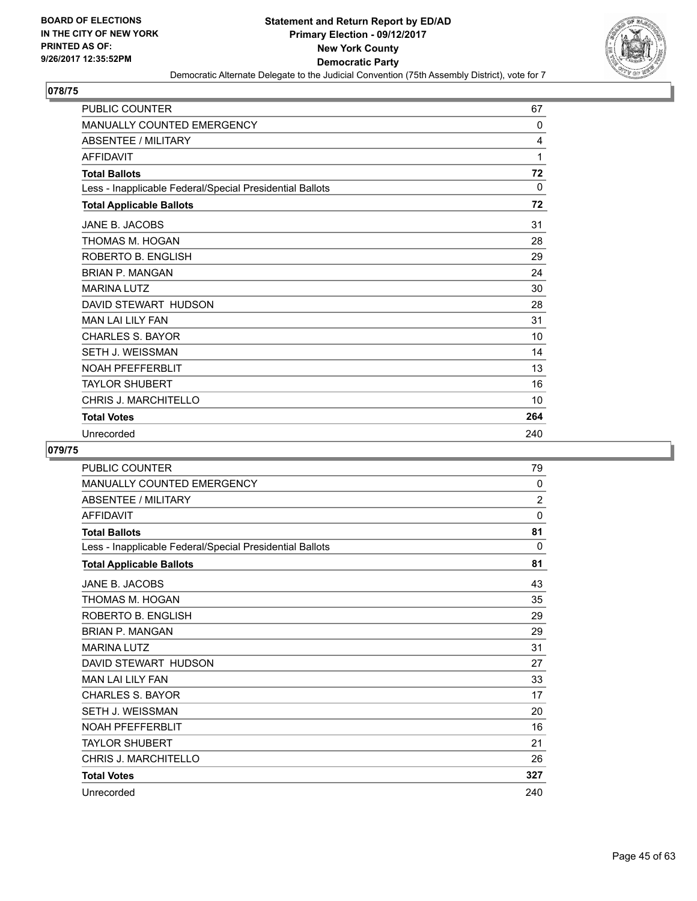BOARD OF ELECTIONS
IN THE CITY OF NEW YORK
PRINTED AS OF:
9/26/2017 12:35:52PM

# Statement and Return Report by ED/AD
## Primary Election - 09/12/2017
## New York County
## Democratic Party
### Democratic Alternate Delegate to the Judicial Convention (75th Assembly District), vote for 7

**078/75**

| | |
|---|---|
| PUBLIC COUNTER | 67 |
| MANUALLY COUNTED EMERGENCY | 0 |
| ABSENTEE / MILITARY | 4 |
| AFFIDAVIT | 1 |
| **Total Ballots** | **72** |
| Less - Inapplicable Federal/Special Presidential Ballots | 0 |
| **Total Applicable Ballots** | **72** |
| JANE B. JACOBS | 31 |
| THOMAS M. HOGAN | 28 |
| ROBERTO B. ENGLISH | 29 |
| BRIAN P. MANGAN | 24 |
| MARINA LUTZ | 30 |
| DAVID STEWART HUDSON | 28 |
| MAN LAI LILY FAN | 31 |
| CHARLES S. BAYOR | 10 |
| SETH J. WEISSMAN | 14 |
| NOAH PFEFFERBLIT | 13 |
| TAYLOR SHUBERT | 16 |
| CHRIS J. MARCHITELLO | 10 |
| **Total Votes** | **264** |
| Unrecorded | 240 |

**079/75**

| | |
|---|---|
| PUBLIC COUNTER | 79 |
| MANUALLY COUNTED EMERGENCY | 0 |
| ABSENTEE / MILITARY | 2 |
| AFFIDAVIT | 0 |
| **Total Ballots** | **81** |
| Less - Inapplicable Federal/Special Presidential Ballots | 0 |
| **Total Applicable Ballots** | **81** |
| JANE B. JACOBS | 43 |
| THOMAS M. HOGAN | 35 |
| ROBERTO B. ENGLISH | 29 |
| BRIAN P. MANGAN | 29 |
| MARINA LUTZ | 31 |
| DAVID STEWART HUDSON | 27 |
| MAN LAI LILY FAN | 33 |
| CHARLES S. BAYOR | 17 |
| SETH J. WEISSMAN | 20 |
| NOAH PFEFFERBLIT | 16 |
| TAYLOR SHUBERT | 21 |
| CHRIS J. MARCHITELLO | 26 |
| **Total Votes** | **327** |
| Unrecorded | 240 |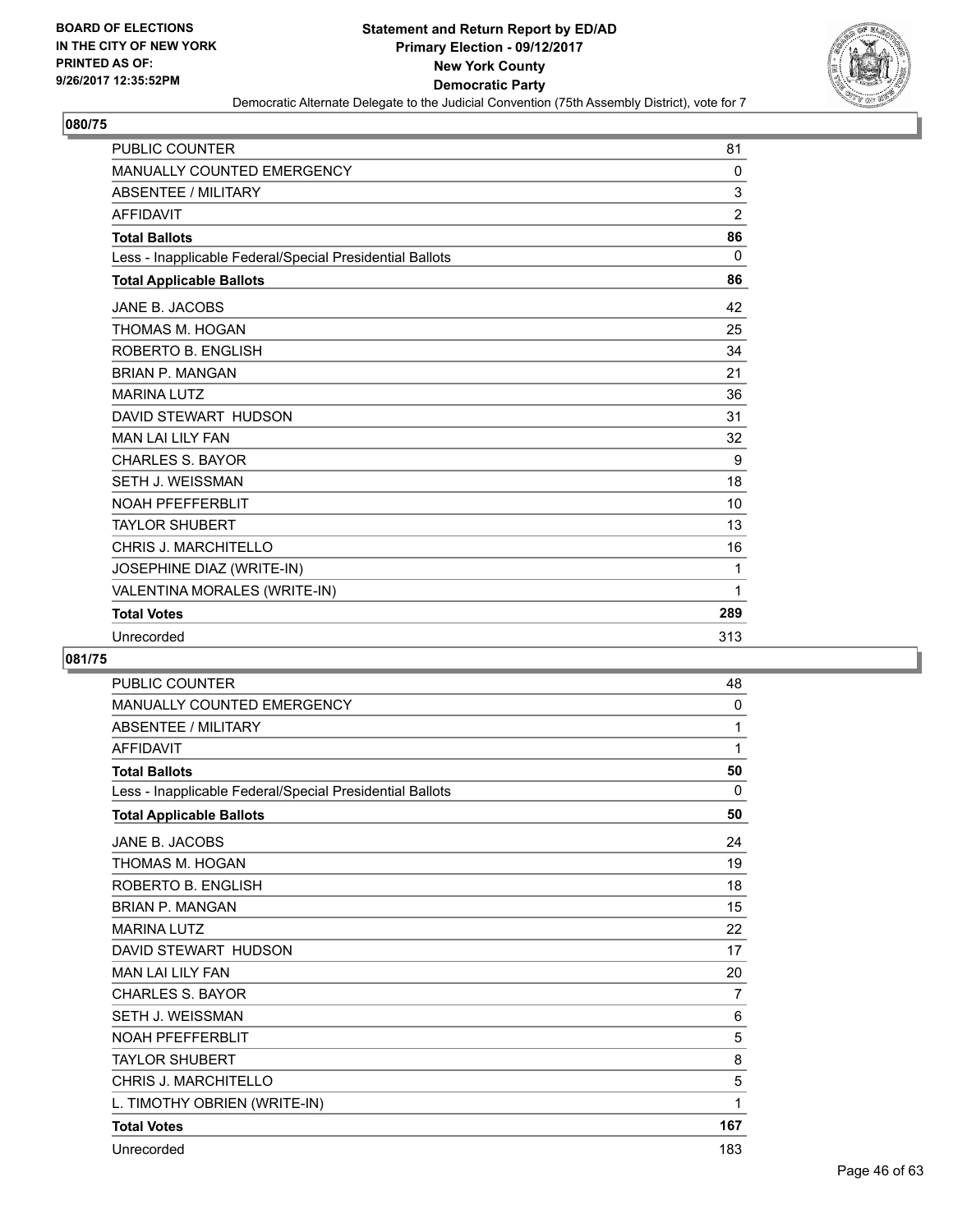BOARD OF ELECTIONS
IN THE CITY OF NEW YORK
PRINTED AS OF:
9/26/2017 12:35:52PM

# Statement and Return Report by ED/AD
## Primary Election - 09/12/2017
## New York County
## Democratic Party
### Democratic Alternate Delegate to the Judicial Convention (75th Assembly District), vote for 7

## 080/75

| | |
|---|---|
| PUBLIC COUNTER | 81 |
| MANUALLY COUNTED EMERGENCY | 0 |
| ABSENTEE / MILITARY | 3 |
| AFFIDAVIT | 2 |
| **Total Ballots** | **86** |
| Less - Inapplicable Federal/Special Presidential Ballots | 0 |
| **Total Applicable Ballots** | **86** |
| JANE B. JACOBS | 42 |
| THOMAS M. HOGAN | 25 |
| ROBERTO B. ENGLISH | 34 |
| BRIAN P. MANGAN | 21 |
| MARINA LUTZ | 36 |
| DAVID STEWART HUDSON | 31 |
| MAN LAI LILY FAN | 32 |
| CHARLES S. BAYOR | 9 |
| SETH J. WEISSMAN | 18 |
| NOAH PFEFFERBLIT | 10 |
| TAYLOR SHUBERT | 13 |
| CHRIS J. MARCHITELLO | 16 |
| JOSEPHINE DIAZ (WRITE-IN) | 1 |
| VALENTINA MORALES (WRITE-IN) | 1 |
| **Total Votes** | **289** |
| Unrecorded | 313 |

## 081/75

| | |
|---|---|
| PUBLIC COUNTER | 48 |
| MANUALLY COUNTED EMERGENCY | 0 |
| ABSENTEE / MILITARY | 1 |
| AFFIDAVIT | 1 |
| **Total Ballots** | **50** |
| Less - Inapplicable Federal/Special Presidential Ballots | 0 |
| **Total Applicable Ballots** | **50** |
| JANE B. JACOBS | 24 |
| THOMAS M. HOGAN | 19 |
| ROBERTO B. ENGLISH | 18 |
| BRIAN P. MANGAN | 15 |
| MARINA LUTZ | 22 |
| DAVID STEWART HUDSON | 17 |
| MAN LAI LILY FAN | 20 |
| CHARLES S. BAYOR | 7 |
| SETH J. WEISSMAN | 6 |
| NOAH PFEFFERBLIT | 5 |
| TAYLOR SHUBERT | 8 |
| CHRIS J. MARCHITELLO | 5 |
| L. TIMOTHY OBRIEN (WRITE-IN) | 1 |
| **Total Votes** | **167** |
| Unrecorded | 183 |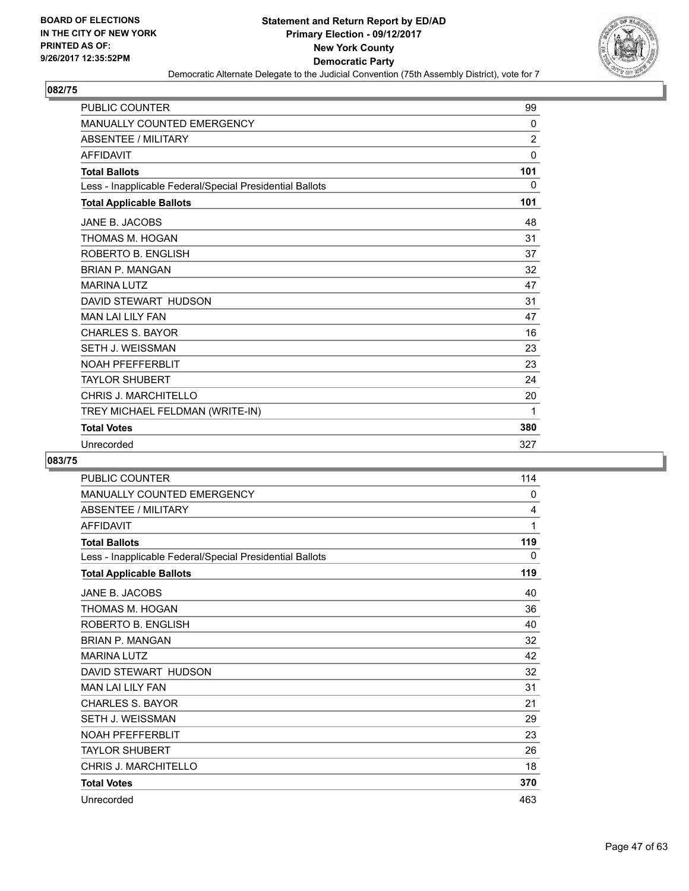**BOARD OF ELECTIONS IN THE CITY OF NEW YORK PRINTED AS OF: 9/26/2017 12:35:52PM**

**Statement and Return Report by ED/AD**
**Primary Election - 09/12/2017**
**New York County**
**Democratic Party**
Democratic Alternate Delegate to the Judicial Convention (75th Assembly District), vote for 7

## 082/75

| | |
|---|---|
| PUBLIC COUNTER | 99 |
| MANUALLY COUNTED EMERGENCY | 0 |
| ABSENTEE / MILITARY | 2 |
| AFFIDAVIT | 0 |
| **Total Ballots** | **101** |
| Less - Inapplicable Federal/Special Presidential Ballots | 0 |
| **Total Applicable Ballots** | **101** |
| JANE B. JACOBS | 48 |
| THOMAS M. HOGAN | 31 |
| ROBERTO B. ENGLISH | 37 |
| BRIAN P. MANGAN | 32 |
| MARINA LUTZ | 47 |
| DAVID STEWART HUDSON | 31 |
| MAN LAI LILY FAN | 47 |
| CHARLES S. BAYOR | 16 |
| SETH J. WEISSMAN | 23 |
| NOAH PFEFFERBLIT | 23 |
| TAYLOR SHUBERT | 24 |
| CHRIS J. MARCHITELLO | 20 |
| TREY MICHAEL FELDMAN (WRITE-IN) | 1 |
| **Total Votes** | **380** |
| Unrecorded | 327 |

## 083/75

| | |
|---|---|
| PUBLIC COUNTER | 114 |
| MANUALLY COUNTED EMERGENCY | 0 |
| ABSENTEE / MILITARY | 4 |
| AFFIDAVIT | 1 |
| **Total Ballots** | **119** |
| Less - Inapplicable Federal/Special Presidential Ballots | 0 |
| **Total Applicable Ballots** | **119** |
| JANE B. JACOBS | 40 |
| THOMAS M. HOGAN | 36 |
| ROBERTO B. ENGLISH | 40 |
| BRIAN P. MANGAN | 32 |
| MARINA LUTZ | 42 |
| DAVID STEWART HUDSON | 32 |
| MAN LAI LILY FAN | 31 |
| CHARLES S. BAYOR | 21 |
| SETH J. WEISSMAN | 29 |
| NOAH PFEFFERBLIT | 23 |
| TAYLOR SHUBERT | 26 |
| CHRIS J. MARCHITELLO | 18 |
| **Total Votes** | **370** |
| Unrecorded | 463 |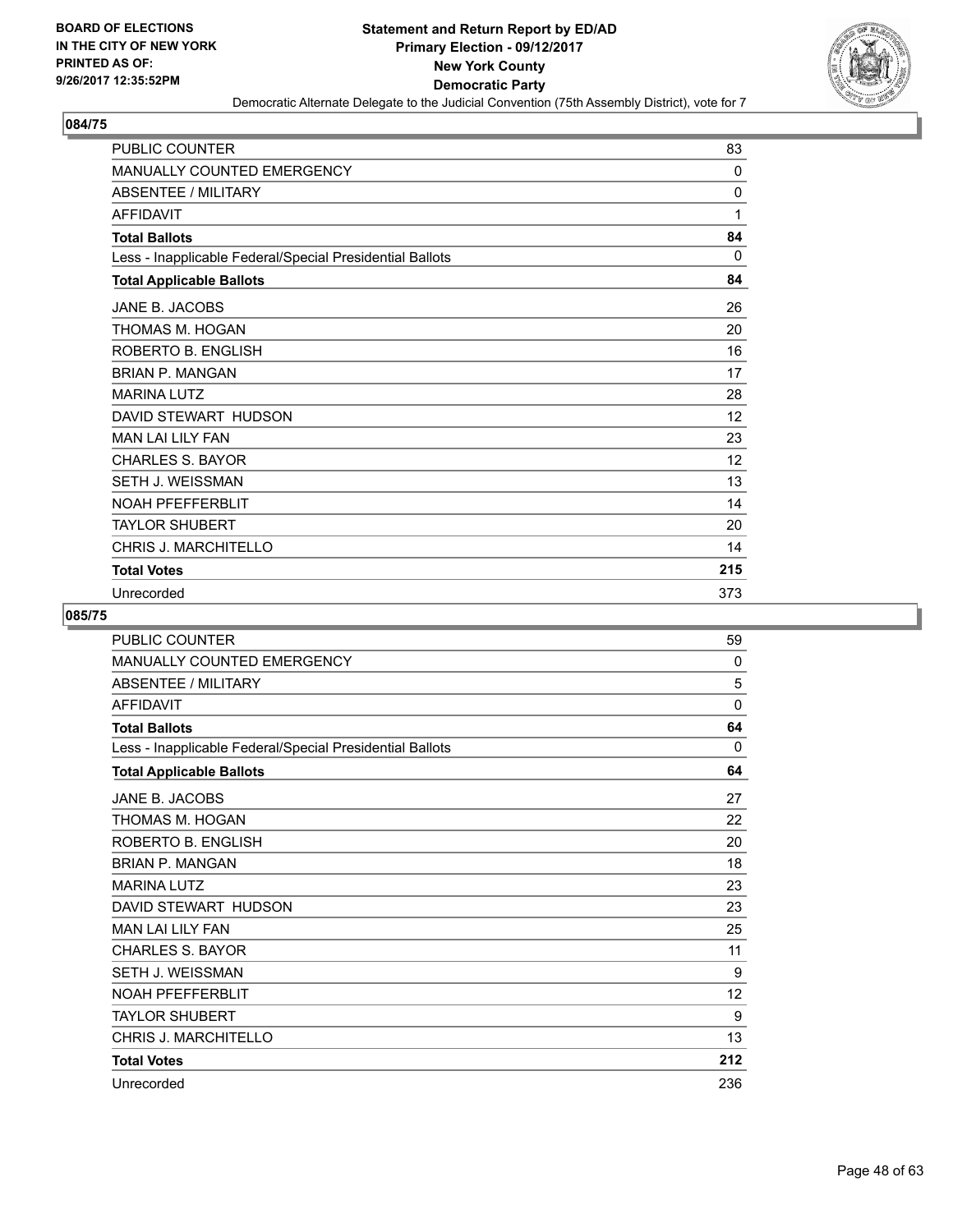BOARD OF ELECTIONS
IN THE CITY OF NEW YORK
PRINTED AS OF:
9/26/2017 12:35:52PM

**Statement and Return Report by ED/AD**
**Primary Election - 09/12/2017**
**New York County**
**Democratic Party**
Democratic Alternate Delegate to the Judicial Convention (75th Assembly District), vote for 7

### 084/75

| | |
|---|---|
| PUBLIC COUNTER | 83 |
| MANUALLY COUNTED EMERGENCY | 0 |
| ABSENTEE / MILITARY | 0 |
| AFFIDAVIT | 1 |
| **Total Ballots** | **84** |
| Less - Inapplicable Federal/Special Presidential Ballots | 0 |
| **Total Applicable Ballots** | **84** |
| JANE B. JACOBS | 26 |
| THOMAS M. HOGAN | 20 |
| ROBERTO B. ENGLISH | 16 |
| BRIAN P. MANGAN | 17 |
| MARINA LUTZ | 28 |
| DAVID STEWART HUDSON | 12 |
| MAN LAI LILY FAN | 23 |
| CHARLES S. BAYOR | 12 |
| SETH J. WEISSMAN | 13 |
| NOAH PFEFFERBLIT | 14 |
| TAYLOR SHUBERT | 20 |
| CHRIS J. MARCHITELLO | 14 |
| **Total Votes** | **215** |
| Unrecorded | 373 |

### 085/75

| | |
|---|---|
| PUBLIC COUNTER | 59 |
| MANUALLY COUNTED EMERGENCY | 0 |
| ABSENTEE / MILITARY | 5 |
| AFFIDAVIT | 0 |
| **Total Ballots** | **64** |
| Less - Inapplicable Federal/Special Presidential Ballots | 0 |
| **Total Applicable Ballots** | **64** |
| JANE B. JACOBS | 27 |
| THOMAS M. HOGAN | 22 |
| ROBERTO B. ENGLISH | 20 |
| BRIAN P. MANGAN | 18 |
| MARINA LUTZ | 23 |
| DAVID STEWART HUDSON | 23 |
| MAN LAI LILY FAN | 25 |
| CHARLES S. BAYOR | 11 |
| SETH J. WEISSMAN | 9 |
| NOAH PFEFFERBLIT | 12 |
| TAYLOR SHUBERT | 9 |
| CHRIS J. MARCHITELLO | 13 |
| **Total Votes** | **212** |
| Unrecorded | 236 |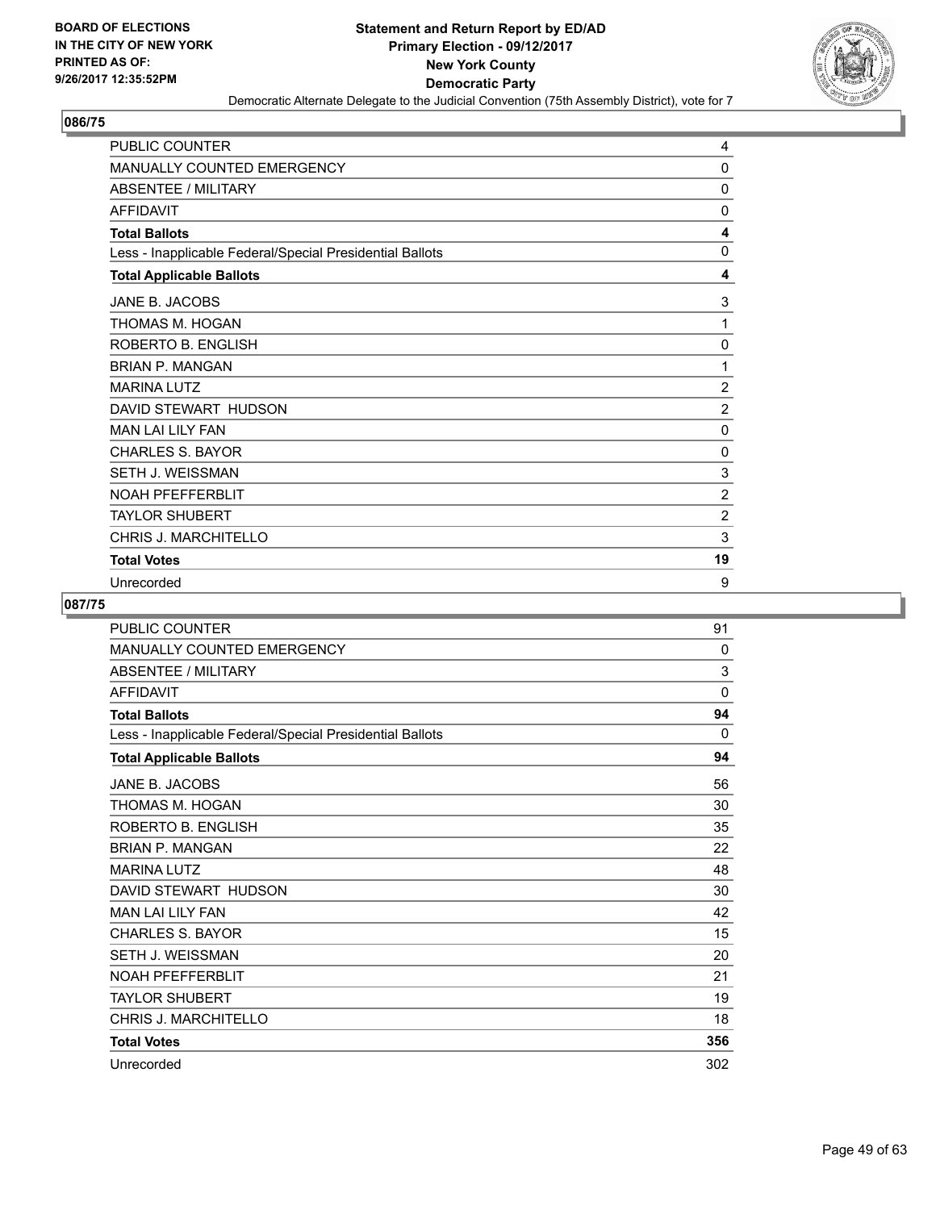BOARD OF ELECTIONS
IN THE CITY OF NEW YORK
PRINTED AS OF:
9/26/2017 12:35:52PM

# Statement and Return Report by ED/AD
## Primary Election - 09/12/2017
## New York County
## Democratic Party
Democratic Alternate Delegate to the Judicial Convention (75th Assembly District), vote for 7

### 086/75

| | |
|---|---|
| PUBLIC COUNTER | 4 |
| MANUALLY COUNTED EMERGENCY | 0 |
| ABSENTEE / MILITARY | 0 |
| AFFIDAVIT | 0 |
| **Total Ballots** | **4** |
| Less - Inapplicable Federal/Special Presidential Ballots | 0 |
| **Total Applicable Ballots** | **4** |
| JANE B. JACOBS | 3 |
| THOMAS M. HOGAN | 1 |
| ROBERTO B. ENGLISH | 0 |
| BRIAN P. MANGAN | 1 |
| MARINA LUTZ | 2 |
| DAVID STEWART HUDSON | 2 |
| MAN LAI LILY FAN | 0 |
| CHARLES S. BAYOR | 0 |
| SETH J. WEISSMAN | 3 |
| NOAH PFEFFERBLIT | 2 |
| TAYLOR SHUBERT | 2 |
| CHRIS J. MARCHITELLO | 3 |
| **Total Votes** | **19** |
| Unrecorded | 9 |

### 087/75

| | |
|---|---|
| PUBLIC COUNTER | 91 |
| MANUALLY COUNTED EMERGENCY | 0 |
| ABSENTEE / MILITARY | 3 |
| AFFIDAVIT | 0 |
| **Total Ballots** | **94** |
| Less - Inapplicable Federal/Special Presidential Ballots | 0 |
| **Total Applicable Ballots** | **94** |
| JANE B. JACOBS | 56 |
| THOMAS M. HOGAN | 30 |
| ROBERTO B. ENGLISH | 35 |
| BRIAN P. MANGAN | 22 |
| MARINA LUTZ | 48 |
| DAVID STEWART HUDSON | 30 |
| MAN LAI LILY FAN | 42 |
| CHARLES S. BAYOR | 15 |
| SETH J. WEISSMAN | 20 |
| NOAH PFEFFERBLIT | 21 |
| TAYLOR SHUBERT | 19 |
| CHRIS J. MARCHITELLO | 18 |
| **Total Votes** | **356** |
| Unrecorded | 302 |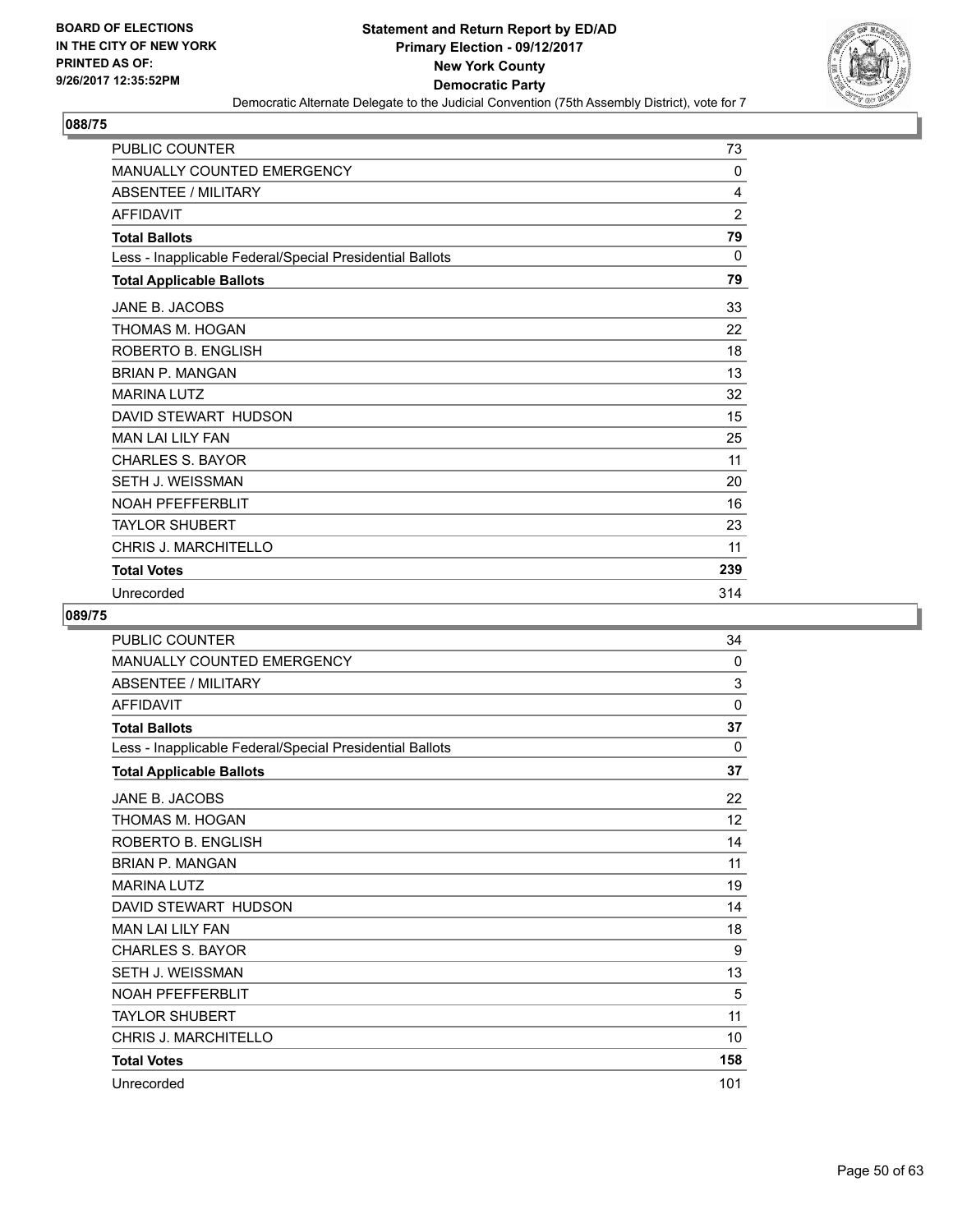BOARD OF ELECTIONS
IN THE CITY OF NEW YORK
PRINTED AS OF:
9/26/2017 12:35:52PM

**Statement and Return Report by ED/AD**
**Primary Election - 09/12/2017**
**New York County**
**Democratic Party**
Democratic Alternate Delegate to the Judicial Convention (75th Assembly District), vote for 7

**088/75**

| | |
|---|---|
| PUBLIC COUNTER | 73 |
| MANUALLY COUNTED EMERGENCY | 0 |
| ABSENTEE / MILITARY | 4 |
| AFFIDAVIT | 2 |
| **Total Ballots** | **79** |
| Less - Inapplicable Federal/Special Presidential Ballots | 0 |
| **Total Applicable Ballots** | **79** |
| JANE B. JACOBS | 33 |
| THOMAS M. HOGAN | 22 |
| ROBERTO B. ENGLISH | 18 |
| BRIAN P. MANGAN | 13 |
| MARINA LUTZ | 32 |
| DAVID STEWART HUDSON | 15 |
| MAN LAI LILY FAN | 25 |
| CHARLES S. BAYOR | 11 |
| SETH J. WEISSMAN | 20 |
| NOAH PFEFFERBLIT | 16 |
| TAYLOR SHUBERT | 23 |
| CHRIS J. MARCHITELLO | 11 |
| **Total Votes** | **239** |
| Unrecorded | 314 |

**089/75**

| | |
|---|---|
| PUBLIC COUNTER | 34 |
| MANUALLY COUNTED EMERGENCY | 0 |
| ABSENTEE / MILITARY | 3 |
| AFFIDAVIT | 0 |
| **Total Ballots** | **37** |
| Less - Inapplicable Federal/Special Presidential Ballots | 0 |
| **Total Applicable Ballots** | **37** |
| JANE B. JACOBS | 22 |
| THOMAS M. HOGAN | 12 |
| ROBERTO B. ENGLISH | 14 |
| BRIAN P. MANGAN | 11 |
| MARINA LUTZ | 19 |
| DAVID STEWART HUDSON | 14 |
| MAN LAI LILY FAN | 18 |
| CHARLES S. BAYOR | 9 |
| SETH J. WEISSMAN | 13 |
| NOAH PFEFFERBLIT | 5 |
| TAYLOR SHUBERT | 11 |
| CHRIS J. MARCHITELLO | 10 |
| **Total Votes** | **158** |
| Unrecorded | 101 |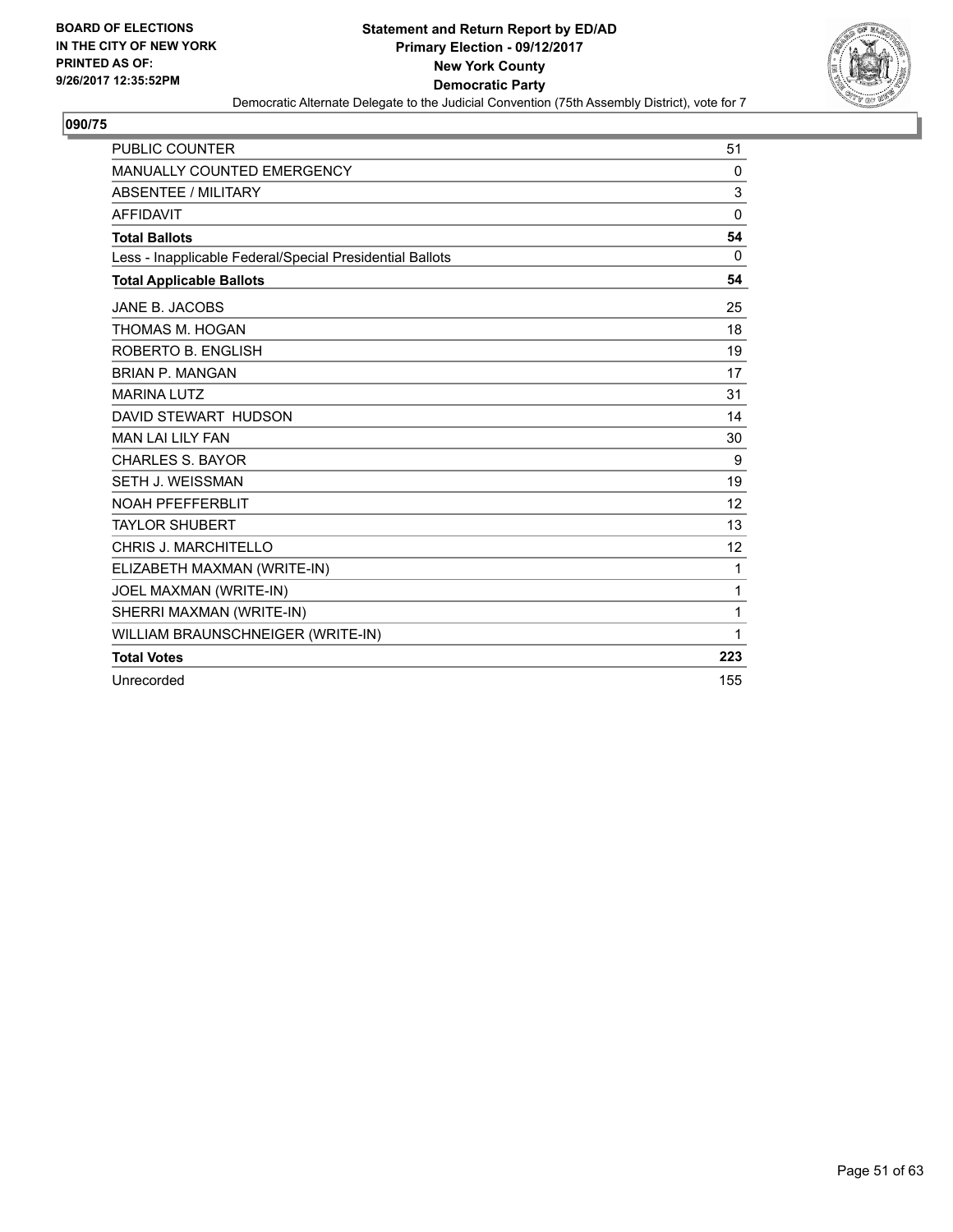BOARD OF ELECTIONS
IN THE CITY OF NEW YORK
PRINTED AS OF:
9/26/2017 12:35:52PM

**Statement and Return Report by ED/AD**
**Primary Election - 09/12/2017**
**New York County**
**Democratic Party**
Democratic Alternate Delegate to the Judicial Convention (75th Assembly District), vote for 7

## 090/75

| | |
|---|---|
| PUBLIC COUNTER | 51 |
| MANUALLY COUNTED EMERGENCY | 0 |
| ABSENTEE / MILITARY | 3 |
| AFFIDAVIT | 0 |
| **Total Ballots** | **54** |
| Less - Inapplicable Federal/Special Presidential Ballots | 0 |
| **Total Applicable Ballots** | **54** |
| JANE B. JACOBS | 25 |
| THOMAS M. HOGAN | 18 |
| ROBERTO B. ENGLISH | 19 |
| BRIAN P. MANGAN | 17 |
| MARINA LUTZ | 31 |
| DAVID STEWART HUDSON | 14 |
| MAN LAI LILY FAN | 30 |
| CHARLES S. BAYOR | 9 |
| SETH J. WEISSMAN | 19 |
| NOAH PFEFFERBLIT | 12 |
| TAYLOR SHUBERT | 13 |
| CHRIS J. MARCHITELLO | 12 |
| ELIZABETH MAXMAN (WRITE-IN) | 1 |
| JOEL MAXMAN (WRITE-IN) | 1 |
| SHERRI MAXMAN (WRITE-IN) | 1 |
| WILLIAM BRAUNSCHNEIGER (WRITE-IN) | 1 |
| **Total Votes** | **223** |
| Unrecorded | 155 |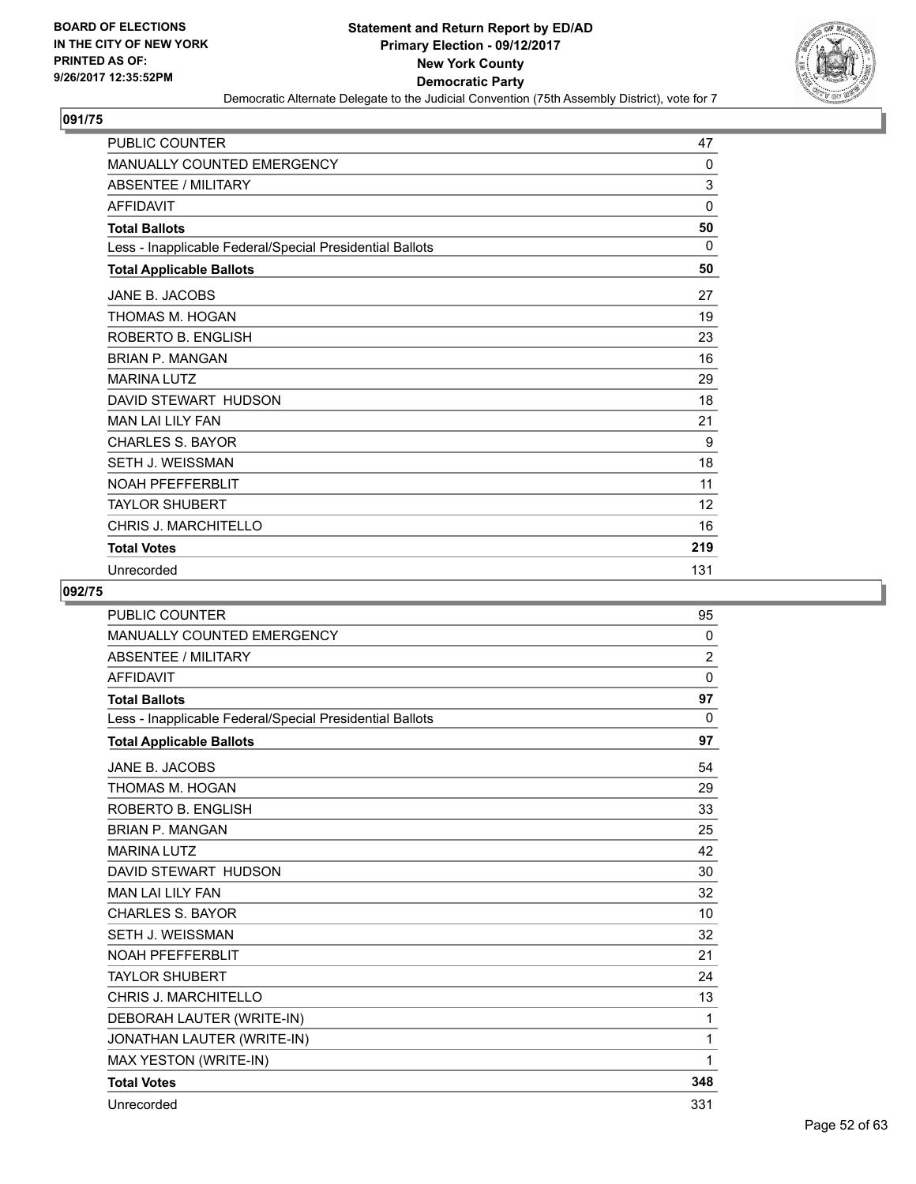BOARD OF ELECTIONS
IN THE CITY OF NEW YORK
PRINTED AS OF:
9/26/2017 12:35:52PM

**Statement and Return Report by ED/AD**
**Primary Election - 09/12/2017**
**New York County**
**Democratic Party**
Democratic Alternate Delegate to the Judicial Convention (75th Assembly District), vote for 7

### 091/75

| | |
|---|---|
| PUBLIC COUNTER | 47 |
| MANUALLY COUNTED EMERGENCY | 0 |
| ABSENTEE / MILITARY | 3 |
| AFFIDAVIT | 0 |
| **Total Ballots** | **50** |
| Less - Inapplicable Federal/Special Presidential Ballots | 0 |
| **Total Applicable Ballots** | **50** |
| JANE B. JACOBS | 27 |
| THOMAS M. HOGAN | 19 |
| ROBERTO B. ENGLISH | 23 |
| BRIAN P. MANGAN | 16 |
| MARINA LUTZ | 29 |
| DAVID STEWART HUDSON | 18 |
| MAN LAI LILY FAN | 21 |
| CHARLES S. BAYOR | 9 |
| SETH J. WEISSMAN | 18 |
| NOAH PFEFFERBLIT | 11 |
| TAYLOR SHUBERT | 12 |
| CHRIS J. MARCHITELLO | 16 |
| **Total Votes** | **219** |
| Unrecorded | 131 |

### 092/75

| | |
|---|---|
| PUBLIC COUNTER | 95 |
| MANUALLY COUNTED EMERGENCY | 0 |
| ABSENTEE / MILITARY | 2 |
| AFFIDAVIT | 0 |
| **Total Ballots** | **97** |
| Less - Inapplicable Federal/Special Presidential Ballots | 0 |
| **Total Applicable Ballots** | **97** |
| JANE B. JACOBS | 54 |
| THOMAS M. HOGAN | 29 |
| ROBERTO B. ENGLISH | 33 |
| BRIAN P. MANGAN | 25 |
| MARINA LUTZ | 42 |
| DAVID STEWART HUDSON | 30 |
| MAN LAI LILY FAN | 32 |
| CHARLES S. BAYOR | 10 |
| SETH J. WEISSMAN | 32 |
| NOAH PFEFFERBLIT | 21 |
| TAYLOR SHUBERT | 24 |
| CHRIS J. MARCHITELLO | 13 |
| DEBORAH LAUTER (WRITE-IN) | 1 |
| JONATHAN LAUTER (WRITE-IN) | 1 |
| MAX YESTON (WRITE-IN) | 1 |
| **Total Votes** | **348** |
| Unrecorded | 331 |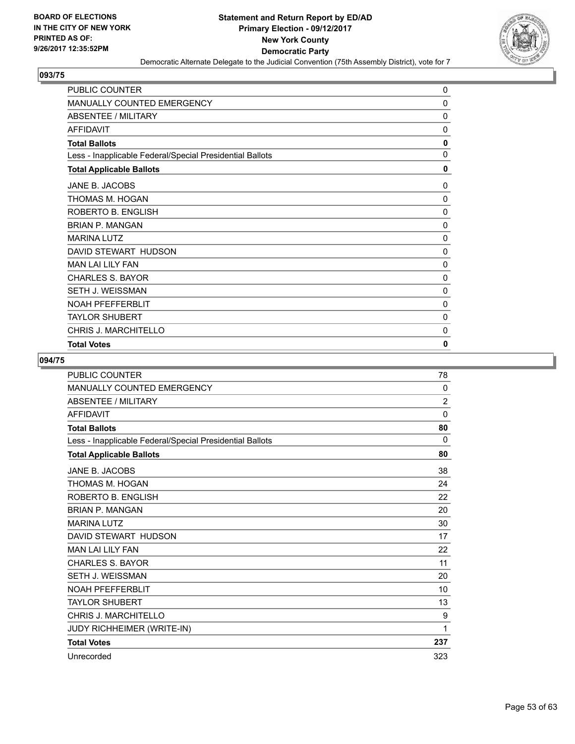## 093/75

| | |
|---|---|
| PUBLIC COUNTER | 0 |
| MANUALLY COUNTED EMERGENCY | 0 |
| ABSENTEE / MILITARY | 0 |
| AFFIDAVIT | 0 |
| **Total Ballots** | **0** |
| Less - Inapplicable Federal/Special Presidential Ballots | 0 |
| **Total Applicable Ballots** | **0** |
| JANE B. JACOBS | 0 |
| THOMAS M. HOGAN | 0 |
| ROBERTO B. ENGLISH | 0 |
| BRIAN P. MANGAN | 0 |
| MARINA LUTZ | 0 |
| DAVID STEWART HUDSON | 0 |
| MAN LAI LILY FAN | 0 |
| CHARLES S. BAYOR | 0 |
| SETH J. WEISSMAN | 0 |
| NOAH PFEFFERBLIT | 0 |
| TAYLOR SHUBERT | 0 |
| CHRIS J. MARCHITELLO | 0 |
| **Total Votes** | **0** |

## 094/75

| | |
|---|---|
| PUBLIC COUNTER | 78 |
| MANUALLY COUNTED EMERGENCY | 0 |
| ABSENTEE / MILITARY | 2 |
| AFFIDAVIT | 0 |
| **Total Ballots** | **80** |
| Less - Inapplicable Federal/Special Presidential Ballots | 0 |
| **Total Applicable Ballots** | **80** |
| JANE B. JACOBS | 38 |
| THOMAS M. HOGAN | 24 |
| ROBERTO B. ENGLISH | 22 |
| BRIAN P. MANGAN | 20 |
| MARINA LUTZ | 30 |
| DAVID STEWART HUDSON | 17 |
| MAN LAI LILY FAN | 22 |
| CHARLES S. BAYOR | 11 |
| SETH J. WEISSMAN | 20 |
| NOAH PFEFFERBLIT | 10 |
| TAYLOR SHUBERT | 13 |
| CHRIS J. MARCHITELLO | 9 |
| JUDY RICHHEIMER (WRITE-IN) | 1 |
| **Total Votes** | **237** |
| Unrecorded | 323 |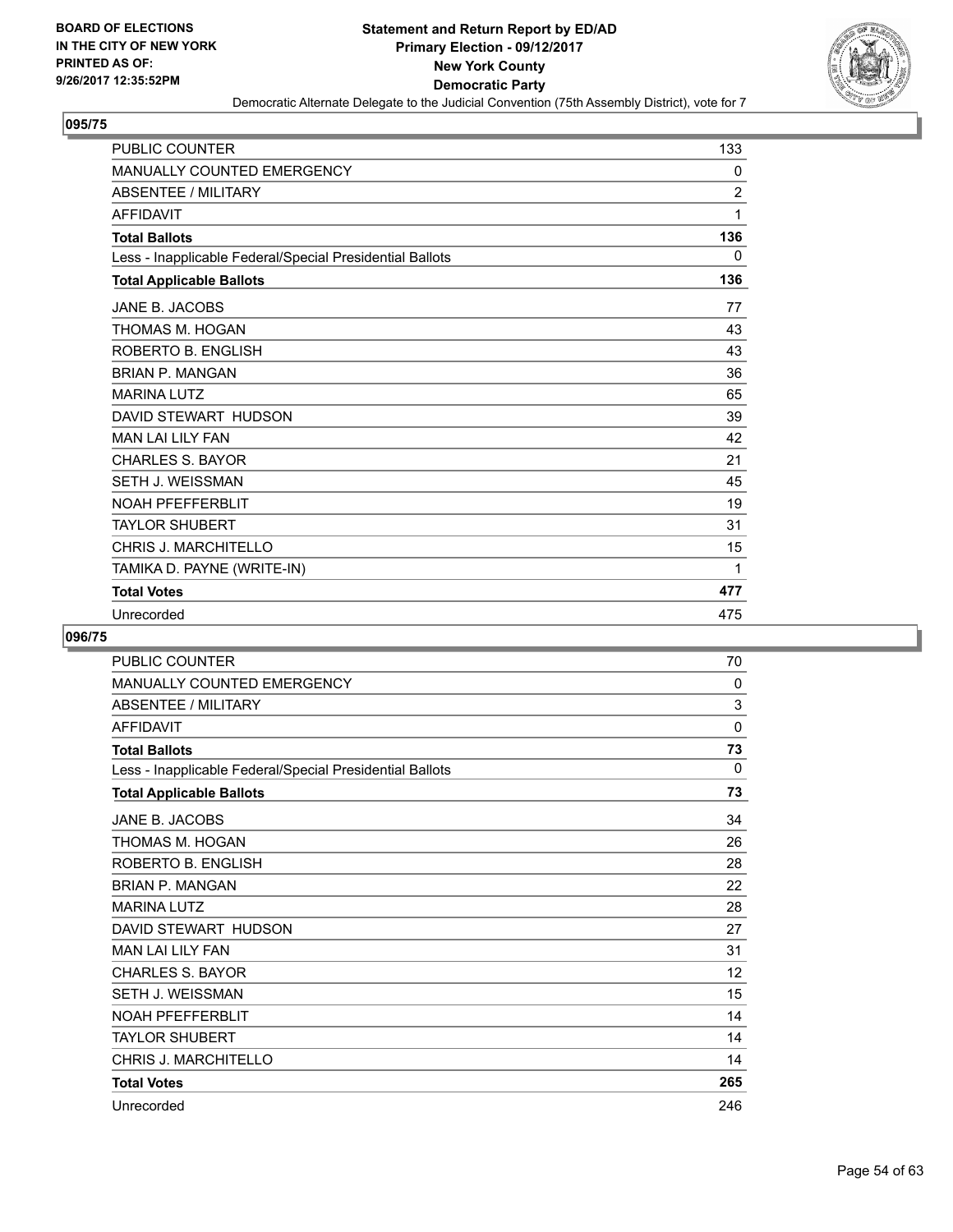BOARD OF ELECTIONS
IN THE CITY OF NEW YORK
PRINTED AS OF:
9/26/2017 12:35:52PM

**Statement and Return Report by ED/AD**
**Primary Election - 09/12/2017**
**New York County**
**Democratic Party**
Democratic Alternate Delegate to the Judicial Convention (75th Assembly District), vote for 7

### 095/75

| | |
|---|---|
| PUBLIC COUNTER | 133 |
| MANUALLY COUNTED EMERGENCY | 0 |
| ABSENTEE / MILITARY | 2 |
| AFFIDAVIT | 1 |
| **Total Ballots** | **136** |
| Less - Inapplicable Federal/Special Presidential Ballots | 0 |
| **Total Applicable Ballots** | **136** |
| JANE B. JACOBS | 77 |
| THOMAS M. HOGAN | 43 |
| ROBERTO B. ENGLISH | 43 |
| BRIAN P. MANGAN | 36 |
| MARINA LUTZ | 65 |
| DAVID STEWART HUDSON | 39 |
| MAN LAI LILY FAN | 42 |
| CHARLES S. BAYOR | 21 |
| SETH J. WEISSMAN | 45 |
| NOAH PFEFFERBLIT | 19 |
| TAYLOR SHUBERT | 31 |
| CHRIS J. MARCHITELLO | 15 |
| TAMIKA D. PAYNE (WRITE-IN) | 1 |
| **Total Votes** | **477** |
| Unrecorded | 475 |

### 096/75

| | |
|---|---|
| PUBLIC COUNTER | 70 |
| MANUALLY COUNTED EMERGENCY | 0 |
| ABSENTEE / MILITARY | 3 |
| AFFIDAVIT | 0 |
| **Total Ballots** | **73** |
| Less - Inapplicable Federal/Special Presidential Ballots | 0 |
| **Total Applicable Ballots** | **73** |
| JANE B. JACOBS | 34 |
| THOMAS M. HOGAN | 26 |
| ROBERTO B. ENGLISH | 28 |
| BRIAN P. MANGAN | 22 |
| MARINA LUTZ | 28 |
| DAVID STEWART HUDSON | 27 |
| MAN LAI LILY FAN | 31 |
| CHARLES S. BAYOR | 12 |
| SETH J. WEISSMAN | 15 |
| NOAH PFEFFERBLIT | 14 |
| TAYLOR SHUBERT | 14 |
| CHRIS J. MARCHITELLO | 14 |
| **Total Votes** | **265** |
| Unrecorded | 246 |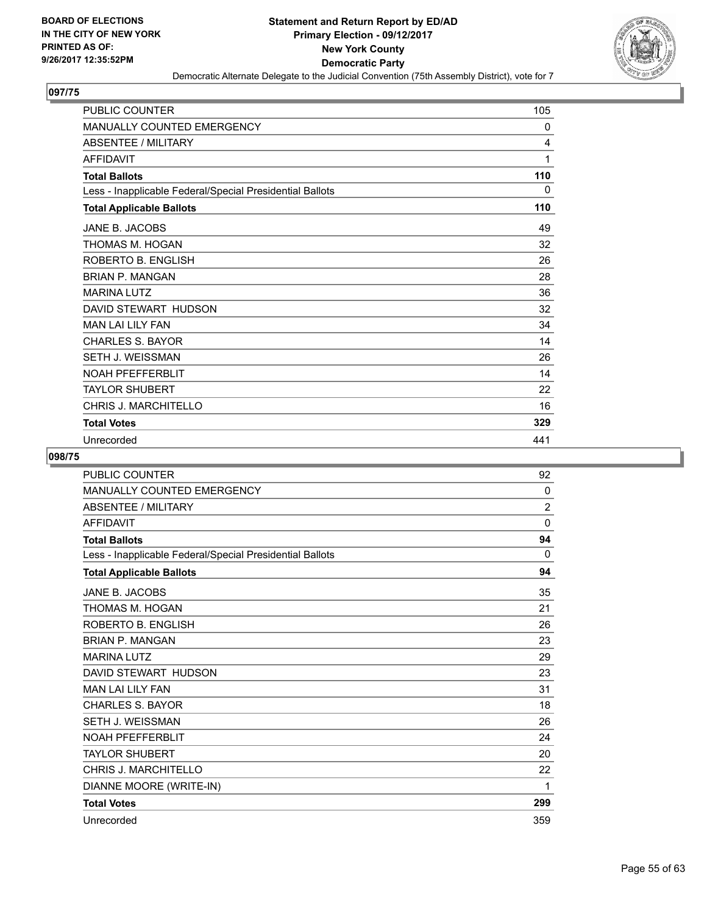BOARD OF ELECTIONS
IN THE CITY OF NEW YORK
PRINTED AS OF:
9/26/2017 12:35:52PM

**Statement and Return Report by ED/AD**
**Primary Election - 09/12/2017**
**New York County**
**Democratic Party**
Democratic Alternate Delegate to the Judicial Convention (75th Assembly District), vote for 7

## 097/75

| | |
|---|---|
| PUBLIC COUNTER | 105 |
| MANUALLY COUNTED EMERGENCY | 0 |
| ABSENTEE / MILITARY | 4 |
| AFFIDAVIT | 1 |
| **Total Ballots** | **110** |
| Less - Inapplicable Federal/Special Presidential Ballots | 0 |
| **Total Applicable Ballots** | **110** |
| JANE B. JACOBS | 49 |
| THOMAS M. HOGAN | 32 |
| ROBERTO B. ENGLISH | 26 |
| BRIAN P. MANGAN | 28 |
| MARINA LUTZ | 36 |
| DAVID STEWART HUDSON | 32 |
| MAN LAI LILY FAN | 34 |
| CHARLES S. BAYOR | 14 |
| SETH J. WEISSMAN | 26 |
| NOAH PFEFFERBLIT | 14 |
| TAYLOR SHUBERT | 22 |
| CHRIS J. MARCHITELLO | 16 |
| **Total Votes** | **329** |
| Unrecorded | 441 |

## 098/75

| | |
|---|---|
| PUBLIC COUNTER | 92 |
| MANUALLY COUNTED EMERGENCY | 0 |
| ABSENTEE / MILITARY | 2 |
| AFFIDAVIT | 0 |
| **Total Ballots** | **94** |
| Less - Inapplicable Federal/Special Presidential Ballots | 0 |
| **Total Applicable Ballots** | **94** |
| JANE B. JACOBS | 35 |
| THOMAS M. HOGAN | 21 |
| ROBERTO B. ENGLISH | 26 |
| BRIAN P. MANGAN | 23 |
| MARINA LUTZ | 29 |
| DAVID STEWART HUDSON | 23 |
| MAN LAI LILY FAN | 31 |
| CHARLES S. BAYOR | 18 |
| SETH J. WEISSMAN | 26 |
| NOAH PFEFFERBLIT | 24 |
| TAYLOR SHUBERT | 20 |
| CHRIS J. MARCHITELLO | 22 |
| DIANNE MOORE (WRITE-IN) | 1 |
| **Total Votes** | **299** |
| Unrecorded | 359 |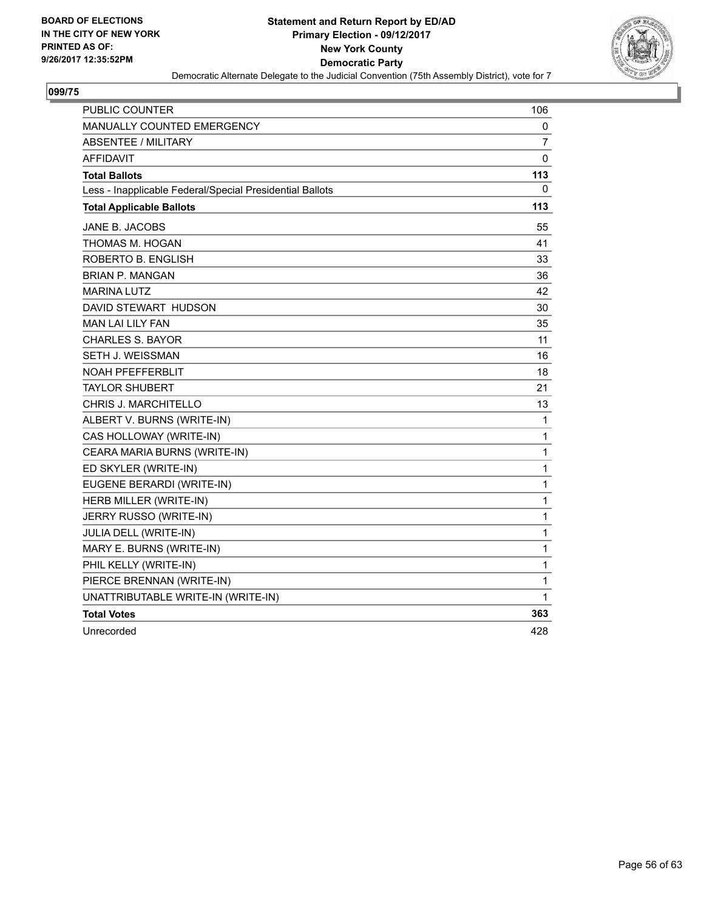BOARD OF ELECTIONS
IN THE CITY OF NEW YORK
PRINTED AS OF:
9/26/2017 12:35:52PM

**Statement and Return Report by ED/AD**
**Primary Election - 09/12/2017**
**New York County**
**Democratic Party**
Democratic Alternate Delegate to the Judicial Convention (75th Assembly District), vote for 7

## 099/75

| | |
|---|---|
| PUBLIC COUNTER | 106 |
| MANUALLY COUNTED EMERGENCY | 0 |
| ABSENTEE / MILITARY | 7 |
| AFFIDAVIT | 0 |
| **Total Ballots** | **113** |
| Less - Inapplicable Federal/Special Presidential Ballots | 0 |
| **Total Applicable Ballots** | **113** |
| JANE B. JACOBS | 55 |
| THOMAS M. HOGAN | 41 |
| ROBERTO B. ENGLISH | 33 |
| BRIAN P. MANGAN | 36 |
| MARINA LUTZ | 42 |
| DAVID STEWART HUDSON | 30 |
| MAN LAI LILY FAN | 35 |
| CHARLES S. BAYOR | 11 |
| SETH J. WEISSMAN | 16 |
| NOAH PFEFFERBLIT | 18 |
| TAYLOR SHUBERT | 21 |
| CHRIS J. MARCHITELLO | 13 |
| ALBERT V. BURNS (WRITE-IN) | 1 |
| CAS HOLLOWAY (WRITE-IN) | 1 |
| CEARA MARIA BURNS (WRITE-IN) | 1 |
| ED SKYLER (WRITE-IN) | 1 |
| EUGENE BERARDI (WRITE-IN) | 1 |
| HERB MILLER (WRITE-IN) | 1 |
| JERRY RUSSO (WRITE-IN) | 1 |
| JULIA DELL (WRITE-IN) | 1 |
| MARY E. BURNS (WRITE-IN) | 1 |
| PHIL KELLY (WRITE-IN) | 1 |
| PIERCE BRENNAN (WRITE-IN) | 1 |
| UNATTRIBUTABLE WRITE-IN (WRITE-IN) | 1 |
| **Total Votes** | **363** |
| Unrecorded | 428 |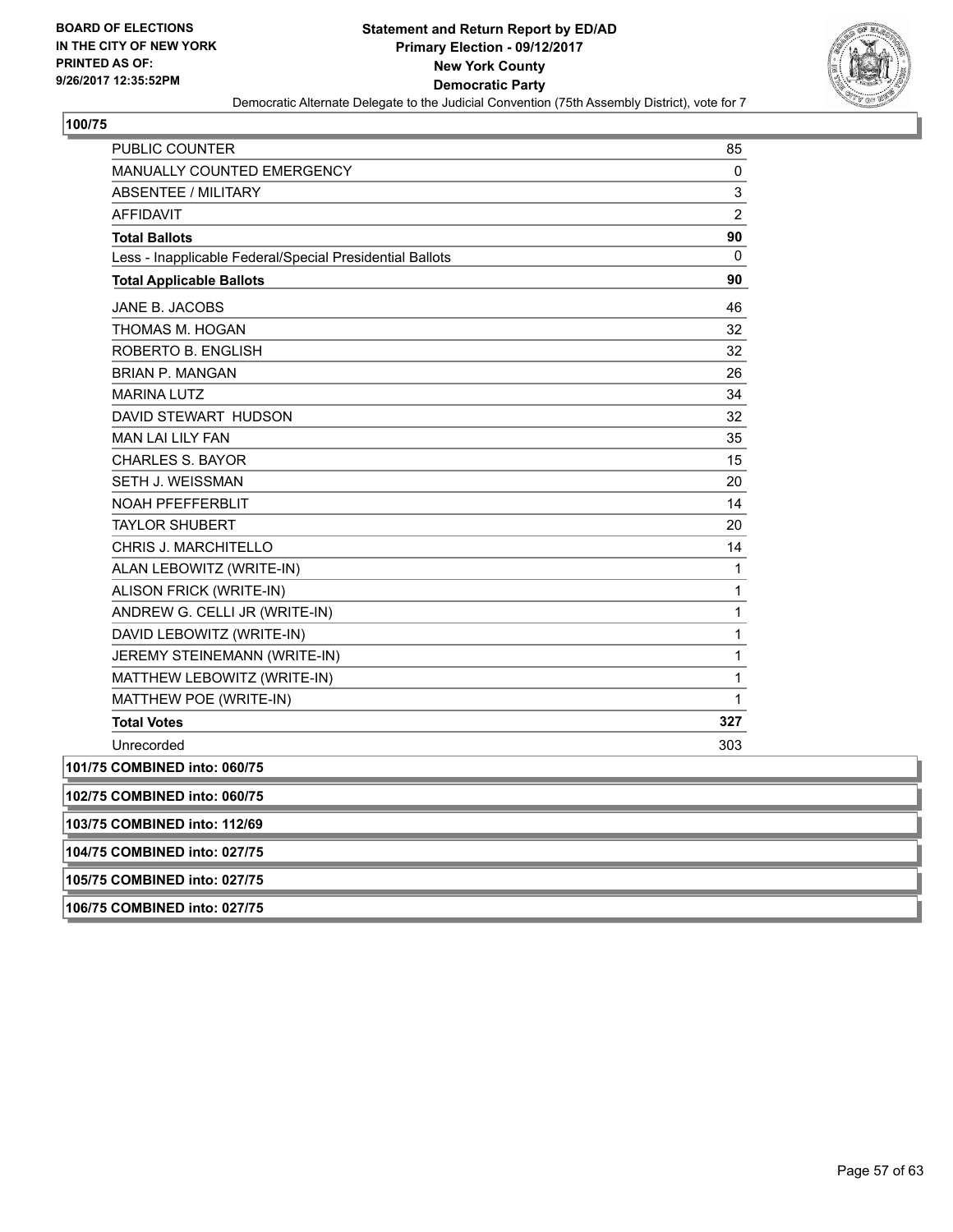**Statement and Return Report by ED/AD**
**Primary Election - 09/12/2017**
**New York County**
**Democratic Party**
Democratic Alternate Delegate to the Judicial Convention (75th Assembly District), vote for 7

BOARD OF ELECTIONS
IN THE CITY OF NEW YORK
PRINTED AS OF:
9/26/2017 12:35:52PM

## 100/75

| | |
|---|---|
| PUBLIC COUNTER | 85 |
| MANUALLY COUNTED EMERGENCY | 0 |
| ABSENTEE / MILITARY | 3 |
| AFFIDAVIT | 2 |
| **Total Ballots** | **90** |
| Less - Inapplicable Federal/Special Presidential Ballots | 0 |
| **Total Applicable Ballots** | **90** |
| JANE B. JACOBS | 46 |
| THOMAS M. HOGAN | 32 |
| ROBERTO B. ENGLISH | 32 |
| BRIAN P. MANGAN | 26 |
| MARINA LUTZ | 34 |
| DAVID STEWART HUDSON | 32 |
| MAN LAI LILY FAN | 35 |
| CHARLES S. BAYOR | 15 |
| SETH J. WEISSMAN | 20 |
| NOAH PFEFFERBLIT | 14 |
| TAYLOR SHUBERT | 20 |
| CHRIS J. MARCHITELLO | 14 |
| ALAN LEBOWITZ (WRITE-IN) | 1 |
| ALISON FRICK (WRITE-IN) | 1 |
| ANDREW G. CELLI JR (WRITE-IN) | 1 |
| DAVID LEBOWITZ (WRITE-IN) | 1 |
| JEREMY STEINEMANN (WRITE-IN) | 1 |
| MATTHEW LEBOWITZ (WRITE-IN) | 1 |
| MATTHEW POE (WRITE-IN) | 1 |
| **Total Votes** | **327** |
| Unrecorded | 303 |

**101/75 COMBINED into: 060/75**

**102/75 COMBINED into: 060/75**

**103/75 COMBINED into: 112/69**

**104/75 COMBINED into: 027/75**

**105/75 COMBINED into: 027/75**

**106/75 COMBINED into: 027/75**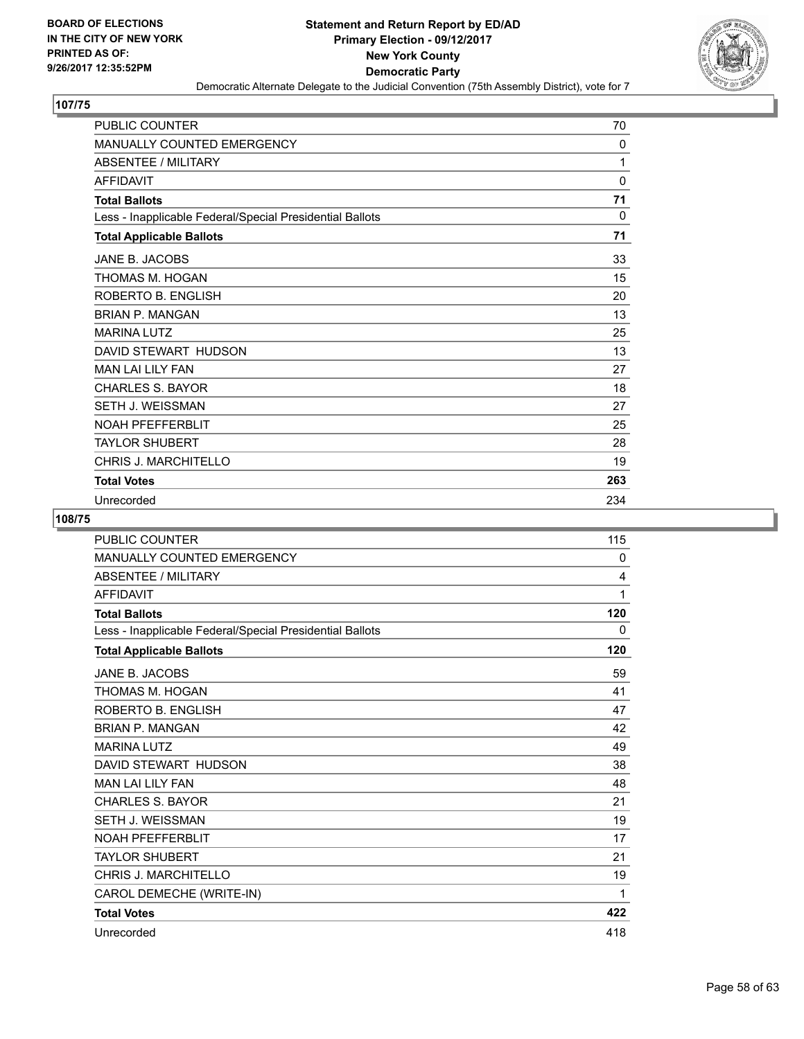**Statement and Return Report by ED/AD**
**Primary Election - 09/12/2017**
**New York County**
**Democratic Party**
Democratic Alternate Delegate to the Judicial Convention (75th Assembly District), vote for 7

BOARD OF ELECTIONS IN THE CITY OF NEW YORK PRINTED AS OF: 9/26/2017 12:35:52PM

## 107/75

| | |
|---|---|
| PUBLIC COUNTER | 70 |
| MANUALLY COUNTED EMERGENCY | 0 |
| ABSENTEE / MILITARY | 1 |
| AFFIDAVIT | 0 |
| **Total Ballots** | **71** |
| Less - Inapplicable Federal/Special Presidential Ballots | 0 |
| **Total Applicable Ballots** | **71** |
| JANE B. JACOBS | 33 |
| THOMAS M. HOGAN | 15 |
| ROBERTO B. ENGLISH | 20 |
| BRIAN P. MANGAN | 13 |
| MARINA LUTZ | 25 |
| DAVID STEWART HUDSON | 13 |
| MAN LAI LILY FAN | 27 |
| CHARLES S. BAYOR | 18 |
| SETH J. WEISSMAN | 27 |
| NOAH PFEFFERBLIT | 25 |
| TAYLOR SHUBERT | 28 |
| CHRIS J. MARCHITELLO | 19 |
| **Total Votes** | **263** |
| Unrecorded | 234 |

## 108/75

| | |
|---|---|
| PUBLIC COUNTER | 115 |
| MANUALLY COUNTED EMERGENCY | 0 |
| ABSENTEE / MILITARY | 4 |
| AFFIDAVIT | 1 |
| **Total Ballots** | **120** |
| Less - Inapplicable Federal/Special Presidential Ballots | 0 |
| **Total Applicable Ballots** | **120** |
| JANE B. JACOBS | 59 |
| THOMAS M. HOGAN | 41 |
| ROBERTO B. ENGLISH | 47 |
| BRIAN P. MANGAN | 42 |
| MARINA LUTZ | 49 |
| DAVID STEWART HUDSON | 38 |
| MAN LAI LILY FAN | 48 |
| CHARLES S. BAYOR | 21 |
| SETH J. WEISSMAN | 19 |
| NOAH PFEFFERBLIT | 17 |
| TAYLOR SHUBERT | 21 |
| CHRIS J. MARCHITELLO | 19 |
| CAROL DEMECHE (WRITE-IN) | 1 |
| **Total Votes** | **422** |
| Unrecorded | 418 |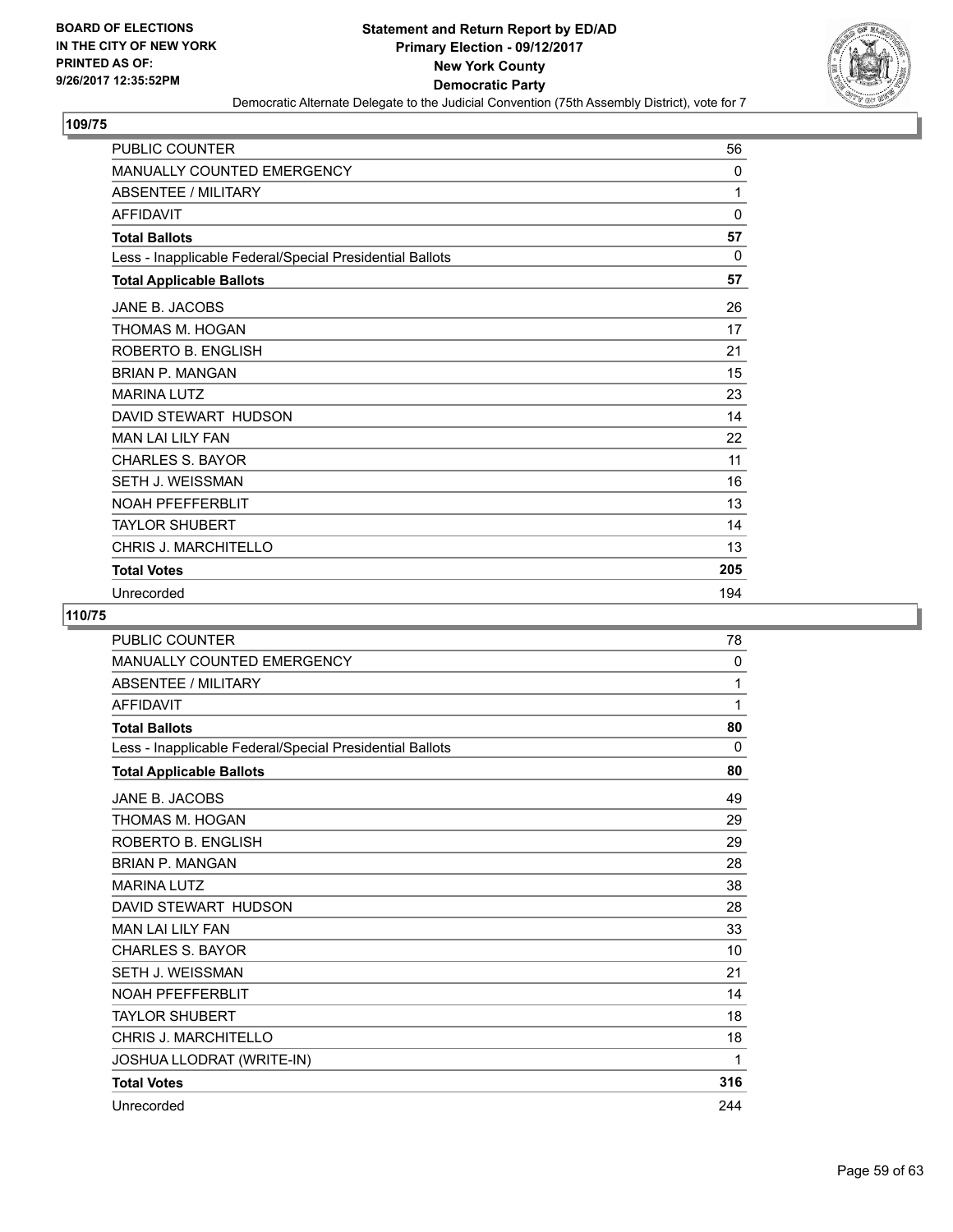**BOARD OF ELECTIONS IN THE CITY OF NEW YORK PRINTED AS OF: 9/26/2017 12:35:52PM**

# Statement and Return Report by ED/AD
## Primary Election - 09/12/2017
## New York County
## Democratic Party
### Democratic Alternate Delegate to the Judicial Convention (75th Assembly District), vote for 7

**109/75**

| | |
|---|---|
| PUBLIC COUNTER | 56 |
| MANUALLY COUNTED EMERGENCY | 0 |
| ABSENTEE / MILITARY | 1 |
| AFFIDAVIT | 0 |
| **Total Ballots** | **57** |
| Less - Inapplicable Federal/Special Presidential Ballots | 0 |
| **Total Applicable Ballots** | **57** |
| JANE B. JACOBS | 26 |
| THOMAS M. HOGAN | 17 |
| ROBERTO B. ENGLISH | 21 |
| BRIAN P. MANGAN | 15 |
| MARINA LUTZ | 23 |
| DAVID STEWART HUDSON | 14 |
| MAN LAI LILY FAN | 22 |
| CHARLES S. BAYOR | 11 |
| SETH J. WEISSMAN | 16 |
| NOAH PFEFFERBLIT | 13 |
| TAYLOR SHUBERT | 14 |
| CHRIS J. MARCHITELLO | 13 |
| **Total Votes** | **205** |
| Unrecorded | 194 |

**110/75**

| | |
|---|---|
| PUBLIC COUNTER | 78 |
| MANUALLY COUNTED EMERGENCY | 0 |
| ABSENTEE / MILITARY | 1 |
| AFFIDAVIT | 1 |
| **Total Ballots** | **80** |
| Less - Inapplicable Federal/Special Presidential Ballots | 0 |
| **Total Applicable Ballots** | **80** |
| JANE B. JACOBS | 49 |
| THOMAS M. HOGAN | 29 |
| ROBERTO B. ENGLISH | 29 |
| BRIAN P. MANGAN | 28 |
| MARINA LUTZ | 38 |
| DAVID STEWART HUDSON | 28 |
| MAN LAI LILY FAN | 33 |
| CHARLES S. BAYOR | 10 |
| SETH J. WEISSMAN | 21 |
| NOAH PFEFFERBLIT | 14 |
| TAYLOR SHUBERT | 18 |
| CHRIS J. MARCHITELLO | 18 |
| JOSHUA LLODRAT (WRITE-IN) | 1 |
| **Total Votes** | **316** |
| Unrecorded | 244 |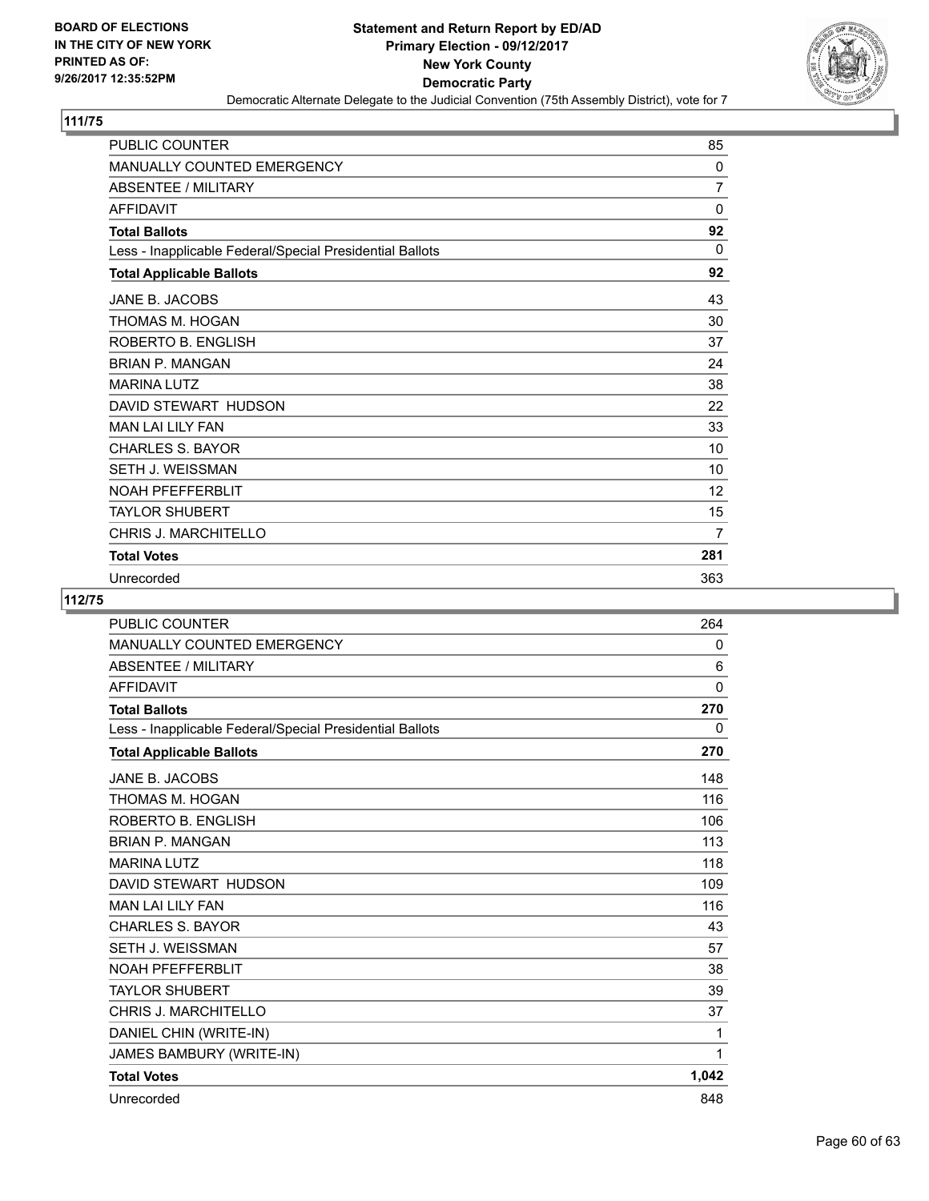BOARD OF ELECTIONS
IN THE CITY OF NEW YORK
PRINTED AS OF:
9/26/2017 12:35:52PM

**Statement and Return Report by ED/AD**
**Primary Election - 09/12/2017**
**New York County**
**Democratic Party**
Democratic Alternate Delegate to the Judicial Convention (75th Assembly District), vote for 7

## 111/75

| | |
|---|---|
| PUBLIC COUNTER | 85 |
| MANUALLY COUNTED EMERGENCY | 0 |
| ABSENTEE / MILITARY | 7 |
| AFFIDAVIT | 0 |
| **Total Ballots** | **92** |
| Less - Inapplicable Federal/Special Presidential Ballots | 0 |
| **Total Applicable Ballots** | **92** |
| JANE B. JACOBS | 43 |
| THOMAS M. HOGAN | 30 |
| ROBERTO B. ENGLISH | 37 |
| BRIAN P. MANGAN | 24 |
| MARINA LUTZ | 38 |
| DAVID STEWART HUDSON | 22 |
| MAN LAI LILY FAN | 33 |
| CHARLES S. BAYOR | 10 |
| SETH J. WEISSMAN | 10 |
| NOAH PFEFFERBLIT | 12 |
| TAYLOR SHUBERT | 15 |
| CHRIS J. MARCHITELLO | 7 |
| **Total Votes** | **281** |
| Unrecorded | 363 |

## 112/75

| | |
|---|---|
| PUBLIC COUNTER | 264 |
| MANUALLY COUNTED EMERGENCY | 0 |
| ABSENTEE / MILITARY | 6 |
| AFFIDAVIT | 0 |
| **Total Ballots** | **270** |
| Less - Inapplicable Federal/Special Presidential Ballots | 0 |
| **Total Applicable Ballots** | **270** |
| JANE B. JACOBS | 148 |
| THOMAS M. HOGAN | 116 |
| ROBERTO B. ENGLISH | 106 |
| BRIAN P. MANGAN | 113 |
| MARINA LUTZ | 118 |
| DAVID STEWART HUDSON | 109 |
| MAN LAI LILY FAN | 116 |
| CHARLES S. BAYOR | 43 |
| SETH J. WEISSMAN | 57 |
| NOAH PFEFFERBLIT | 38 |
| TAYLOR SHUBERT | 39 |
| CHRIS J. MARCHITELLO | 37 |
| DANIEL CHIN (WRITE-IN) | 1 |
| JAMES BAMBURY (WRITE-IN) | 1 |
| **Total Votes** | **1,042** |
| Unrecorded | 848 |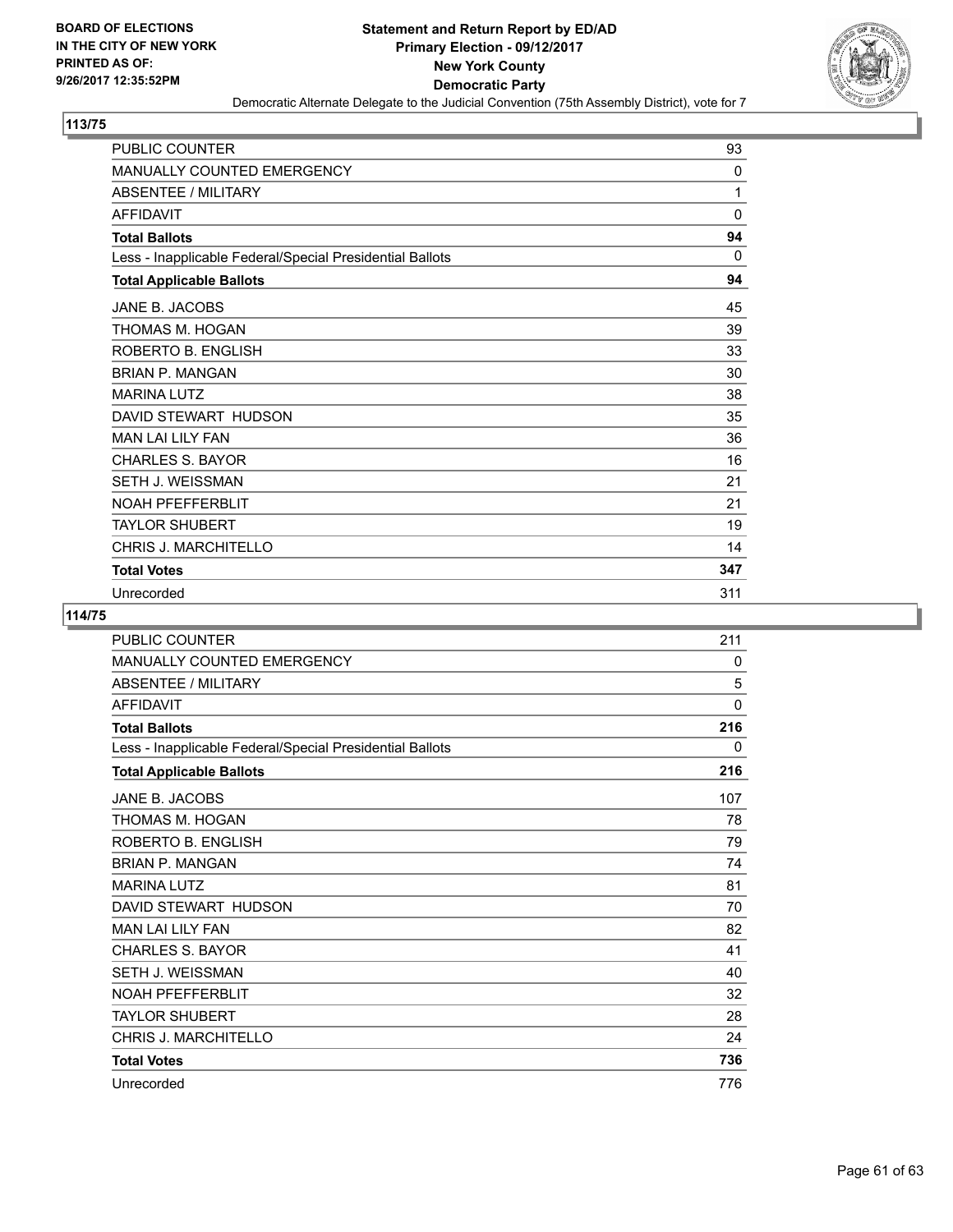BOARD OF ELECTIONS
IN THE CITY OF NEW YORK
PRINTED AS OF:
9/26/2017 12:35:52PM

# Statement and Return Report by ED/AD
## Primary Election - 09/12/2017
## New York County
## Democratic Party

Democratic Alternate Delegate to the Judicial Convention (75th Assembly District), vote for 7

### 113/75

| | |
|---|---|
| PUBLIC COUNTER | 93 |
| MANUALLY COUNTED EMERGENCY | 0 |
| ABSENTEE / MILITARY | 1 |
| AFFIDAVIT | 0 |
| **Total Ballots** | **94** |
| Less - Inapplicable Federal/Special Presidential Ballots | 0 |
| **Total Applicable Ballots** | **94** |
| JANE B. JACOBS | 45 |
| THOMAS M. HOGAN | 39 |
| ROBERTO B. ENGLISH | 33 |
| BRIAN P. MANGAN | 30 |
| MARINA LUTZ | 38 |
| DAVID STEWART HUDSON | 35 |
| MAN LAI LILY FAN | 36 |
| CHARLES S. BAYOR | 16 |
| SETH J. WEISSMAN | 21 |
| NOAH PFEFFERBLIT | 21 |
| TAYLOR SHUBERT | 19 |
| CHRIS J. MARCHITELLO | 14 |
| **Total Votes** | **347** |
| Unrecorded | 311 |

### 114/75

| | |
|---|---|
| PUBLIC COUNTER | 211 |
| MANUALLY COUNTED EMERGENCY | 0 |
| ABSENTEE / MILITARY | 5 |
| AFFIDAVIT | 0 |
| **Total Ballots** | **216** |
| Less - Inapplicable Federal/Special Presidential Ballots | 0 |
| **Total Applicable Ballots** | **216** |
| JANE B. JACOBS | 107 |
| THOMAS M. HOGAN | 78 |
| ROBERTO B. ENGLISH | 79 |
| BRIAN P. MANGAN | 74 |
| MARINA LUTZ | 81 |
| DAVID STEWART HUDSON | 70 |
| MAN LAI LILY FAN | 82 |
| CHARLES S. BAYOR | 41 |
| SETH J. WEISSMAN | 40 |
| NOAH PFEFFERBLIT | 32 |
| TAYLOR SHUBERT | 28 |
| CHRIS J. MARCHITELLO | 24 |
| **Total Votes** | **736** |
| Unrecorded | 776 |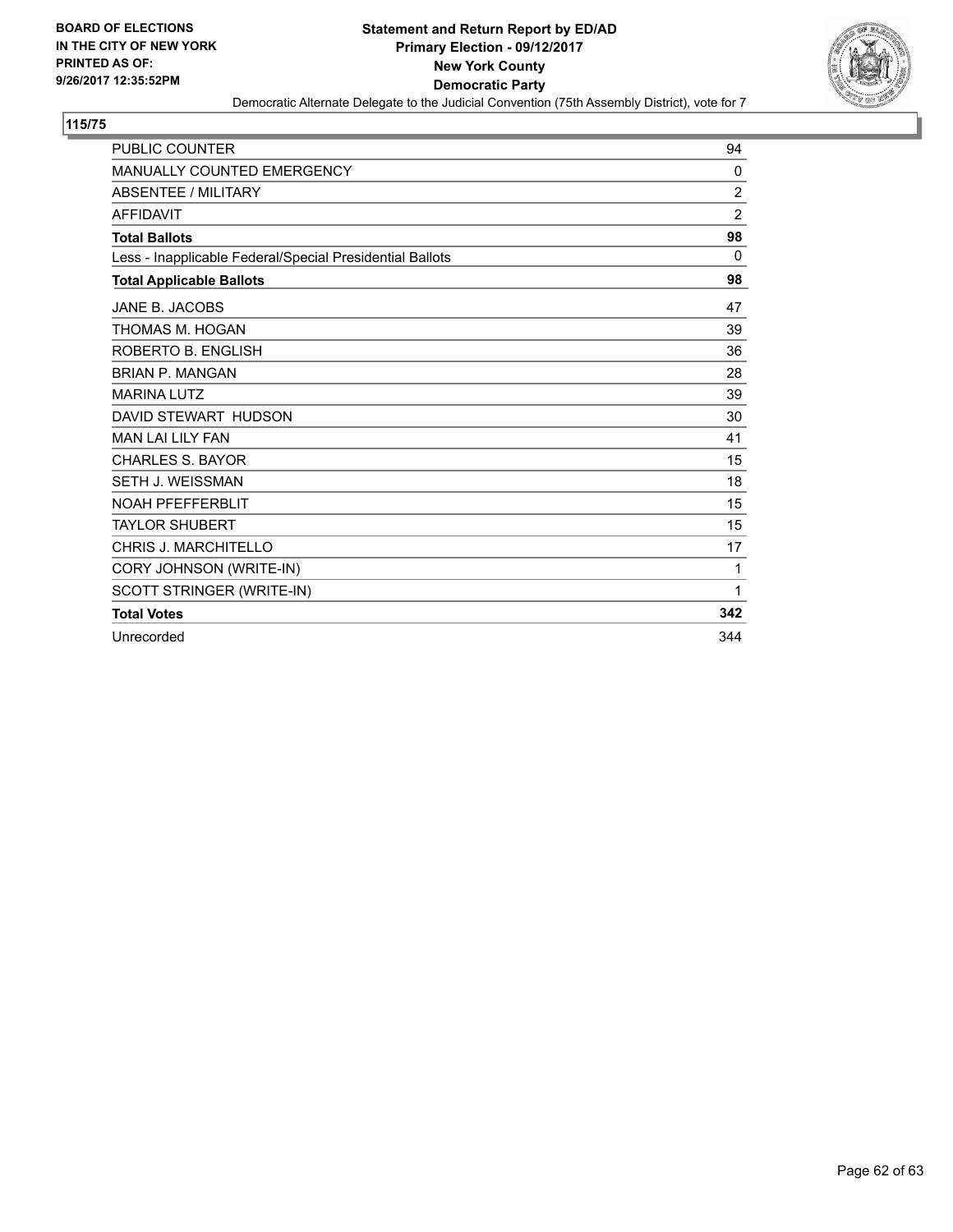**BOARD OF ELECTIONS IN THE CITY OF NEW YORK PRINTED AS OF: 9/26/2017 12:35:52PM**

**Statement and Return Report by ED/AD**
**Primary Election - 09/12/2017**
**New York County**
**Democratic Party**
Democratic Alternate Delegate to the Judicial Convention (75th Assembly District), vote for 7

**115/75**

| | |
|---|---|
| PUBLIC COUNTER | 94 |
| MANUALLY COUNTED EMERGENCY | 0 |
| ABSENTEE / MILITARY | 2 |
| AFFIDAVIT | 2 |
| **Total Ballots** | **98** |
| Less - Inapplicable Federal/Special Presidential Ballots | 0 |
| **Total Applicable Ballots** | **98** |
| JANE B. JACOBS | 47 |
| THOMAS M. HOGAN | 39 |
| ROBERTO B. ENGLISH | 36 |
| BRIAN P. MANGAN | 28 |
| MARINA LUTZ | 39 |
| DAVID STEWART HUDSON | 30 |
| MAN LAI LILY FAN | 41 |
| CHARLES S. BAYOR | 15 |
| SETH J. WEISSMAN | 18 |
| NOAH PFEFFERBLIT | 15 |
| TAYLOR SHUBERT | 15 |
| CHRIS J. MARCHITELLO | 17 |
| CORY JOHNSON (WRITE-IN) | 1 |
| SCOTT STRINGER (WRITE-IN) | 1 |
| **Total Votes** | **342** |
| Unrecorded | 344 |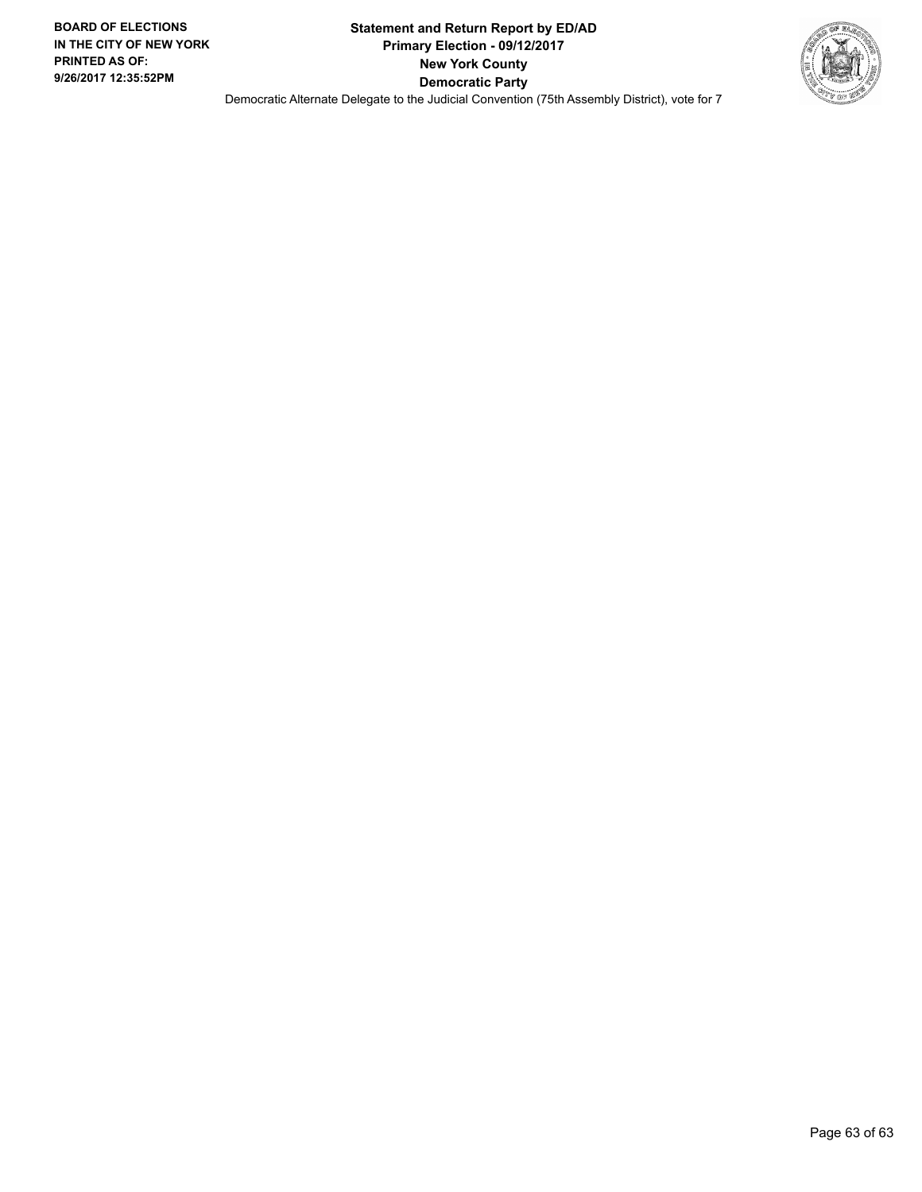Democratic Alternate Delegate to the Judicial Convention (75th Assembly District), vote for 7